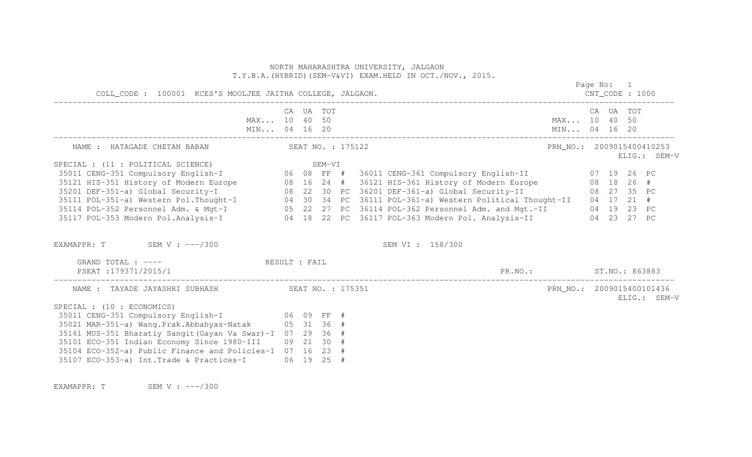NORTH MAHARASHTRA UNIVERSITY, JALGAON
T.Y.B.A.(HYBRID)(SEM-V&VI) EXAM.HELD IN OCT./NOV., 2015.

COLL_CODE : 100001 KCES'S MOOLJEE JAITHA COLLEGE, JALGAON.

Page No: 1
CNT_CODE : 1000

| | CA | UA | TOT | | | CA | UA | TOT | |
|---|---|---|---|---|---|---|---|---|---|
| MAX... | 10 | 40 | 50 | | MAX... | 10 | 40 | 50 | |
| MIN... | 04 | 16 | 20 | | MIN... | 04 | 16 | 20 | |

---

NAME : HATAGADE CHETAN BABAN    SEAT NO. : 175122    PRN_NO.: 2009015400410253
ELIG.: SEM-V

SPECIAL : (11 : POLITICAL SCIENCE)    SEM-VI

| Subject | CA | UA | TOT | | Subject | CA | UA | TOT | |
|---|---|---|---|---|---|---|---|---|---|
| 35011 CENG-351 Compulsory English-I | 06 | 08 | FF | # | 36011 CENG-361 Compulsory English-II | 07 | 19 | 26 | PC |
| 35121 HIS-351 History of Modern Europe | 08 | 16 | 24 | # | 36121 HIS-361 History of Modern Europe | 08 | 18 | 26 | # |
| 35201 DEF-351-a) Global Security-I | 08 | 22 | 30 | PC | 36201 DEF-361-a) Global Security-II | 08 | 27 | 35 | PC |
| 35111 POL-351-a) Western Pol.Thought-I | 04 | 30 | 34 | PC | 36111 POL-361-a) Western Political Thought-II | 04 | 17 | 21 | # |
| 35114 POL-352 Personnel Adm. & Mgt-I | 05 | 22 | 27 | PC | 36114 POL-362 Personnel Adm. and Mgt.-II | 04 | 19 | 23 | PC |
| 35117 POL-353 Modern Pol.Analysis-I | 04 | 18 | 22 | PC | 36117 POL-363 Modern Pol. Analysis-II | 04 | 23 | 27 | PC |

EXAMAPPR: T    SEM V : ---/300    SEM VI : 158/300

GRAND TOTAL : ----    RESULT : FAIL
PSEAT :179371/2015/1    PR.NO.:    ST.NO.: 863883

---

NAME : TAYADE JAYASHRI SUBHASH    SEAT NO. : 175351    PRN_NO.: 2009015400101436
ELIG.: SEM-V

SPECIAL : (10 : ECONOMICS)

| Subject | CA | UA | TOT | |
|---|---|---|---|---|
| 35011 CENG-351 Compulsory English-I | 06 | 09 | FF | # |
| 35021 MAR-351-a) Wang.Prak.Abbahyas-Natak | 05 | 31 | 36 | # |
| 35161 MUS-351 Bharatiy Sangit(Gayan Va Swar)-I | 07 | 29 | 36 | # |
| 35101 ECO-351 Indian Economy Since 1980-III | 09 | 21 | 30 | # |
| 35104 ECO-352-a) Public Finance and Policies-I | 07 | 16 | 23 | # |
| 35107 ECO-353-a) Int.Trade & Practices-I | 06 | 19 | 25 | # |

EXAMAPPR: T    SEM V : ---/300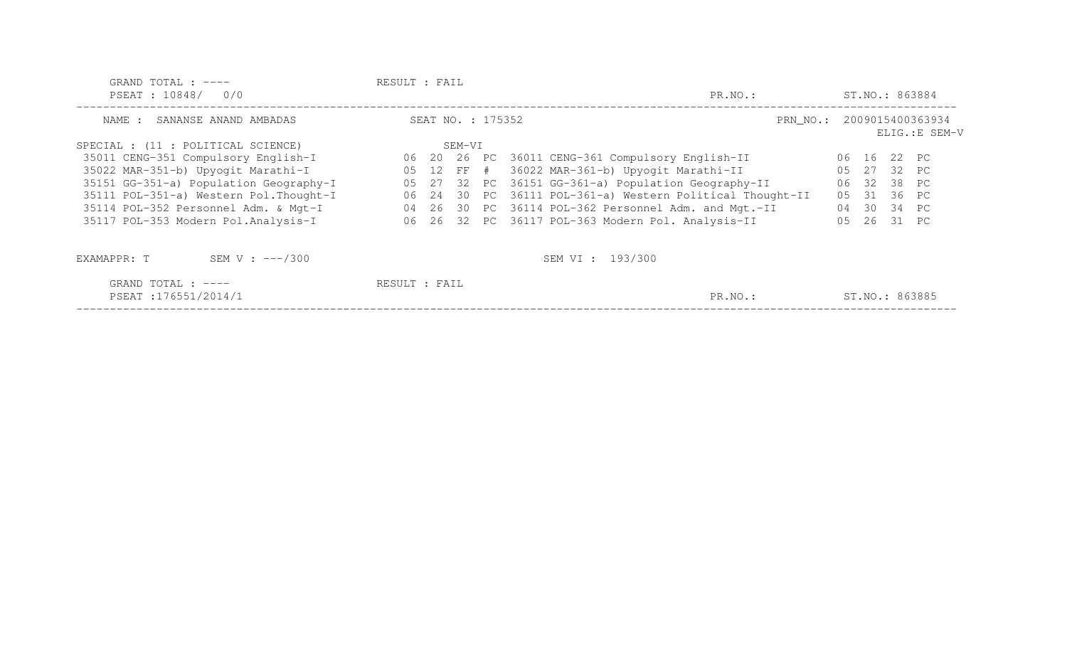GRAND TOTAL : ---- RESULT : FAIL
PSEAT : 10848/ 0/0 PR.NO.: ST.NO.: 863884

---

NAME : SANANSE ANAND AMBADAS SEAT NO. : 175352 PRN_NO.: 2009015400363934
ELIG.:E SEM-V

SPECIAL : (11 : POLITICAL SCIENCE) SEM-VI

| Code | Subject | | | | | Code | Subject | | | | |
|---|---|---|---|---|---|---|---|---|---|---|---|
| 35011 | CENG-351 Compulsory English-I | 06 | 20 | 26 | PC | 36011 | CENG-361 Compulsory English-II | 06 | 16 | 22 | PC |
| 35022 | MAR-351-b) Upyogit Marathi-I | 05 | 12 | FF | # | 36022 | MAR-361-b) Upyogit Marathi-II | 05 | 27 | 32 | PC |
| 35151 | GG-351-a) Population Geography-I | 05 | 27 | 32 | PC | 36151 | GG-361-a) Population Geography-II | 06 | 32 | 38 | PC |
| 35111 | POL-351-a) Western Pol.Thought-I | 06 | 24 | 30 | PC | 36111 | POL-361-a) Western Political Thought-II | 05 | 31 | 36 | PC |
| 35114 | POL-352 Personnel Adm. & Mgt-I | 04 | 26 | 30 | PC | 36114 | POL-362 Personnel Adm. and Mgt.-II | 04 | 30 | 34 | PC |
| 35117 | POL-353 Modern Pol.Analysis-I | 06 | 26 | 32 | PC | 36117 | POL-363 Modern Pol. Analysis-II | 05 | 26 | 31 | PC |

EXAMAPPR: T SEM V : ---/300 SEM VI : 193/300

GRAND TOTAL : ---- RESULT : FAIL
PSEAT :176551/2014/1 PR.NO.: ST.NO.: 863885

---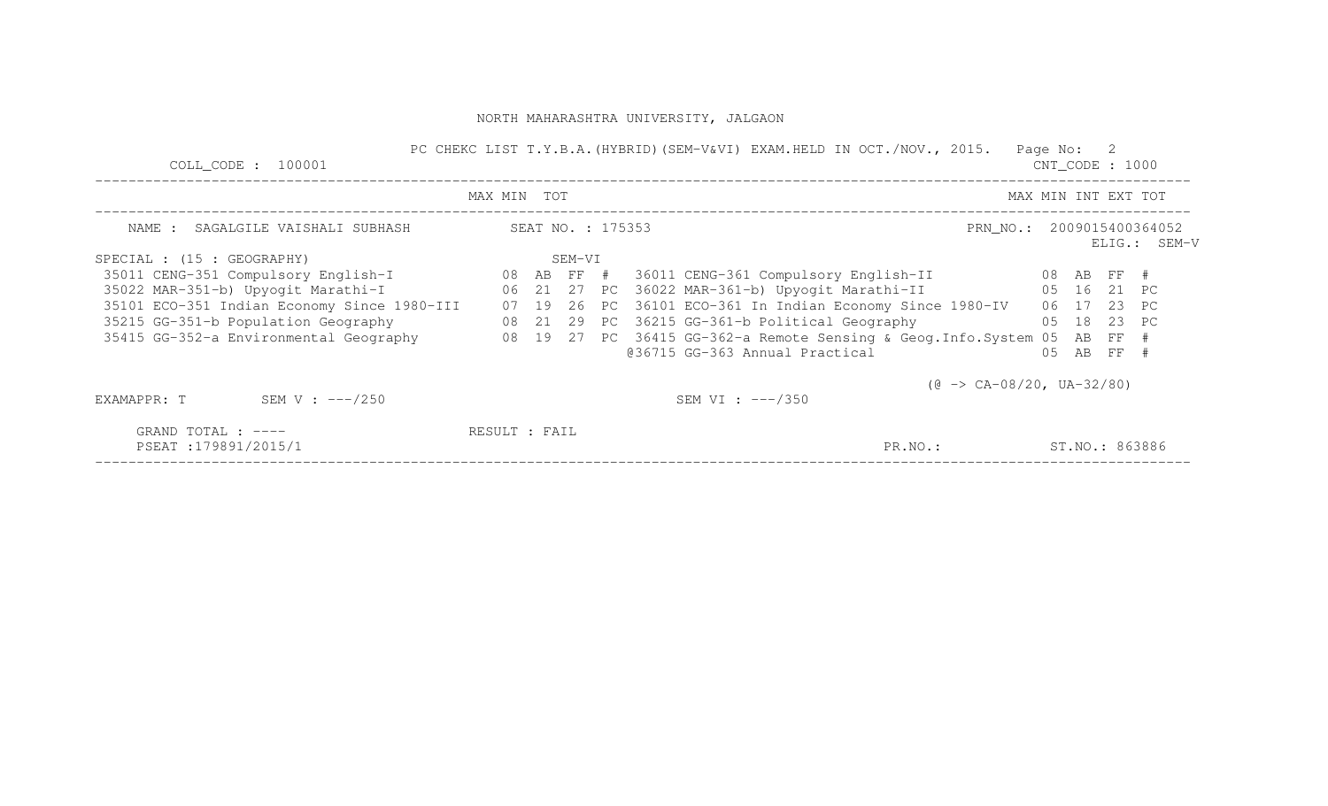NORTH MAHARASHTRA UNIVERSITY, JALGAON

PC CHEKC LIST T.Y.B.A.(HYBRID)(SEM-V&VI) EXAM.HELD IN OCT./NOV., 2015.

COLL_CODE : 100001 CNT_CODE : 1000

NAME : SAGALGILE VAISHALI SUBHASH SEAT NO. : 175353 PRN_NO.: 2009015400364052 ELIG.: SEM-V

SPECIAL : (15 : GEOGRAPHY)

| SEM-V Subject | MAX | MIN | TOT | | SEM-VI Subject | INT | EXT | TOT | |
|---|---|---|---|---|---|---|---|---|---|
| 35011 CENG-351 Compulsory English-I | 08 | AB | FF | # | 36011 CENG-361 Compulsory English-II | 08 | AB | FF | # |
| 35022 MAR-351-b) Upyogit Marathi-I | 06 | 21 | 27 | PC | 36022 MAR-361-b) Upyogit Marathi-II | 05 | 16 | 21 | PC |
| 35101 ECO-351 Indian Economy Since 1980-III | 07 | 19 | 26 | PC | 36101 ECO-361 In Indian Economy Since 1980-IV | 06 | 17 | 23 | PC |
| 35215 GG-351-b Population Geography | 08 | 21 | 29 | PC | 36215 GG-361-b Political Geography | 05 | 18 | 23 | PC |
| 35415 GG-352-a Environmental Geography | 08 | 19 | 27 | PC | 36415 GG-362-a Remote Sensing & Geog.Info.System | 05 | AB | FF | # |
| | | | | | @36715 GG-363 Annual Practical | 05 | AB | FF | # |

(@ -> CA-08/20, UA-32/80)

EXAMAPPR: T SEM V : ---/250 SEM VI : ---/350

GRAND TOTAL : ---- RESULT : FAIL

PSEAT :179891/2015/1 PR.NO.: ST.NO.: 863886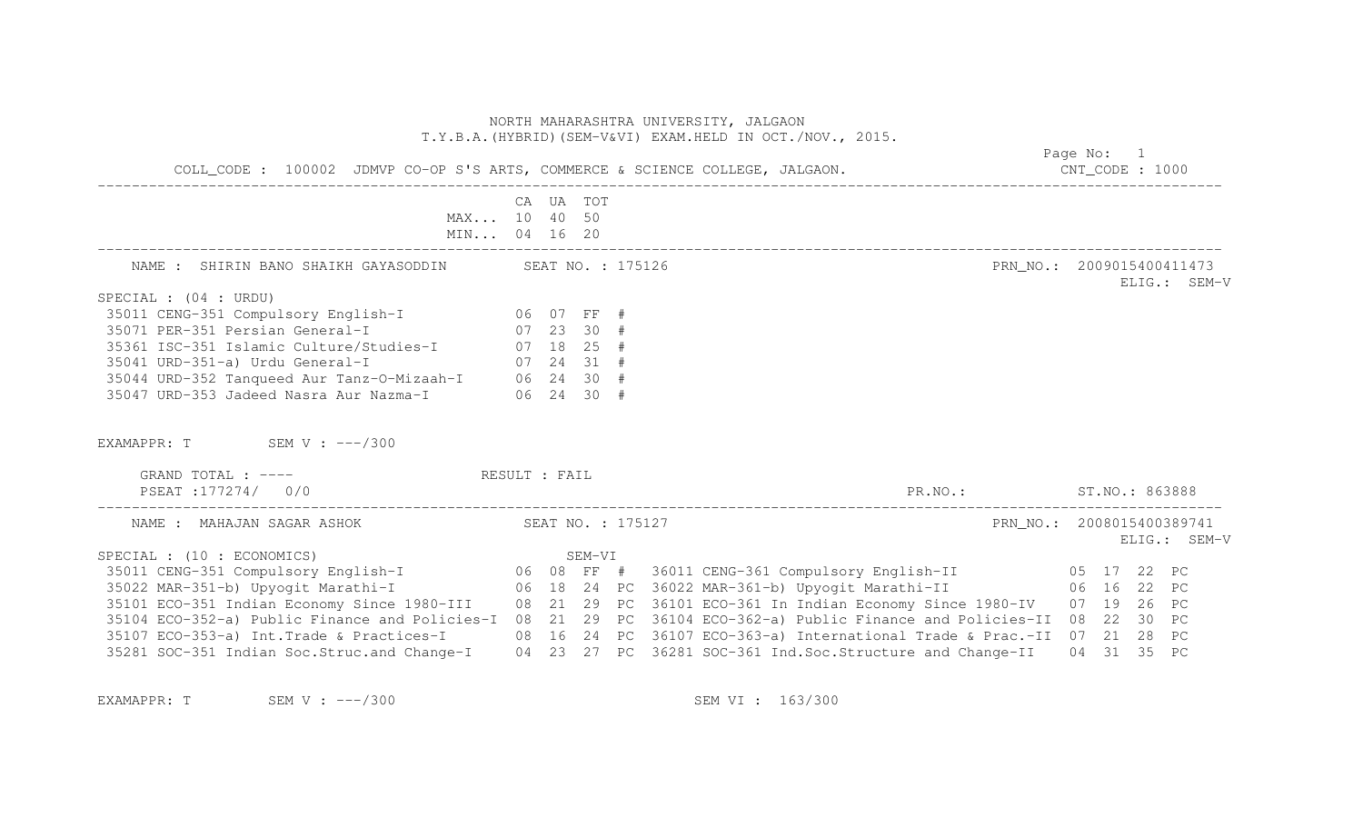NORTH MAHARASHTRA UNIVERSITY, JALGAON
T.Y.B.A.(HYBRID)(SEM-V&VI) EXAM.HELD IN OCT./NOV., 2015.

COLL_CODE : 100002 JDMVP CO-OP S'S ARTS, COMMERCE & SCIENCE COLLEGE, JALGAON. CNT_CODE : 1000

| | CA | UA | TOT |
|---|---|---|---|
| MAX... | 10 | 40 | 50 |
| MIN... | 04 | 16 | 20 |

---

NAME : SHIRIN BANO SHAIKH GAYASODDIN SEAT NO. : 175126 PRN_NO.: 2009015400411473 ELIG.: SEM-V

SPECIAL : (04 : URDU)

| Subject | CA | UA | TOT | |
|---|---|---|---|---|
| 35011 CENG-351 Compulsory English-I | 06 | 07 | FF | # |
| 35071 PER-351 Persian General-I | 07 | 23 | 30 | # |
| 35361 ISC-351 Islamic Culture/Studies-I | 07 | 18 | 25 | # |
| 35041 URD-351-a) Urdu General-I | 07 | 24 | 31 | # |
| 35044 URD-352 Tanqueed Aur Tanz-O-Mizaah-I | 06 | 24 | 30 | # |
| 35047 URD-353 Jadeed Nasra Aur Nazma-I | 06 | 24 | 30 | # |

EXAMAPPR: T SEM V : ---/300

GRAND TOTAL : ---- RESULT : FAIL
PSEAT :177274/ 0/0 PR.NO.: ST.NO.: 863888

---

NAME : MAHAJAN SAGAR ASHOK SEAT NO. : 175127 PRN_NO.: 2008015400389741 ELIG.: SEM-V

SPECIAL : (10 : ECONOMICS)

| Subject | CA | UA | TOT | | SEM-VI Subject | CA | UA | TOT | |
|---|---|---|---|---|---|---|---|---|---|
| 35011 CENG-351 Compulsory English-I | 06 | 08 | FF | # | 36011 CENG-361 Compulsory English-II | 05 | 17 | 22 | PC |
| 35022 MAR-351-b) Upyogit Marathi-I | 06 | 18 | 24 | PC | 36022 MAR-361-b) Upyogit Marathi-II | 06 | 16 | 22 | PC |
| 35101 ECO-351 Indian Economy Since 1980-III | 08 | 21 | 29 | PC | 36101 ECO-361 In Indian Economy Since 1980-IV | 07 | 19 | 26 | PC |
| 35104 ECO-352-a) Public Finance and Policies-I | 08 | 21 | 29 | PC | 36104 ECO-362-a) Public Finance and Policies-II | 08 | 22 | 30 | PC |
| 35107 ECO-353-a) Int.Trade & Practices-I | 08 | 16 | 24 | PC | 36107 ECO-363-a) International Trade & Prac.-II | 07 | 21 | 28 | PC |
| 35281 SOC-351 Indian Soc.Struc.and Change-I | 04 | 23 | 27 | PC | 36281 SOC-361 Ind.Soc.Structure and Change-II | 04 | 31 | 35 | PC |

EXAMAPPR: T SEM V : ---/300 SEM VI : 163/300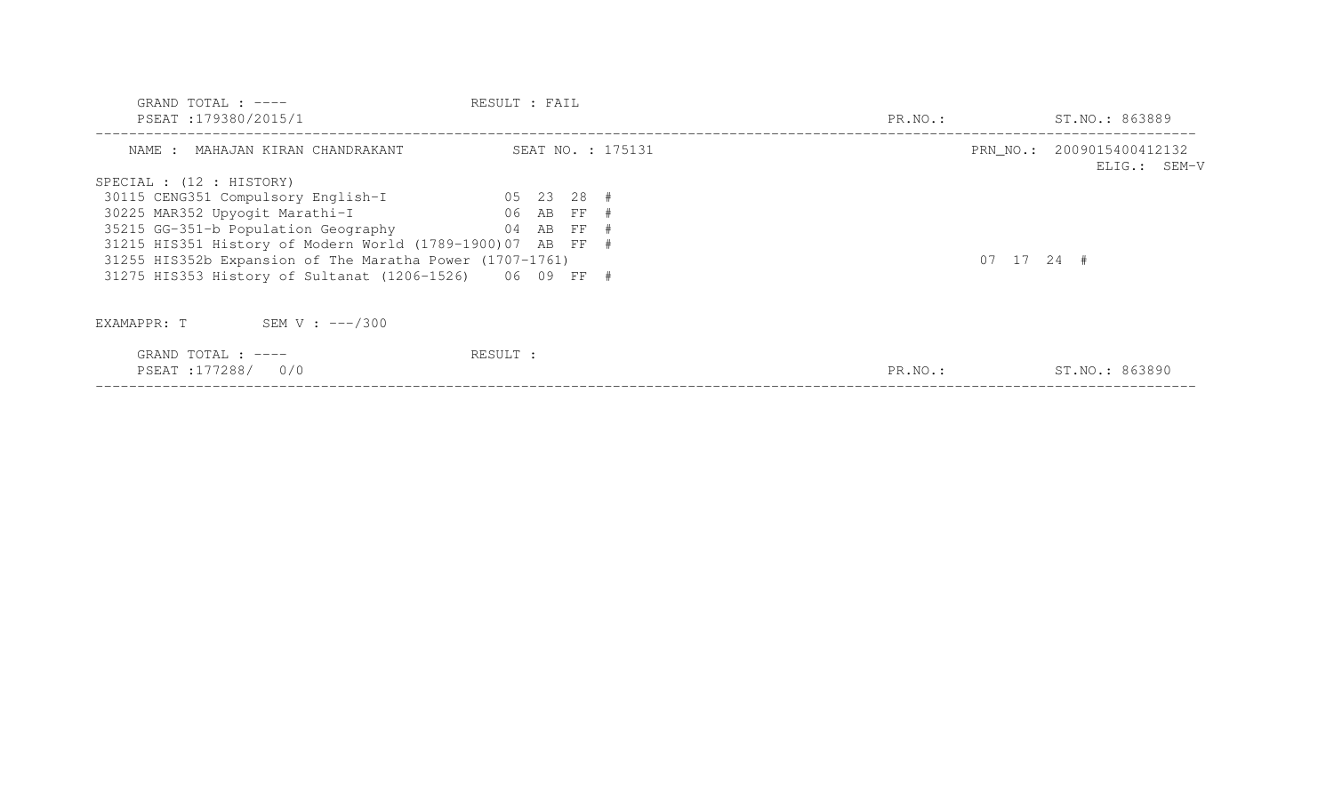```
    GRAND TOTAL : ----                    RESULT : FAIL
    PSEAT :179380/2015/1                                                                PR.NO.:            ST.NO.: 863889
---------------------------------------------------------------------------------------------------------------------------
    NAME :  MAHAJAN KIRAN CHANDRAKANT           SEAT NO. : 175131                       PRN_NO.: 2009015400412132
                                                                                                             ELIG.:  SEM-V
SPECIAL : (12 : HISTORY)
 30115 CENG351 Compulsory English-I             05  23  28  #
 30225 MAR352 Upyogit Marathi-I                 06  AB  FF  #
 35215 GG-351-b Population Geography            04  AB  FF  #
 31215 HIS351 History of Modern World (1789-1900)07  AB  FF  #
 31255 HIS352b Expansion of The Maratha Power (1707-1761)                                07  17  24  #
 31275 HIS353 History of Sultanat (1206-1526)    06  09  FF  #


EXAMAPPR: T         SEM V : ---/300

    GRAND TOTAL : ----                    RESULT :
    PSEAT :177288/   0/0                                                                PR.NO.:            ST.NO.: 863890
---------------------------------------------------------------------------------------------------------------------------
```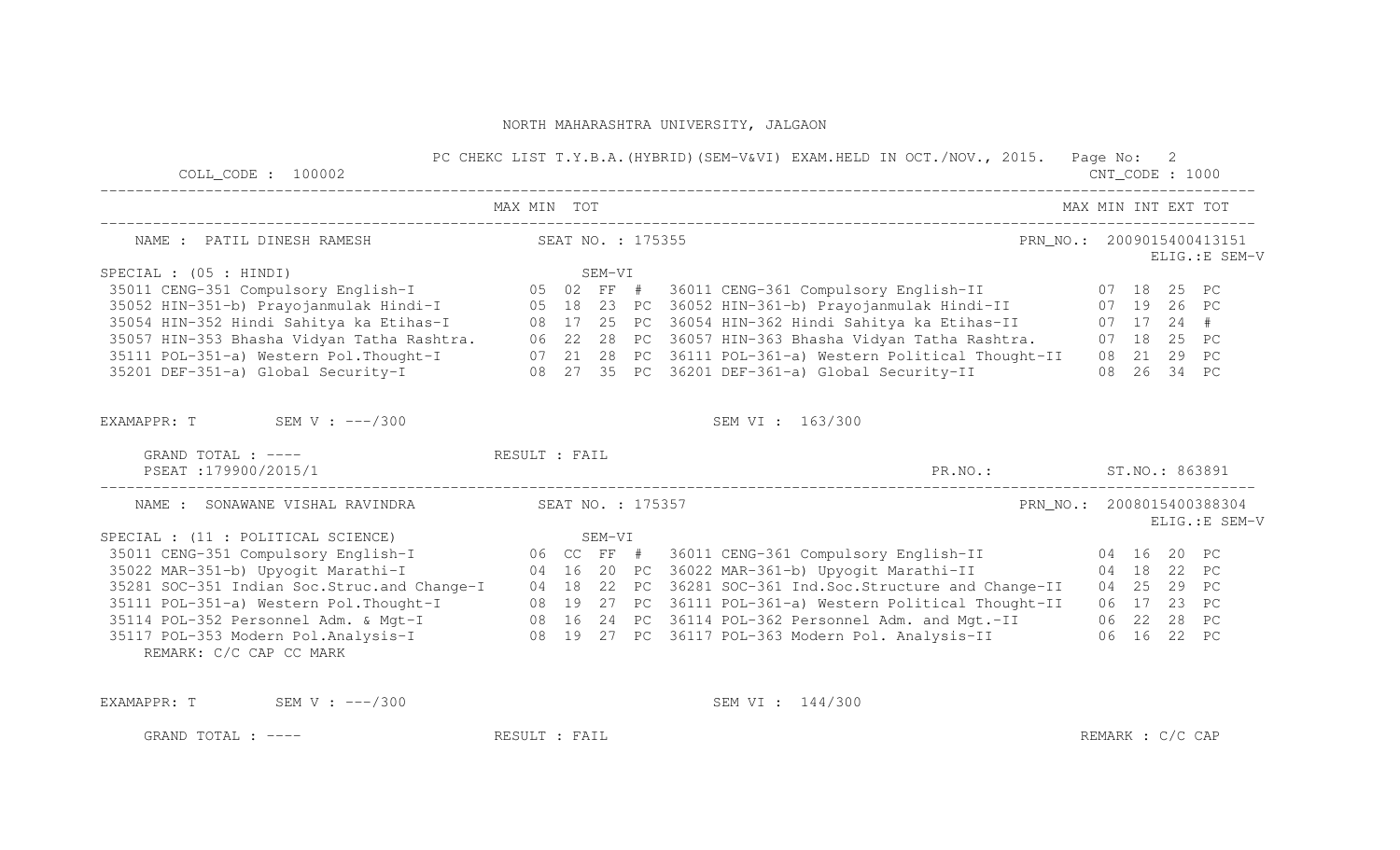NORTH MAHARASHTRA UNIVERSITY, JALGAON

PC CHEKC LIST T.Y.B.A.(HYBRID)(SEM-V&VI) EXAM.HELD IN OCT./NOV., 2015. Page No: 2

COLL_CODE : 100002 CNT_CODE : 1000

---

NAME : PATIL DINESH RAMESH SEAT NO. : 175355 PRN_NO.: 2009015400413151 ELIG.:E SEM-V

SPECIAL : (05 : HINDI) SEM-VI

| Subject | MAX | MIN | TOT | | Subject | MAX | MIN | INT | EXT | TOT |
|---|---|---|---|---|---|---|---|---|---|---|
| 35011 CENG-351 Compulsory English-I | 05 | 02 | FF | # | 36011 CENG-361 Compulsory English-II | 07 | 18 | 25 | PC | |
| 35052 HIN-351-b) Prayojanmulak Hindi-I | 05 | 18 | 23 | PC | 36052 HIN-361-b) Prayojanmulak Hindi-II | 07 | 19 | 26 | PC | |
| 35054 HIN-352 Hindi Sahitya ka Etihas-I | 08 | 17 | 25 | PC | 36054 HIN-362 Hindi Sahitya ka Etihas-II | 07 | 17 | 24 | # | |
| 35057 HIN-353 Bhasha Vidyan Tatha Rashtra. | 06 | 22 | 28 | PC | 36057 HIN-363 Bhasha Vidyan Tatha Rashtra. | 07 | 18 | 25 | PC | |
| 35111 POL-351-a) Western Pol.Thought-I | 07 | 21 | 28 | PC | 36111 POL-361-a) Western Political Thought-II | 08 | 21 | 29 | PC | |
| 35201 DEF-351-a) Global Security-I | 08 | 27 | 35 | PC | 36201 DEF-361-a) Global Security-II | 08 | 26 | 34 | PC | |

EXAMAPPR: T SEM V : ---/300 SEM VI : 163/300

GRAND TOTAL : ---- RESULT : FAIL

PSEAT :179900/2015/1 PR.NO.: ST.NO.: 863891

---

NAME : SONAWANE VISHAL RAVINDRA SEAT NO. : 175357 PRN_NO.: 2008015400388304 ELIG.:E SEM-V

SPECIAL : (11 : POLITICAL SCIENCE) SEM-VI

| Subject | MAX | MIN | TOT | | Subject | MAX | MIN | INT | EXT | TOT |
|---|---|---|---|---|---|---|---|---|---|---|
| 35011 CENG-351 Compulsory English-I | 06 | CC | FF | # | 36011 CENG-361 Compulsory English-II | 04 | 16 | 20 | PC | |
| 35022 MAR-351-b) Upyogit Marathi-I | 04 | 16 | 20 | PC | 36022 MAR-361-b) Upyogit Marathi-II | 04 | 18 | 22 | PC | |
| 35281 SOC-351 Indian Soc.Struc.and Change-I | 04 | 18 | 22 | PC | 36281 SOC-361 Ind.Soc.Structure and Change-II | 04 | 25 | 29 | PC | |
| 35111 POL-351-a) Western Pol.Thought-I | 08 | 19 | 27 | PC | 36111 POL-361-a) Western Political Thought-II | 06 | 17 | 23 | PC | |
| 35114 POL-352 Personnel Adm. & Mgt-I | 08 | 16 | 24 | PC | 36114 POL-362 Personnel Adm. and Mgt.-II | 06 | 22 | 28 | PC | |
| 35117 POL-353 Modern Pol.Analysis-I | 08 | 19 | 27 | PC | 36117 POL-363 Modern Pol. Analysis-II | 06 | 16 | 22 | PC | |

REMARK: C/C CAP CC MARK

EXAMAPPR: T SEM V : ---/300 SEM VI : 144/300

GRAND TOTAL : ---- RESULT : FAIL REMARK : C/C CAP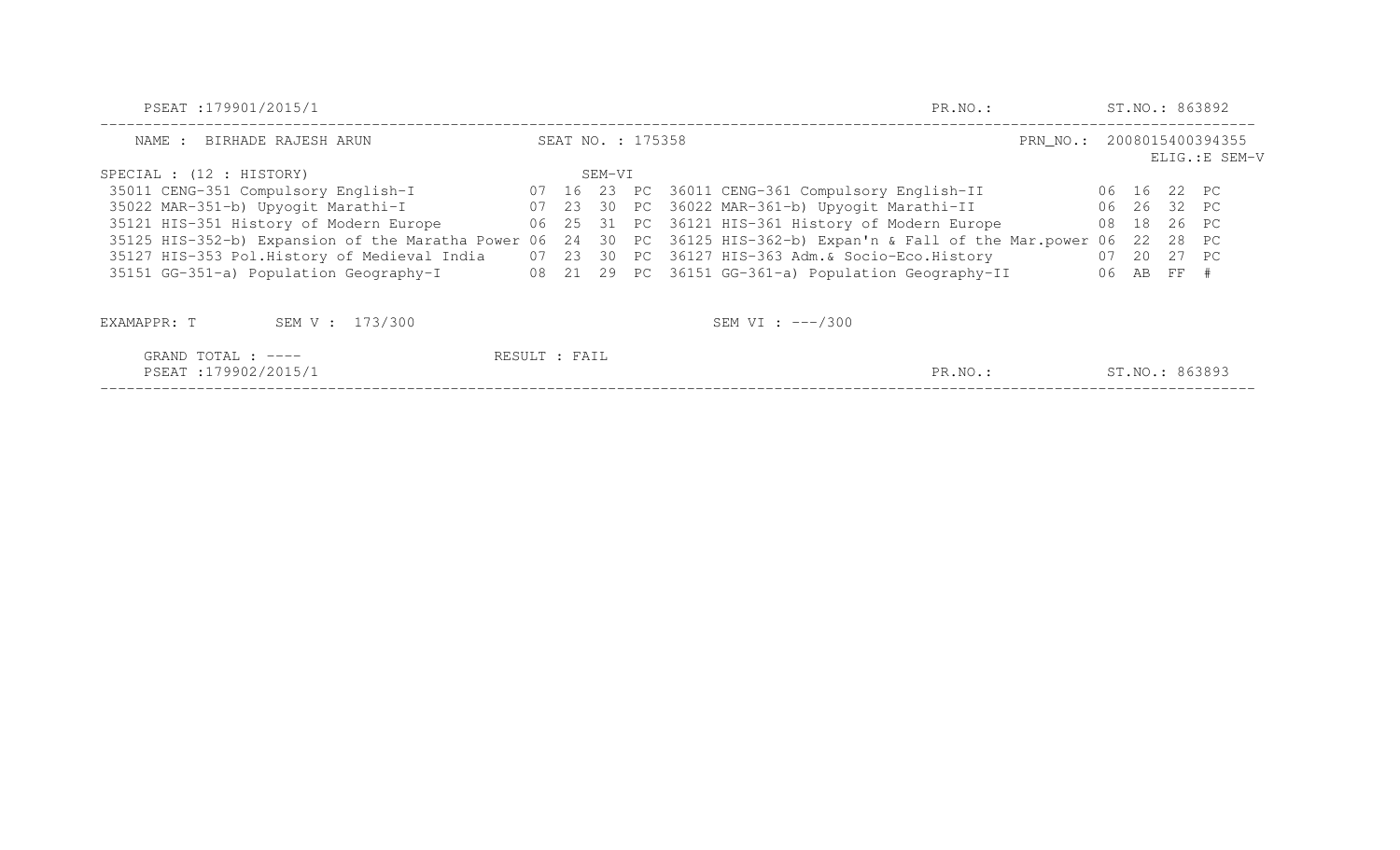PSEAT :179901/2015/1 PR.NO.: ST.NO.: 863892

NAME : BIRHADE RAJESH ARUN SEAT NO. : 175358 PRN_NO.: 2008015400394355

ELIG.:E SEM-V

SPECIAL : (12 : HISTORY)

| SEM-V Subject | | | | | SEM-VI Subject | | | | |
|---|---|---|---|---|---|---|---|---|---|
| 35011 CENG-351 Compulsory English-I | 07 | 16 | 23 | PC | 36011 CENG-361 Compulsory English-II | 06 | 16 | 22 | PC |
| 35022 MAR-351-b) Upyogit Marathi-I | 07 | 23 | 30 | PC | 36022 MAR-361-b) Upyogit Marathi-II | 06 | 26 | 32 | PC |
| 35121 HIS-351 History of Modern Europe | 06 | 25 | 31 | PC | 36121 HIS-361 History of Modern Europe | 08 | 18 | 26 | PC |
| 35125 HIS-352-b) Expansion of the Maratha Power | 06 | 24 | 30 | PC | 36125 HIS-362-b) Expan'n & Fall of the Mar.power | 06 | 22 | 28 | PC |
| 35127 HIS-353 Pol.History of Medieval India | 07 | 23 | 30 | PC | 36127 HIS-363 Adm.& Socio-Eco.History | 07 | 20 | 27 | PC |
| 35151 GG-351-a) Population Geography-I | 08 | 21 | 29 | PC | 36151 GG-361-a) Population Geography-II | 06 | AB | FF | # |

EXAMAPPR: T SEM V : 173/300 SEM VI : ---/300

GRAND TOTAL : ---- RESULT : FAIL

PSEAT :179902/2015/1 PR.NO.: ST.NO.: 863893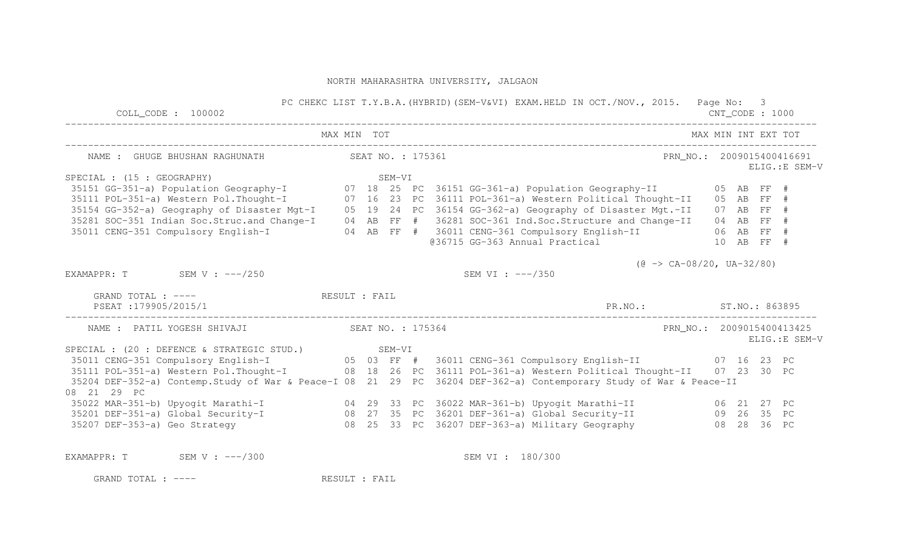NORTH MAHARASHTRA UNIVERSITY, JALGAON

PC CHEKC LIST T.Y.B.A.(HYBRID)(SEM-V&VI) EXAM.HELD IN OCT./NOV., 2015.

COLL_CODE : 100002 CNT_CODE : 1000

```
                                              MAX MIN  TOT                                                          MAX MIN INT EXT TOT
------------------------------------------------------------------------------------------------------------------------------------------
    NAME :  GHUGE BHUSHAN RAGHUNATH           SEAT NO. : 175361                                       PRN_NO.: 2009015400416691
                                                                                                                           ELIG.:E SEM-V
SPECIAL : (15 : GEOGRAPHY)                             SEM-VI
 35151 GG-351-a) Population Geography-I         07  18  25  PC  36151 GG-361-a) Population Geography-II         05  AB  FF  #
 35111 POL-351-a) Western Pol.Thought-I         07  16  23  PC  36111 POL-361-a) Western Political Thought-II   05  AB  FF  #
 35154 GG-352-a) Geography of Disaster Mgt-I    05  19  24  PC  36154 GG-362-a) Geography of Disaster Mgt.-II   07  AB  FF  #
 35281 SOC-351 Indian Soc.Struc.and Change-I    04  AB  FF  #   36281 SOC-361 Ind.Soc.Structure and Change-II   04  AB  FF  #
 35011 CENG-351 Compulsory English-I            04  AB  FF  #   36011 CENG-361 Compulsory English-II            06  AB  FF  #
                                                               @36715 GG-363 Annual Practical                   10  AB  FF  #

                                                                                              (@ -> CA-08/20, UA-32/80)
EXAMAPPR: T         SEM V : ---/250                             SEM VI : ---/350

     GRAND TOTAL : ----                  RESULT : FAIL
     PSEAT :179905/2015/1                                                                     PR.NO.:            ST.NO.: 863895
------------------------------------------------------------------------------------------------------------------------------------------
    NAME :  PATIL YOGESH SHIVAJI              SEAT NO. : 175364                                       PRN_NO.: 2009015400413425
                                                                                                                           ELIG.:E SEM-V
SPECIAL : (20 : DEFENCE & STRATEGIC STUD.)             SEM-VI
 35011 CENG-351 Compulsory English-I            05  03  FF  #   36011 CENG-361 Compulsory English-II            07  16  23  PC
 35111 POL-351-a) Western Pol.Thought-I         08  18  26  PC  36111 POL-361-a) Western Political Thought-II   07  23  30  PC
 35204 DEF-352-a) Contemp.Study of War & Peace-I 08  21  29  PC  36204 DEF-362-a) Contemporary Study of War & Peace-II
08  21  29  PC
 35022 MAR-351-b) Upyogit Marathi-I             04  29  33  PC  36022 MAR-361-b) Upyogit Marathi-II             06  21  27  PC
 35201 DEF-351-a) Global Security-I             08  27  35  PC  36201 DEF-361-a) Global Security-II             09  26  35  PC
 35207 DEF-353-a) Geo Strategy                  08  25  33  PC  36207 DEF-363-a) Military Geography             08  28  36  PC


EXAMAPPR: T         SEM V : ---/300                             SEM VI :  180/300

     GRAND TOTAL : ----                  RESULT : FAIL
```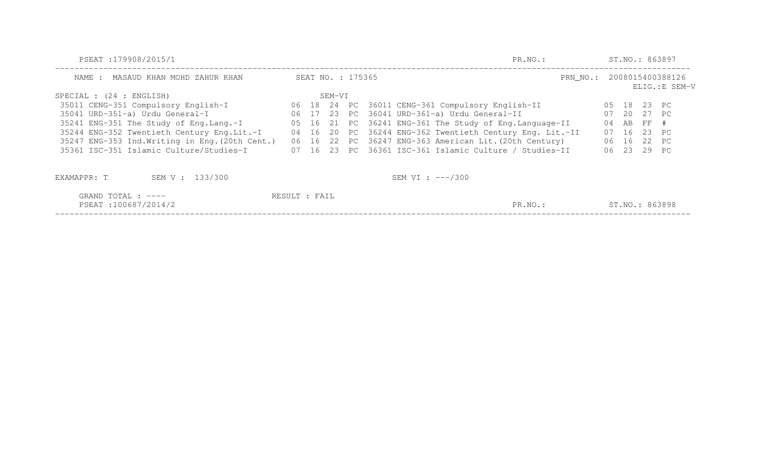PSEAT :179908/2015/1 PR.NO.: ST.NO.: 863897

NAME : MASAUD KHAN MOHD ZAHUR KHAN SEAT NO. : 175365 PRN_NO.: 2008015400388126

ELIG.:E SEM-V

SPECIAL : (24 : ENGLISH) SEM-VI

| SEM-V Subject | | | | | SEM-VI Subject | | | | |
|---|---|---|---|---|---|---|---|---|---|
| 35011 CENG-351 Compulsory English-I | 06 | 18 | 24 | PC | 36011 CENG-361 Compulsory English-II | 05 | 18 | 23 | PC |
| 35041 URD-351-a) Urdu General-I | 06 | 17 | 23 | PC | 36041 URD-361-a) Urdu General-II | 07 | 20 | 27 | PC |
| 35241 ENG-351 The Study of Eng.Lang.-I | 05 | 16 | 21 | PC | 36241 ENG-361 The Study of Eng.Language-II | 04 | AB | FF | # |
| 35244 ENG-352 Twentieth Century Eng.Lit.-I | 04 | 16 | 20 | PC | 36244 ENG-362 Twentieth Century Eng. Lit.-II | 07 | 16 | 23 | PC |
| 35247 ENG-353 Ind.Writing in Eng.(20th Cent.) | 06 | 16 | 22 | PC | 36247 ENG-363 American Lit.(20th Century) | 06 | 16 | 22 | PC |
| 35361 ISC-351 Islamic Culture/Studies-I | 07 | 16 | 23 | PC | 36361 ISC-361 Islamic Culture / Studies-II | 06 | 23 | 29 | PC |

EXAMAPPR: T SEM V : 133/300 SEM VI : ---/300

GRAND TOTAL : ---- RESULT : FAIL

PSEAT :100687/2014/2 PR.NO.: ST.NO.: 863898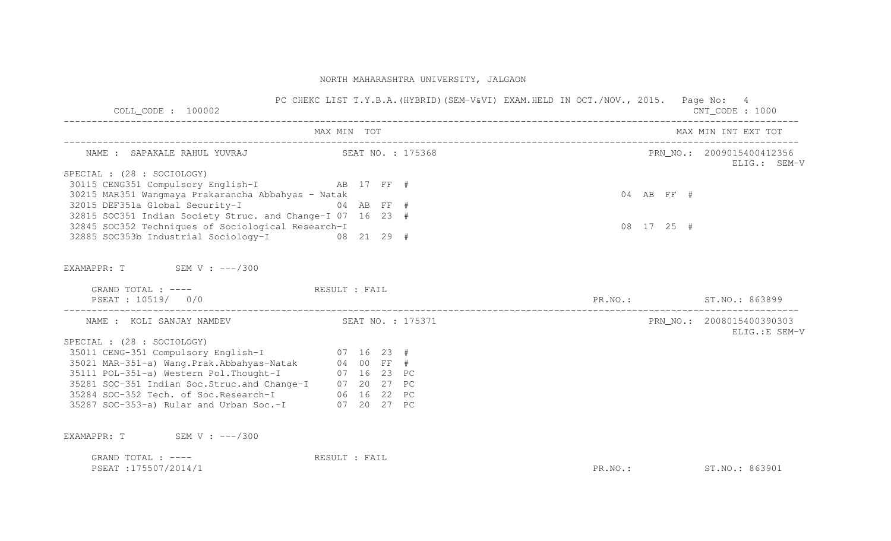NORTH MAHARASHTRA UNIVERSITY, JALGAON

PC CHEKC LIST T.Y.B.A.(HYBRID)(SEM-V&VI) EXAM.HELD IN OCT./NOV., 2015.

COLL_CODE : 100002 CNT_CODE : 1000

---

NAME : SAPAKALE RAHUL YUVRAJ SEAT NO. : 175368 PRN_NO.: 2009015400412356 ELIG.: SEM-V

SPECIAL : (28 : SOCIOLOGY)

| Subject | MAX | MIN | TOT | | MAX | MIN | INT | EXT | TOT |
|---|---|---|---|---|---|---|---|---|---|
| 30115 CENG351 Compulsory English-I | AB | 17 | FF | # | | | | | |
| 30215 MAR351 Wangmaya Prakarancha Abbahyas - Natak | | | | | 04 | AB | FF | # | |
| 32015 DEF351a Global Security-I | 04 | AB | FF | # | | | | | |
| 32815 SOC351 Indian Society Struc. and Change-I | 07 | 16 | 23 | # | | | | | |
| 32845 SOC352 Techniques of Sociological Research-I | | | | | 08 | 17 | 25 | # | |
| 32885 SOC353b Industrial Sociology-I | 08 | 21 | 29 | # | | | | | |

EXAMAPPR: T SEM V : ---/300

GRAND TOTAL : ---- RESULT : FAIL

PSEAT : 10519/ 0/0 PR.NO.: ST.NO.: 863899

---

NAME : KOLI SANJAY NAMDEV SEAT NO. : 175371 PRN_NO.: 2008015400390303 ELIG.:E SEM-V

SPECIAL : (28 : SOCIOLOGY)

| Subject | MAX | MIN | TOT | |
|---|---|---|---|---|
| 35011 CENG-351 Compulsory English-I | 07 | 16 | 23 | # |
| 35021 MAR-351-a) Wang.Prak.Abbahyas-Natak | 04 | 00 | FF | # |
| 35111 POL-351-a) Western Pol.Thought-I | 07 | 16 | 23 | PC |
| 35281 SOC-351 Indian Soc.Struc.and Change-I | 07 | 20 | 27 | PC |
| 35284 SOC-352 Tech. of Soc.Research-I | 06 | 16 | 22 | PC |
| 35287 SOC-353-a) Rular and Urban Soc.-I | 07 | 20 | 27 | PC |

EXAMAPPR: T SEM V : ---/300

GRAND TOTAL : ---- RESULT : FAIL

PSEAT :175507/2014/1 PR.NO.: ST.NO.: 863901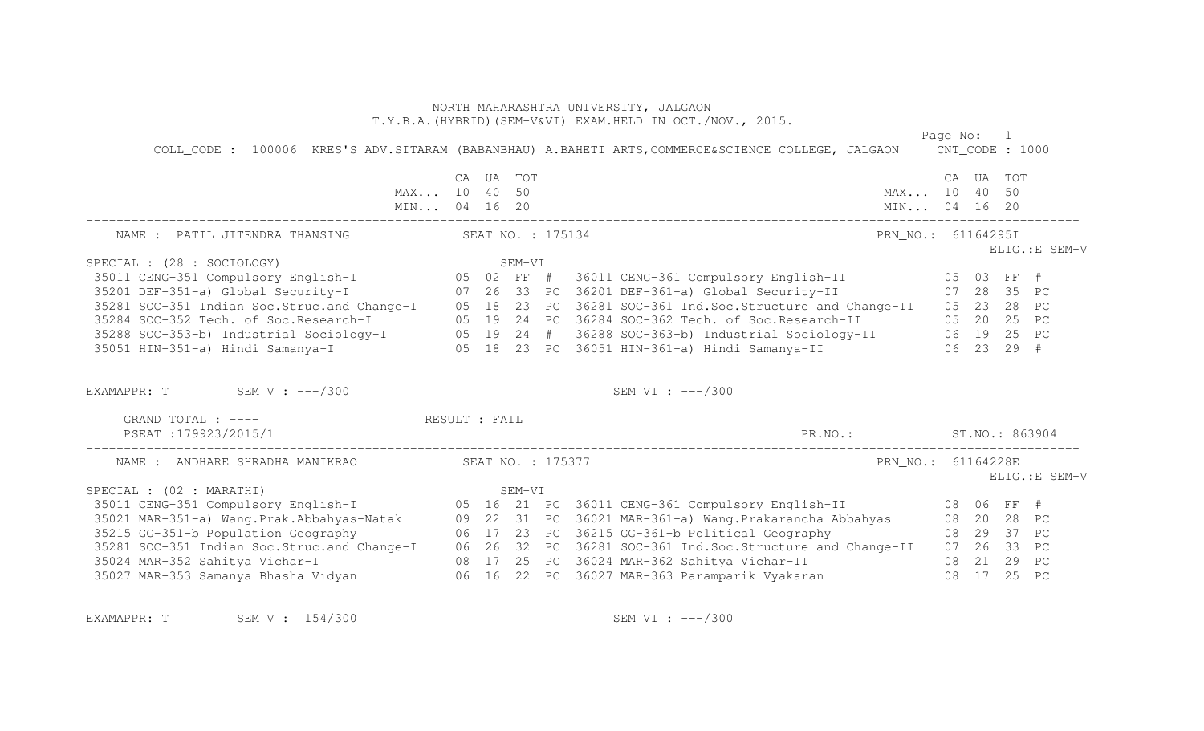NORTH MAHARASHTRA UNIVERSITY, JALGAON
T.Y.B.A.(HYBRID)(SEM-V&VI) EXAM.HELD IN OCT./NOV., 2015.

COLL_CODE : 100006 KRES'S ADV.SITARAM (BABANBHAU) A.BAHETI ARTS,COMMERCE&SCIENCE COLLEGE, JALGAON CNT_CODE : 1000

| | CA | UA | TOT | | CA | UA | TOT |
|---|---|---|---|---|---|---|---|
| MAX... | 10 | 40 | 50 | MAX... | 10 | 40 | 50 |
| MIN... | 04 | 16 | 20 | MIN... | 04 | 16 | 20 |

NAME : PATIL JITENDRA THANSING SEAT NO. : 175134 PRN_NO.: 61164295I

ELIG.:E SEM-V

SPECIAL : (28 : SOCIOLOGY) SEM-VI

| SEM-V Subject | CA | UA | TOT | | SEM-VI Subject | CA | UA | TOT | |
|---|---|---|---|---|---|---|---|---|---|
| 35011 CENG-351 Compulsory English-I | 05 | 02 | FF | # | 36011 CENG-361 Compulsory English-II | 05 | 03 | FF | # |
| 35201 DEF-351-a) Global Security-I | 07 | 26 | 33 | PC | 36201 DEF-361-a) Global Security-II | 07 | 28 | 35 | PC |
| 35281 SOC-351 Indian Soc.Struc.and Change-I | 05 | 18 | 23 | PC | 36281 SOC-361 Ind.Soc.Structure and Change-II | 05 | 23 | 28 | PC |
| 35284 SOC-352 Tech. of Soc.Research-I | 05 | 19 | 24 | PC | 36284 SOC-362 Tech. of Soc.Research-II | 05 | 20 | 25 | PC |
| 35288 SOC-353-b) Industrial Sociology-I | 05 | 19 | 24 | # | 36288 SOC-363-b) Industrial Sociology-II | 06 | 19 | 25 | PC |
| 35051 HIN-351-a) Hindi Samanya-I | 05 | 18 | 23 | PC | 36051 HIN-361-a) Hindi Samanya-II | 06 | 23 | 29 | # |

EXAMAPPR: T SEM V : ---/300 SEM VI : ---/300

GRAND TOTAL : ---- RESULT : FAIL

PSEAT :179923/2015/1 PR.NO.: ST.NO.: 863904

NAME : ANDHARE SHRADHA MANIKRAO SEAT NO. : 175377 PRN_NO.: 61164228E

ELIG.:E SEM-V

SPECIAL : (02 : MARATHI) SEM-VI

| SEM-V Subject | CA | UA | TOT | | SEM-VI Subject | CA | UA | TOT | |
|---|---|---|---|---|---|---|---|---|---|
| 35011 CENG-351 Compulsory English-I | 05 | 16 | 21 | PC | 36011 CENG-361 Compulsory English-II | 08 | 06 | FF | # |
| 35021 MAR-351-a) Wang.Prak.Abbahyas-Natak | 09 | 22 | 31 | PC | 36021 MAR-361-a) Wang.Prakarancha Abbahyas | 08 | 20 | 28 | PC |
| 35215 GG-351-b Population Geography | 06 | 17 | 23 | PC | 36215 GG-361-b Political Geography | 08 | 29 | 37 | PC |
| 35281 SOC-351 Indian Soc.Struc.and Change-I | 06 | 26 | 32 | PC | 36281 SOC-361 Ind.Soc.Structure and Change-II | 07 | 26 | 33 | PC |
| 35024 MAR-352 Sahitya Vichar-I | 08 | 17 | 25 | PC | 36024 MAR-362 Sahitya Vichar-II | 08 | 21 | 29 | PC |
| 35027 MAR-353 Samanya Bhasha Vidyan | 06 | 16 | 22 | PC | 36027 MAR-363 Paramparik Vyakaran | 08 | 17 | 25 | PC |

EXAMAPPR: T SEM V : 154/300 SEM VI : ---/300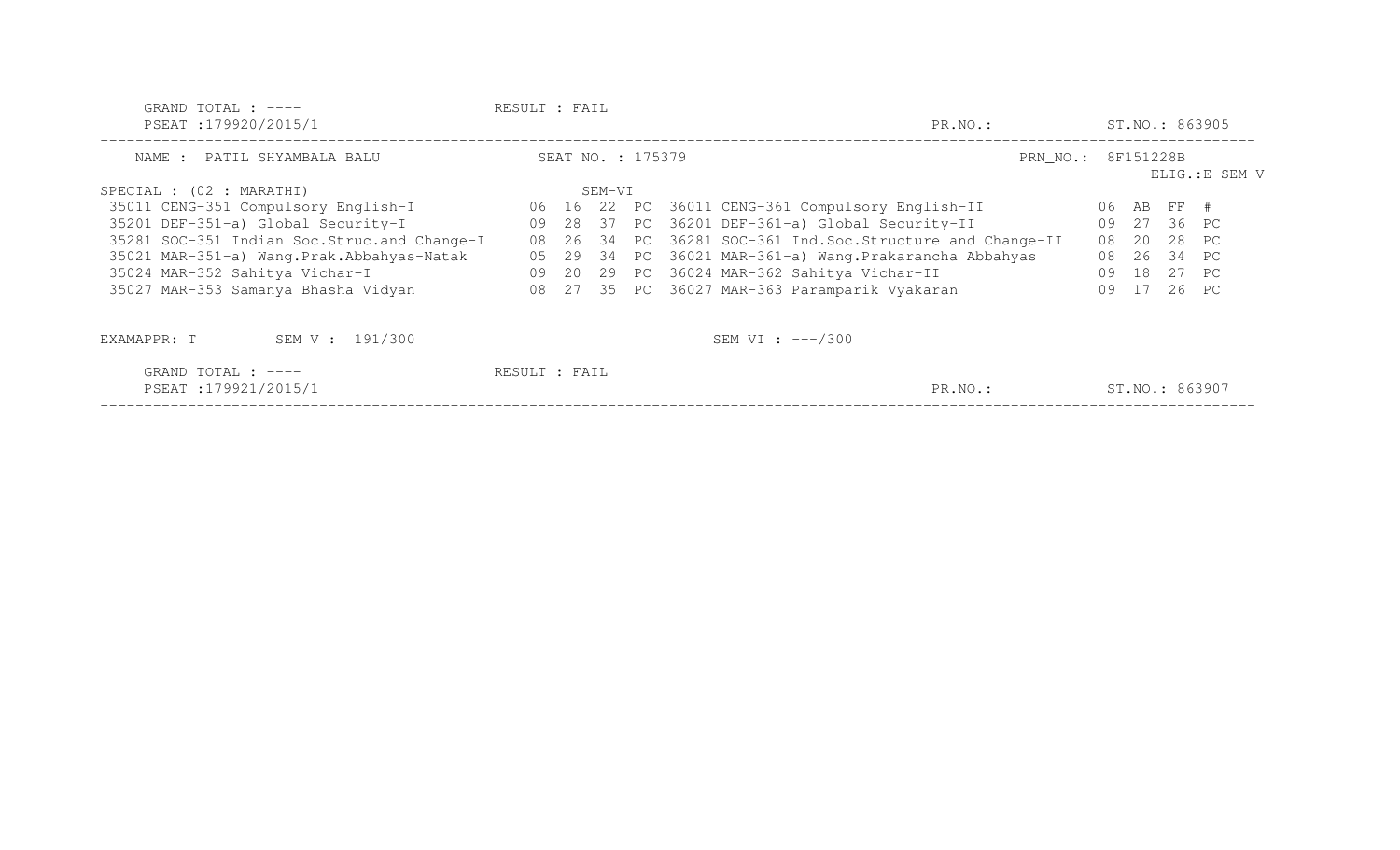GRAND TOTAL : ----    RESULT : FAIL
PSEAT :179920/2015/1    PR.NO.:    ST.NO.: 863905

---

NAME : PATIL SHYAMBALA BALU    SEAT NO. : 175379    PRN_NO.: 8F151228B
ELIG.:E SEM-V

SPECIAL : (02 : MARATHI)    SEM-VI

| Course | | | | | Course | | | | |
|---|---|---|---|---|---|---|---|---|---|
| 35011 CENG-351 Compulsory English-I | 06 | 16 | 22 | PC | 36011 CENG-361 Compulsory English-II | 06 | AB | FF | # |
| 35201 DEF-351-a) Global Security-I | 09 | 28 | 37 | PC | 36201 DEF-361-a) Global Security-II | 09 | 27 | 36 | PC |
| 35281 SOC-351 Indian Soc.Struc.and Change-I | 08 | 26 | 34 | PC | 36281 SOC-361 Ind.Soc.Structure and Change-II | 08 | 20 | 28 | PC |
| 35021 MAR-351-a) Wang.Prak.Abbahyas-Natak | 05 | 29 | 34 | PC | 36021 MAR-361-a) Wang.Prakarancha Abbahyas | 08 | 26 | 34 | PC |
| 35024 MAR-352 Sahitya Vichar-I | 09 | 20 | 29 | PC | 36024 MAR-362 Sahitya Vichar-II | 09 | 18 | 27 | PC |
| 35027 MAR-353 Samanya Bhasha Vidyan | 08 | 27 | 35 | PC | 36027 MAR-363 Paramparik Vyakaran | 09 | 17 | 26 | PC |

EXAMAPPR: T    SEM V : 191/300    SEM VI : ---/300

GRAND TOTAL : ----    RESULT : FAIL
PSEAT :179921/2015/1    PR.NO.:    ST.NO.: 863907

---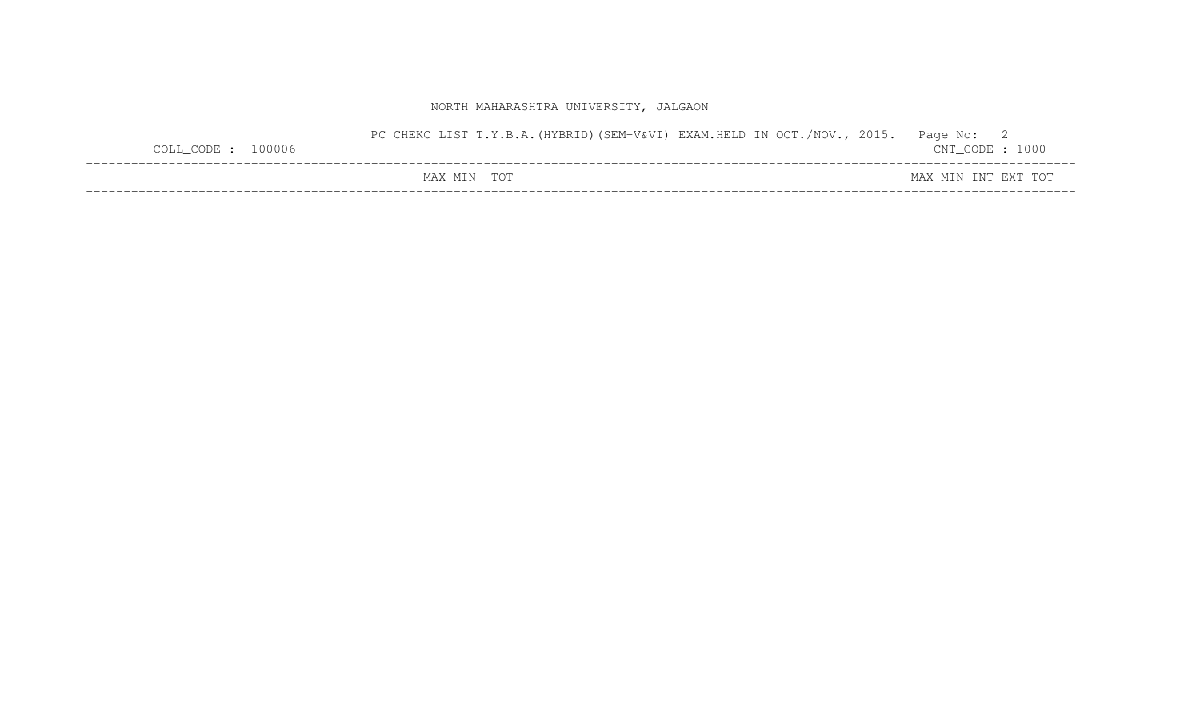NORTH MAHARASHTRA UNIVERSITY, JALGAON

PC CHEKC LIST T.Y.B.A.(HYBRID)(SEM-V&VI) EXAM.HELD IN OCT./NOV., 2015. Page No: 2

COLL_CODE : 100006 CNT_CODE : 1000

| | MAX | MIN | TOT | | MAX | MIN | INT | EXT | TOT |
|---|---|---|---|---|---|---|---|---|---|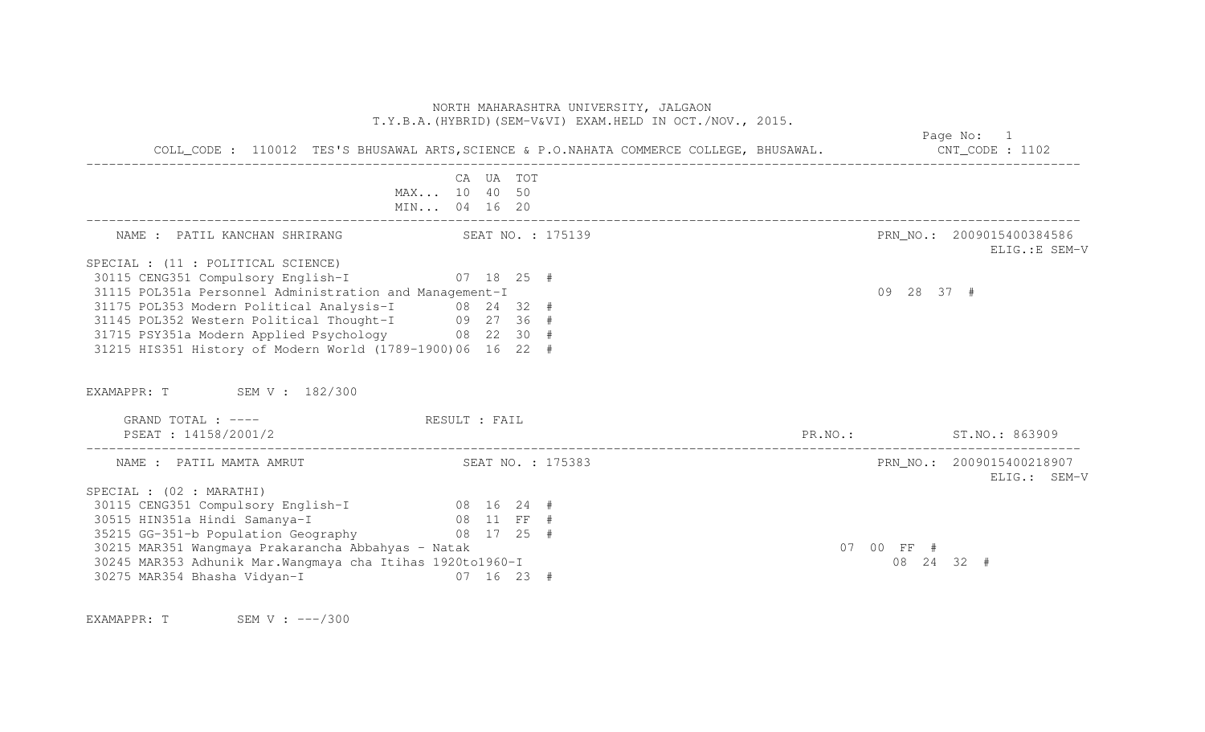NORTH MAHARASHTRA UNIVERSITY, JALGAON
T.Y.B.A.(HYBRID)(SEM-V&VI) EXAM.HELD IN OCT./NOV., 2015.

Page No: 1

COLL_CODE : 110012 TES'S BHUSAWAL ARTS,SCIENCE & P.O.NAHATA COMMERCE COLLEGE, BHUSAWAL. CNT_CODE : 1102

| | CA | UA | TOT |
|---|---|---|---|
| MAX... | 10 | 40 | 50 |
| MIN... | 04 | 16 | 20 |

---

NAME : PATIL KANCHAN SHRIRANG    SEAT NO. : 175139    PRN_NO.: 2009015400384586
ELIG.:E SEM-V

SPECIAL : (11 : POLITICAL SCIENCE)

| Subject | CA | UA | TOT | |
|---|---|---|---|---|
| 30115 CENG351 Compulsory English-I | 07 | 18 | 25 | # |
| 31115 POL351a Personnel Administration and Management-I | 09 | 28 | 37 | # |
| 31175 POL353 Modern Political Analysis-I | 08 | 24 | 32 | # |
| 31145 POL352 Western Political Thought-I | 09 | 27 | 36 | # |
| 31715 PSY351a Modern Applied Psychology | 08 | 22 | 30 | # |
| 31215 HIS351 History of Modern World (1789-1900) | 06 | 16 | 22 | # |

EXAMAPPR: T    SEM V : 182/300

GRAND TOTAL : ----    RESULT : FAIL
PSEAT : 14158/2001/2    PR.NO.:    ST.NO.: 863909

---

NAME : PATIL MAMTA AMRUT    SEAT NO. : 175383    PRN_NO.: 2009015400218907
ELIG.: SEM-V

SPECIAL : (02 : MARATHI)

| Subject | CA | UA | TOT | |
|---|---|---|---|---|
| 30115 CENG351 Compulsory English-I | 08 | 16 | 24 | # |
| 30515 HIN351a Hindi Samanya-I | 08 | 11 | FF | # |
| 35215 GG-351-b Population Geography | 08 | 17 | 25 | # |
| 30215 MAR351 Wangmaya Prakarancha Abbahyas - Natak | 07 | 00 | FF | # |
| 30245 MAR353 Adhunik Mar.Wangmaya cha Itihas 1920to1960-I | 08 | 24 | 32 | # |
| 30275 MAR354 Bhasha Vidyan-I | 07 | 16 | 23 | # |

EXAMAPPR: T    SEM V : ---/300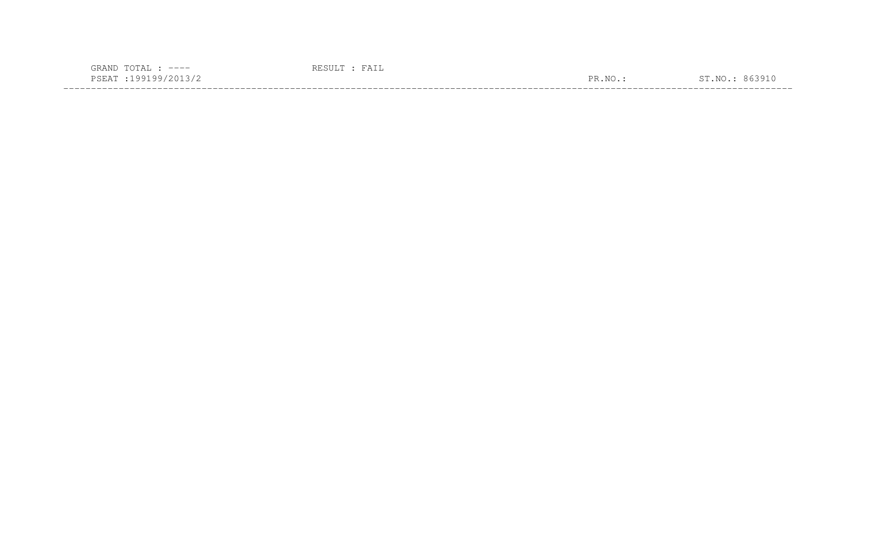GRAND TOTAL : ---- RESULT : FAIL

PSEAT :199199/2013/2 PR.NO.: ST.NO.: 863910

---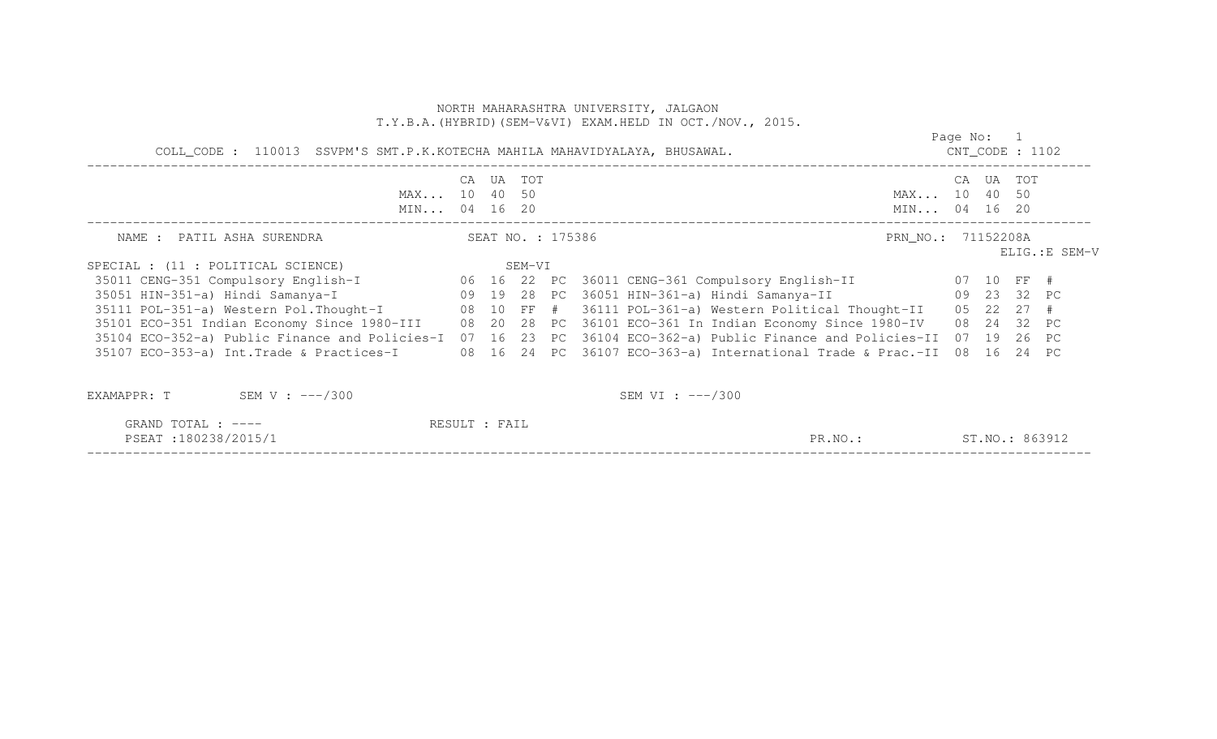NORTH MAHARASHTRA UNIVERSITY, JALGAON

T.Y.B.A.(HYBRID)(SEM-V&VI) EXAM.HELD IN OCT./NOV., 2015.

COLL_CODE : 110013 SSVPM'S SMT.P.K.KOTECHA MAHILA MAHAVIDYALAYA, BHUSAWAL. CNT_CODE : 1102

| | CA | UA | TOT | | | CA | UA | TOT | |
|---|---|---|---|---|---|---|---|---|---|
| MAX... | 10 | 40 | 50 | | MAX... | 10 | 40 | 50 | |
| MIN... | 04 | 16 | 20 | | MIN... | 04 | 16 | 20 | |

NAME : PATIL ASHA SURENDRA SEAT NO. : 175386 PRN_NO.: 71152208A

ELIG.:E SEM-V

SPECIAL : (11 : POLITICAL SCIENCE) SEM-VI

| SEM-V Subject | CA | UA | TOT | | SEM-VI Subject | CA | UA | TOT | |
|---|---|---|---|---|---|---|---|---|---|
| 35011 CENG-351 Compulsory English-I | 06 | 16 | 22 | PC | 36011 CENG-361 Compulsory English-II | 07 | 10 | FF | # |
| 35051 HIN-351-a) Hindi Samanya-I | 09 | 19 | 28 | PC | 36051 HIN-361-a) Hindi Samanya-II | 09 | 23 | 32 | PC |
| 35111 POL-351-a) Western Pol.Thought-I | 08 | 10 | FF | # | 36111 POL-361-a) Western Political Thought-II | 05 | 22 | 27 | # |
| 35101 ECO-351 Indian Economy Since 1980-III | 08 | 20 | 28 | PC | 36101 ECO-361 In Indian Economy Since 1980-IV | 08 | 24 | 32 | PC |
| 35104 ECO-352-a) Public Finance and Policies-I | 07 | 16 | 23 | PC | 36104 ECO-362-a) Public Finance and Policies-II | 07 | 19 | 26 | PC |
| 35107 ECO-353-a) Int.Trade & Practices-I | 08 | 16 | 24 | PC | 36107 ECO-363-a) International Trade & Prac.-II | 08 | 16 | 24 | PC |

EXAMAPPR: T SEM V : ---/300 SEM VI : ---/300

GRAND TOTAL : ---- RESULT : FAIL

PSEAT :180238/2015/1 PR.NO.: ST.NO.: 863912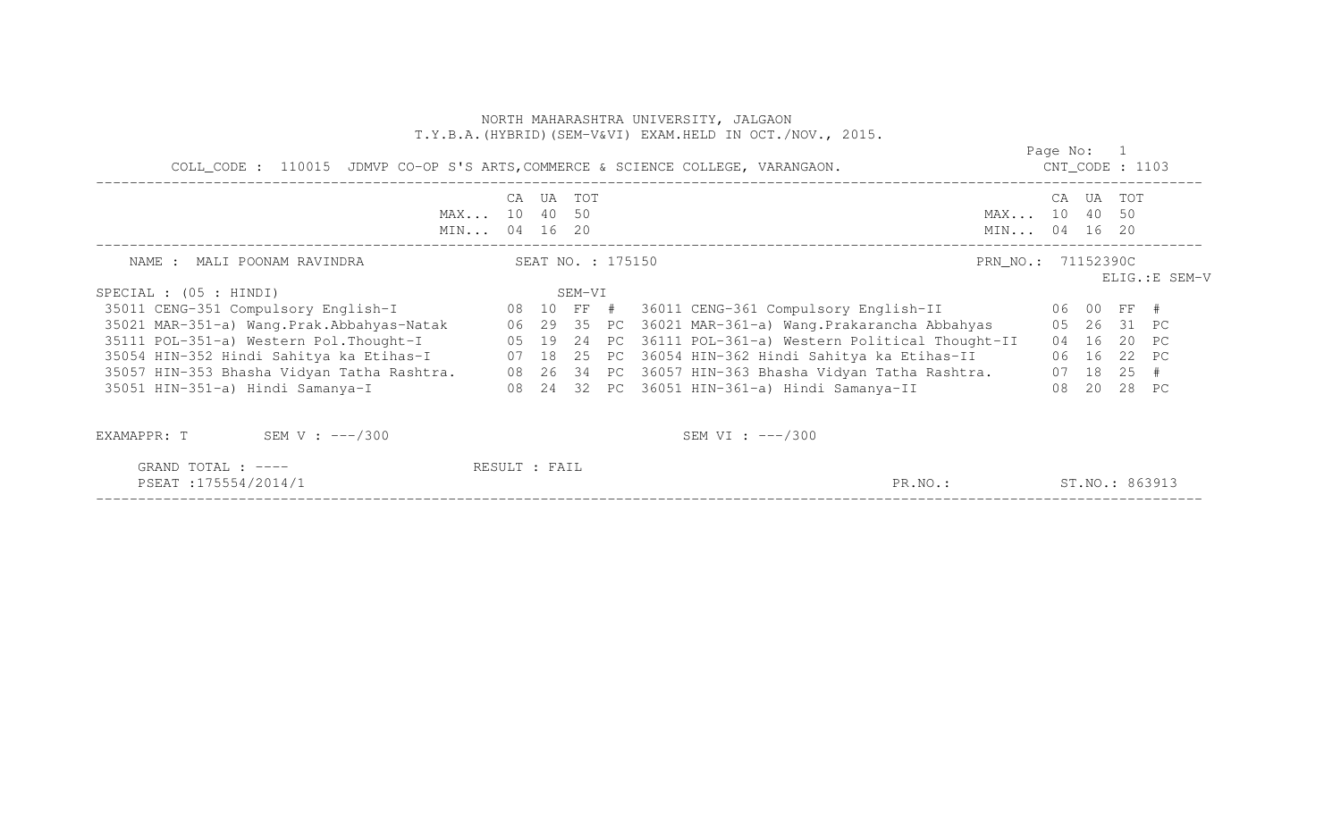NORTH MAHARASHTRA UNIVERSITY, JALGAON
T.Y.B.A.(HYBRID)(SEM-V&VI) EXAM.HELD IN OCT./NOV., 2015.

Page No: 1

COLL_CODE : 110015 JDMVP CO-OP S'S ARTS,COMMERCE & SCIENCE COLLEGE, VARANGAON. CNT_CODE : 1103

| | CA | UA | TOT | | | CA | UA | TOT | |
|---|---|---|---|---|---|---|---|---|---|
| MAX... | 10 | 40 | 50 | | MAX... | 10 | 40 | 50 | |
| MIN... | 04 | 16 | 20 | | MIN... | 04 | 16 | 20 | |

NAME : MALI POONAM RAVINDRA SEAT NO. : 175150 PRN_NO.: 71152390C

ELIG.:E SEM-V

SPECIAL : (05 : HINDI) SEM-VI

| Subject | CA | UA | TOT | | Subject | CA | UA | TOT | |
|---|---|---|---|---|---|---|---|---|---|
| 35011 CENG-351 Compulsory English-I | 08 | 10 | FF | # | 36011 CENG-361 Compulsory English-II | 06 | 00 | FF | # |
| 35021 MAR-351-a) Wang.Prak.Abbahyas-Natak | 06 | 29 | 35 | PC | 36021 MAR-361-a) Wang.Prakarancha Abbahyas | 05 | 26 | 31 | PC |
| 35111 POL-351-a) Western Pol.Thought-I | 05 | 19 | 24 | PC | 36111 POL-361-a) Western Political Thought-II | 04 | 16 | 20 | PC |
| 35054 HIN-352 Hindi Sahitya ka Etihas-I | 07 | 18 | 25 | PC | 36054 HIN-362 Hindi Sahitya ka Etihas-II | 06 | 16 | 22 | PC |
| 35057 HIN-353 Bhasha Vidyan Tatha Rashtra. | 08 | 26 | 34 | PC | 36057 HIN-363 Bhasha Vidyan Tatha Rashtra. | 07 | 18 | 25 | # |
| 35051 HIN-351-a) Hindi Samanya-I | 08 | 24 | 32 | PC | 36051 HIN-361-a) Hindi Samanya-II | 08 | 20 | 28 | PC |

EXAMAPPR: T SEM V : ---/300 SEM VI : ---/300

GRAND TOTAL : ---- RESULT : FAIL

PSEAT :175554/2014/1 PR.NO.: ST.NO.: 863913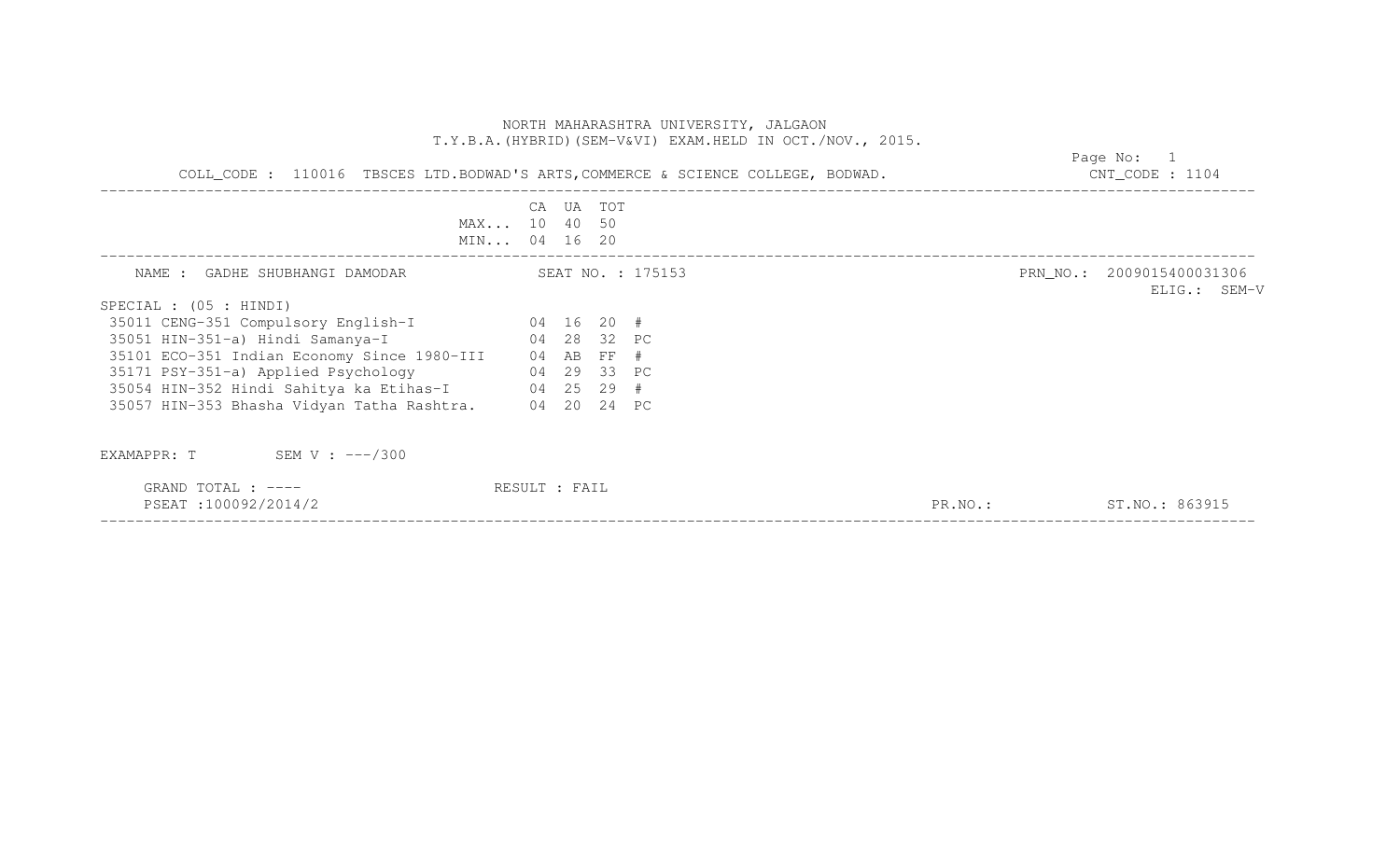NORTH MAHARASHTRA UNIVERSITY, JALGAON

T.Y.B.A.(HYBRID)(SEM-V&VI) EXAM.HELD IN OCT./NOV., 2015.

COLL_CODE : 110016 TBSCES LTD.BODWAD'S ARTS,COMMERCE & SCIENCE COLLEGE, BODWAD. CNT_CODE : 1104

| | CA | UA | TOT |
|---|---|---|---|
| MAX... | 10 | 40 | 50 |
| MIN... | 04 | 16 | 20 |

NAME : GADHE SHUBHANGI DAMODAR SEAT NO. : 175153 PRN_NO.: 2009015400031306 ELIG.: SEM-V

SPECIAL : (05 : HINDI)

| Subject | CA | UA | TOT | |
|---|---|---|---|---|
| 35011 CENG-351 Compulsory English-I | 04 | 16 | 20 | # |
| 35051 HIN-351-a) Hindi Samanya-I | 04 | 28 | 32 | PC |
| 35101 ECO-351 Indian Economy Since 1980-III | 04 | AB | FF | # |
| 35171 PSY-351-a) Applied Psychology | 04 | 29 | 33 | PC |
| 35054 HIN-352 Hindi Sahitya ka Etihas-I | 04 | 25 | 29 | # |
| 35057 HIN-353 Bhasha Vidyan Tatha Rashtra. | 04 | 20 | 24 | PC |

EXAMAPPR: T SEM V : ---/300

GRAND TOTAL : ---- RESULT : FAIL

PSEAT :100092/2014/2 PR.NO.: ST.NO.: 863915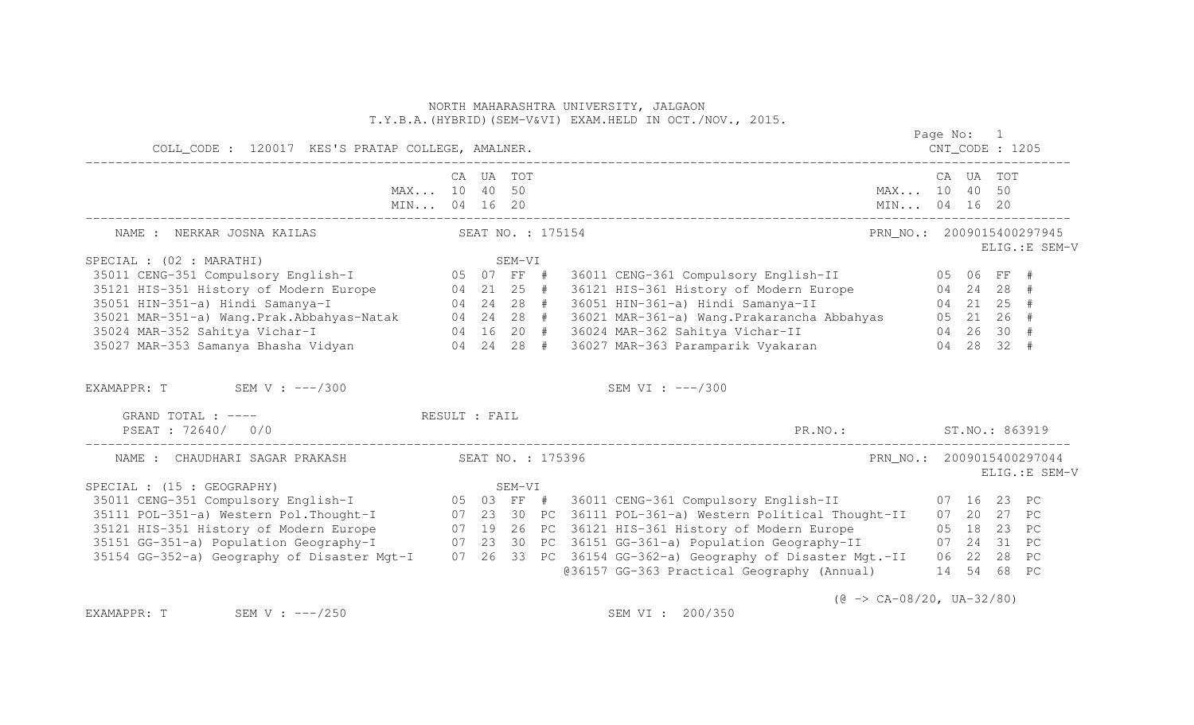NORTH MAHARASHTRA UNIVERSITY, JALGAON
T.Y.B.A.(HYBRID)(SEM-V&VI) EXAM.HELD IN OCT./NOV., 2015.

COLL_CODE : 120017 KES'S PRATAP COLLEGE, AMALNER. CNT_CODE : 1205

| | CA | UA | TOT | | CA | UA | TOT |
|---|---|---|---|---|---|---|---|
| MAX... | 10 | 40 | 50 | MAX... | 10 | 40 | 50 |
| MIN... | 04 | 16 | 20 | MIN... | 04 | 16 | 20 |

NAME : NERKAR JOSNA KAILAS SEAT NO. : 175154 PRN_NO.: 2009015400297945
ELIG.:E SEM-V

SPECIAL : (02 : MARATHI) SEM-VI

| SEM-V Subject | CA | UA | TOT | | SEM-VI Subject | CA | UA | TOT | |
|---|---|---|---|---|---|---|---|---|---|
| 35011 CENG-351 Compulsory English-I | 05 | 07 | FF | # | 36011 CENG-361 Compulsory English-II | 05 | 06 | FF | # |
| 35121 HIS-351 History of Modern Europe | 04 | 21 | 25 | # | 36121 HIS-361 History of Modern Europe | 04 | 24 | 28 | # |
| 35051 HIN-351-a) Hindi Samanya-I | 04 | 24 | 28 | # | 36051 HIN-361-a) Hindi Samanya-II | 04 | 21 | 25 | # |
| 35021 MAR-351-a) Wang.Prak.Abbahyas-Natak | 04 | 24 | 28 | # | 36021 MAR-361-a) Wang.Prakarancha Abbahyas | 05 | 21 | 26 | # |
| 35024 MAR-352 Sahitya Vichar-I | 04 | 16 | 20 | # | 36024 MAR-362 Sahitya Vichar-II | 04 | 26 | 30 | # |
| 35027 MAR-353 Samanya Bhasha Vidyan | 04 | 24 | 28 | # | 36027 MAR-363 Paramparik Vyakaran | 04 | 28 | 32 | # |

EXAMAPPR: T SEM V : ---/300 SEM VI : ---/300

GRAND TOTAL : ---- RESULT : FAIL
PSEAT : 72640/ 0/0 PR.NO.: ST.NO.: 863919

NAME : CHAUDHARI SAGAR PRAKASH SEAT NO. : 175396 PRN_NO.: 2009015400297044
ELIG.:E SEM-V

SPECIAL : (15 : GEOGRAPHY) SEM-VI

| SEM-V Subject | CA | UA | TOT | | SEM-VI Subject | CA | UA | TOT | |
|---|---|---|---|---|---|---|---|---|---|
| 35011 CENG-351 Compulsory English-I | 05 | 03 | FF | # | 36011 CENG-361 Compulsory English-II | 07 | 16 | 23 | PC |
| 35111 POL-351-a) Western Pol.Thought-I | 07 | 23 | 30 | PC | 36111 POL-361-a) Western Political Thought-II | 07 | 20 | 27 | PC |
| 35121 HIS-351 History of Modern Europe | 07 | 19 | 26 | PC | 36121 HIS-361 History of Modern Europe | 05 | 18 | 23 | PC |
| 35151 GG-351-a) Population Geography-I | 07 | 23 | 30 | PC | 36151 GG-361-a) Population Geography-II | 07 | 24 | 31 | PC |
| 35154 GG-352-a) Geography of Disaster Mgt-I | 07 | 26 | 33 | PC | 36154 GG-362-a) Geography of Disaster Mgt.-II | 06 | 22 | 28 | PC |
| | | | | | @36157 GG-363 Practical Geography (Annual) | 14 | 54 | 68 | PC |

(@ -> CA-08/20, UA-32/80)

EXAMAPPR: T SEM V : ---/250 SEM VI : 200/350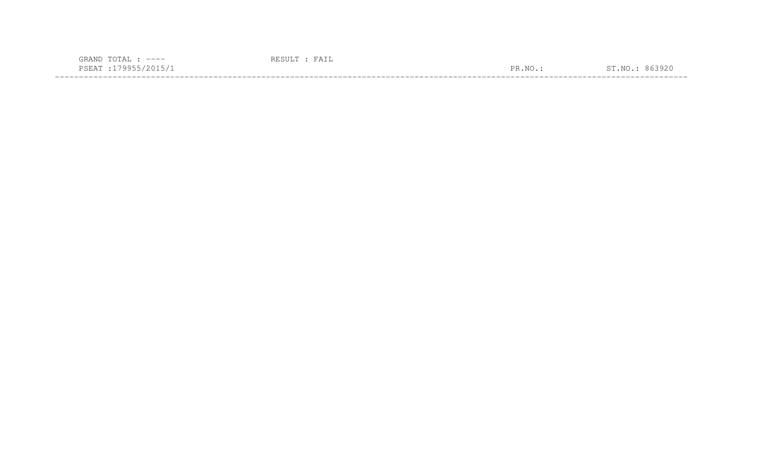GRAND TOTAL : ---- RESULT : FAIL

PSEAT :179955/2015/1 PR.NO.: ST.NO.: 863920

---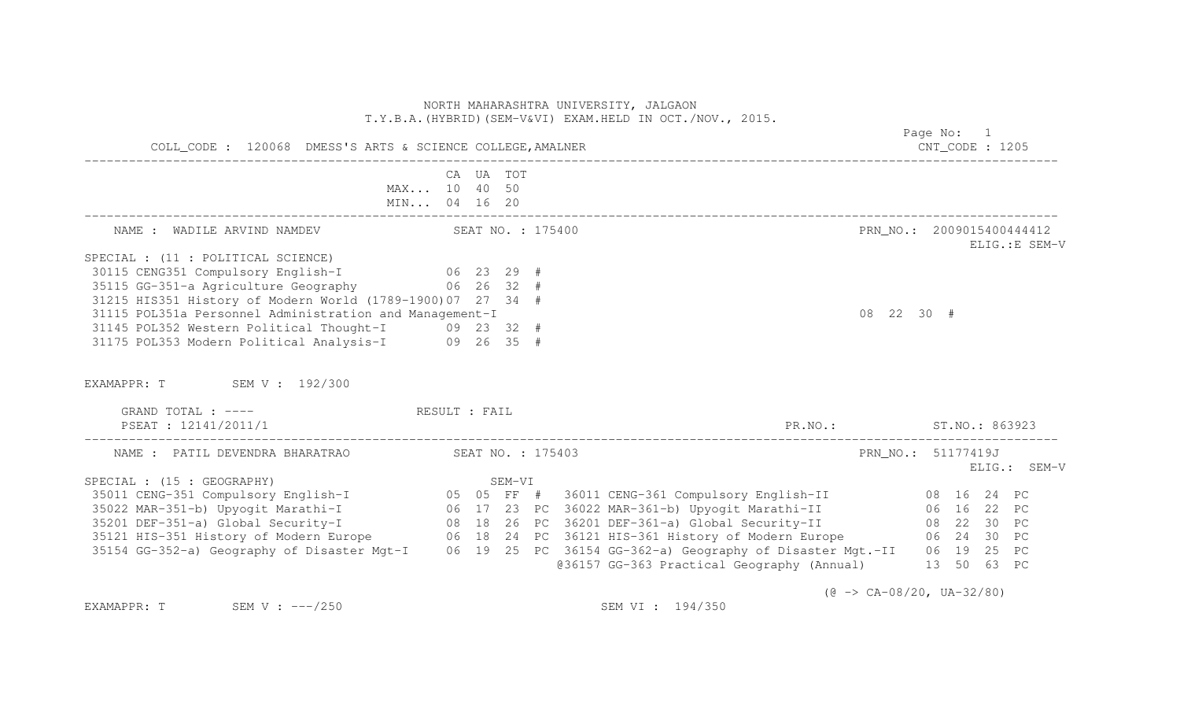NORTH MAHARASHTRA UNIVERSITY, JALGAON
T.Y.B.A.(HYBRID)(SEM-V&VI) EXAM.HELD IN OCT./NOV., 2015.

COLL_CODE : 120068 DMESS'S ARTS & SCIENCE COLLEGE,AMALNER — CNT_CODE : 1205

| | CA | UA | TOT |
|---|---|---|---|
| MAX... | 10 | 40 | 50 |
| MIN... | 04 | 16 | 20 |

---

NAME : WADILE ARVIND NAMDEV — SEAT NO. : 175400 — PRN_NO.: 2009015400444412 — ELIG.:E SEM-V

SPECIAL : (11 : POLITICAL SCIENCE)

| Subject | CA | UA | TOT | |
|---|---|---|---|---|
| 30115 CENG351 Compulsory English-I | 06 | 23 | 29 | # |
| 35115 GG-351-a Agriculture Geography | 06 | 26 | 32 | # |
| 31215 HIS351 History of Modern World (1789-1900) | 07 | 27 | 34 | # |
| 31115 POL351a Personnel Administration and Management-I | 08 | 22 | 30 | # |
| 31145 POL352 Western Political Thought-I | 09 | 23 | 32 | # |
| 31175 POL353 Modern Political Analysis-I | 09 | 26 | 35 | # |

EXAMAPPR: T   SEM V : 192/300

GRAND TOTAL : ----   RESULT : FAIL

PSEAT : 12141/2011/1   PR.NO.:   ST.NO.: 863923

---

NAME : PATIL DEVENDRA BHARATRAO — SEAT NO. : 175403 — PRN_NO.: 51177419J — ELIG.: SEM-V

SPECIAL : (15 : GEOGRAPHY)

| SEM-V Subject | CA | UA | TOT | | SEM-VI Subject | CA | UA | TOT | |
|---|---|---|---|---|---|---|---|---|---|
| 35011 CENG-351 Compulsory English-I | 05 | 05 | FF | # | 36011 CENG-361 Compulsory English-II | 08 | 16 | 24 | PC |
| 35022 MAR-351-b) Upyogit Marathi-I | 06 | 17 | 23 | PC | 36022 MAR-361-b) Upyogit Marathi-II | 06 | 16 | 22 | PC |
| 35201 DEF-351-a) Global Security-I | 08 | 18 | 26 | PC | 36201 DEF-361-a) Global Security-II | 08 | 22 | 30 | PC |
| 35121 HIS-351 History of Modern Europe | 06 | 18 | 24 | PC | 36121 HIS-361 History of Modern Europe | 06 | 24 | 30 | PC |
| 35154 GG-352-a) Geography of Disaster Mgt-I | 06 | 19 | 25 | PC | 36154 GG-362-a) Geography of Disaster Mgt.-II | 06 | 19 | 25 | PC |
| | | | | | @36157 GG-363 Practical Geography (Annual) | 13 | 50 | 63 | PC |

(@ -> CA-08/20, UA-32/80)

EXAMAPPR: T   SEM V : ---/250   SEM VI : 194/350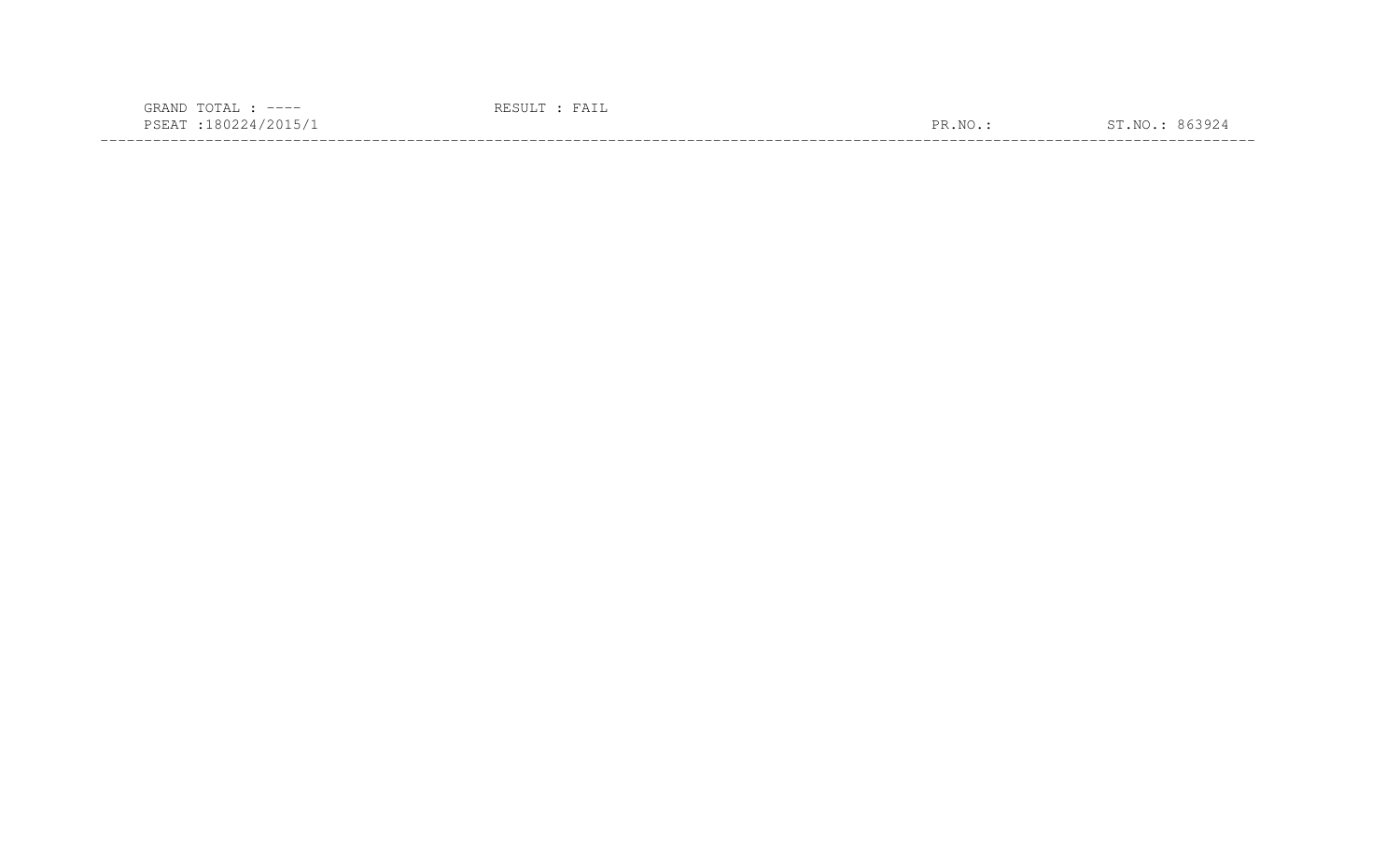GRAND TOTAL : ----                    RESULT : FAIL

PSEAT :180224/2015/1                    PR.NO.:                    ST.NO.: 863924

---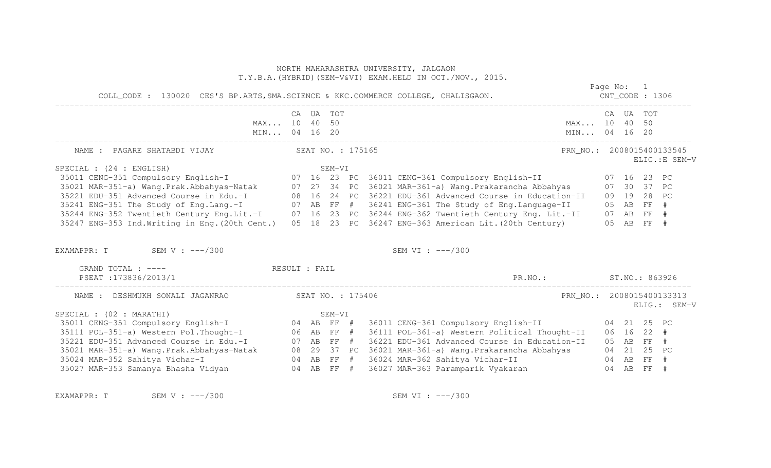NORTH MAHARASHTRA UNIVERSITY, JALGAON
T.Y.B.A.(HYBRID)(SEM-V&VI) EXAM.HELD IN OCT./NOV., 2015.

COLL_CODE : 130020 CES'S BP.ARTS,SMA.SCIENCE & KKC.COMMERCE COLLEGE, CHALISGAON. CNT_CODE : 1306

| | CA | UA | TOT | | | CA | UA | TOT | |
|---|---|---|---|---|---|---|---|---|---|
| MAX... | 10 | 40 | 50 | | MAX... | 10 | 40 | 50 | |
| MIN... | 04 | 16 | 20 | | MIN... | 04 | 16 | 20 | |

NAME : PAGARE SHATABDI VIJAY SEAT NO. : 175165 PRN_NO.: 2008015400133545
ELIG.:E SEM-V

SPECIAL : (24 : ENGLISH) SEM-VI

| Subject (SEM-V) | CA | UA | TOT | | Subject (SEM-VI) | CA | UA | TOT | |
|---|---|---|---|---|---|---|---|---|---|
| 35011 CENG-351 Compulsory English-I | 07 | 16 | 23 | PC | 36011 CENG-361 Compulsory English-II | 07 | 16 | 23 | PC |
| 35021 MAR-351-a) Wang.Prak.Abbahyas-Natak | 07 | 27 | 34 | PC | 36021 MAR-361-a) Wang.Prakarancha Abbahyas | 07 | 30 | 37 | PC |
| 35221 EDU-351 Advanced Course in Edu.-I | 08 | 16 | 24 | PC | 36221 EDU-361 Advanced Course in Education-II | 09 | 19 | 28 | PC |
| 35241 ENG-351 The Study of Eng.Lang.-I | 07 | AB | FF | # | 36241 ENG-361 The Study of Eng.Language-II | 05 | AB | FF | # |
| 35244 ENG-352 Twentieth Century Eng.Lit.-I | 07 | 16 | 23 | PC | 36244 ENG-362 Twentieth Century Eng. Lit.-II | 07 | AB | FF | # |
| 35247 ENG-353 Ind.Writing in Eng.(20th Cent.) | 05 | 18 | 23 | PC | 36247 ENG-363 American Lit.(20th Century) | 05 | AB | FF | # |

EXAMAPPR: T SEM V : ---/300 SEM VI : ---/300

GRAND TOTAL : ---- RESULT : FAIL
PSEAT :173836/2013/1 PR.NO.: ST.NO.: 863926

NAME : DESHMUKH SONALI JAGANRAO SEAT NO. : 175406 PRN_NO.: 2008015400133313
ELIG.: SEM-V

SPECIAL : (02 : MARATHI) SEM-VI

| Subject (SEM-V) | CA | UA | TOT | | Subject (SEM-VI) | CA | UA | TOT | |
|---|---|---|---|---|---|---|---|---|---|
| 35011 CENG-351 Compulsory English-I | 04 | AB | FF | # | 36011 CENG-361 Compulsory English-II | 04 | 21 | 25 | PC |
| 35111 POL-351-a) Western Pol.Thought-I | 06 | AB | FF | # | 36111 POL-361-a) Western Political Thought-II | 06 | 16 | 22 | # |
| 35221 EDU-351 Advanced Course in Edu.-I | 07 | AB | FF | # | 36221 EDU-361 Advanced Course in Education-II | 05 | AB | FF | # |
| 35021 MAR-351-a) Wang.Prak.Abbahyas-Natak | 08 | 29 | 37 | PC | 36021 MAR-361-a) Wang.Prakarancha Abbahyas | 04 | 21 | 25 | PC |
| 35024 MAR-352 Sahitya Vichar-I | 04 | AB | FF | # | 36024 MAR-362 Sahitya Vichar-II | 04 | AB | FF | # |
| 35027 MAR-353 Samanya Bhasha Vidyan | 04 | AB | FF | # | 36027 MAR-363 Paramparik Vyakaran | 04 | AB | FF | # |

EXAMAPPR: T SEM V : ---/300 SEM VI : ---/300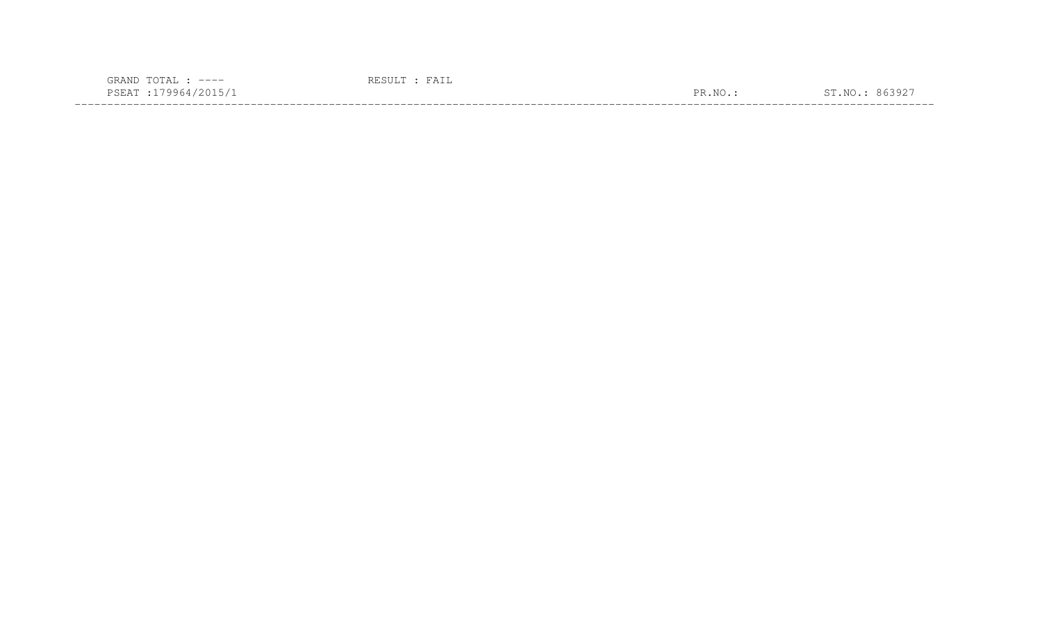GRAND TOTAL : ----　　　　　　RESULT : FAIL

PSEAT :179964/2015/1　　　　　　PR.NO.:　　　　　　ST.NO.: 863927

---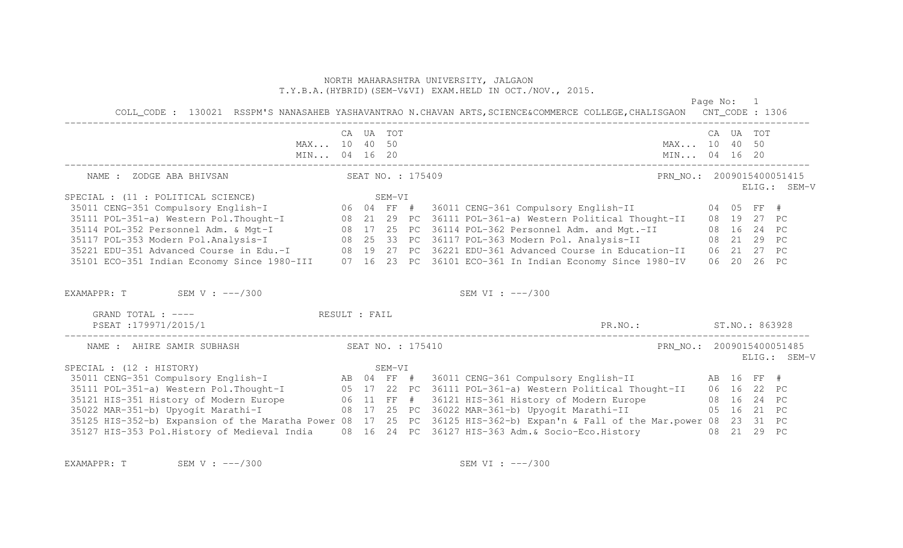NORTH MAHARASHTRA UNIVERSITY, JALGAON
T.Y.B.A.(HYBRID)(SEM-V&VI) EXAM.HELD IN OCT./NOV., 2015.

COLL_CODE : 130021 RSSPM'S NANASAHEB YASHAVANTRAO N.CHAVAN ARTS,SCIENCE&COMMERCE COLLEGE,CHALISGAON CNT_CODE : 1306

| | CA | UA | TOT | | | CA | UA | TOT | |
|---|---|---|---|---|---|---|---|---|---|
| MAX... | 10 | 40 | 50 | | MAX... | 10 | 40 | 50 | |
| MIN... | 04 | 16 | 20 | | MIN... | 04 | 16 | 20 | |

NAME : ZODGE ABA BHIVSAN SEAT NO. : 175409 PRN_NO.: 2009015400051415
ELIG.: SEM-V

SPECIAL : (11 : POLITICAL SCIENCE) SEM-VI

| SEM-V Subject | CA | UA | TOT | | SEM-VI Subject | CA | UA | TOT | |
|---|---|---|---|---|---|---|---|---|---|
| 35011 CENG-351 Compulsory English-I | 06 | 04 | FF | # | 36011 CENG-361 Compulsory English-II | 04 | 05 | FF | # |
| 35111 POL-351-a) Western Pol.Thought-I | 08 | 21 | 29 | PC | 36111 POL-361-a) Western Political Thought-II | 08 | 19 | 27 | PC |
| 35114 POL-352 Personnel Adm. & Mgt-I | 08 | 17 | 25 | PC | 36114 POL-362 Personnel Adm. and Mgt.-II | 08 | 16 | 24 | PC |
| 35117 POL-353 Modern Pol.Analysis-I | 08 | 25 | 33 | PC | 36117 POL-363 Modern Pol. Analysis-II | 08 | 21 | 29 | PC |
| 35221 EDU-351 Advanced Course in Edu.-I | 08 | 19 | 27 | PC | 36221 EDU-361 Advanced Course in Education-II | 06 | 21 | 27 | PC |
| 35101 ECO-351 Indian Economy Since 1980-III | 07 | 16 | 23 | PC | 36101 ECO-361 In Indian Economy Since 1980-IV | 06 | 20 | 26 | PC |

EXAMAPPR: T SEM V : ---/300 SEM VI : ---/300

GRAND TOTAL : ---- RESULT : FAIL
PSEAT :179971/2015/1 PR.NO.: ST.NO.: 863928

NAME : AHIRE SAMIR SUBHASH SEAT NO. : 175410 PRN_NO.: 2009015400051485
ELIG.: SEM-V

SPECIAL : (12 : HISTORY) SEM-VI

| SEM-V Subject | CA | UA | TOT | | SEM-VI Subject | CA | UA | TOT | |
|---|---|---|---|---|---|---|---|---|---|
| 35011 CENG-351 Compulsory English-I | AB | 04 | FF | # | 36011 CENG-361 Compulsory English-II | AB | 16 | FF | # |
| 35111 POL-351-a) Western Pol.Thought-I | 05 | 17 | 22 | PC | 36111 POL-361-a) Western Political Thought-II | 06 | 16 | 22 | PC |
| 35121 HIS-351 History of Modern Europe | 06 | 11 | FF | # | 36121 HIS-361 History of Modern Europe | 08 | 16 | 24 | PC |
| 35022 MAR-351-b) Upyogit Marathi-I | 08 | 17 | 25 | PC | 36022 MAR-361-b) Upyogit Marathi-II | 05 | 16 | 21 | PC |
| 35125 HIS-352-b) Expansion of the Maratha Power | 08 | 17 | 25 | PC | 36125 HIS-362-b) Expan'n & Fall of the Mar.power | 08 | 23 | 31 | PC |
| 35127 HIS-353 Pol.History of Medieval India | 08 | 16 | 24 | PC | 36127 HIS-363 Adm.& Socio-Eco.History | 08 | 21 | 29 | PC |

EXAMAPPR: T SEM V : ---/300 SEM VI : ---/300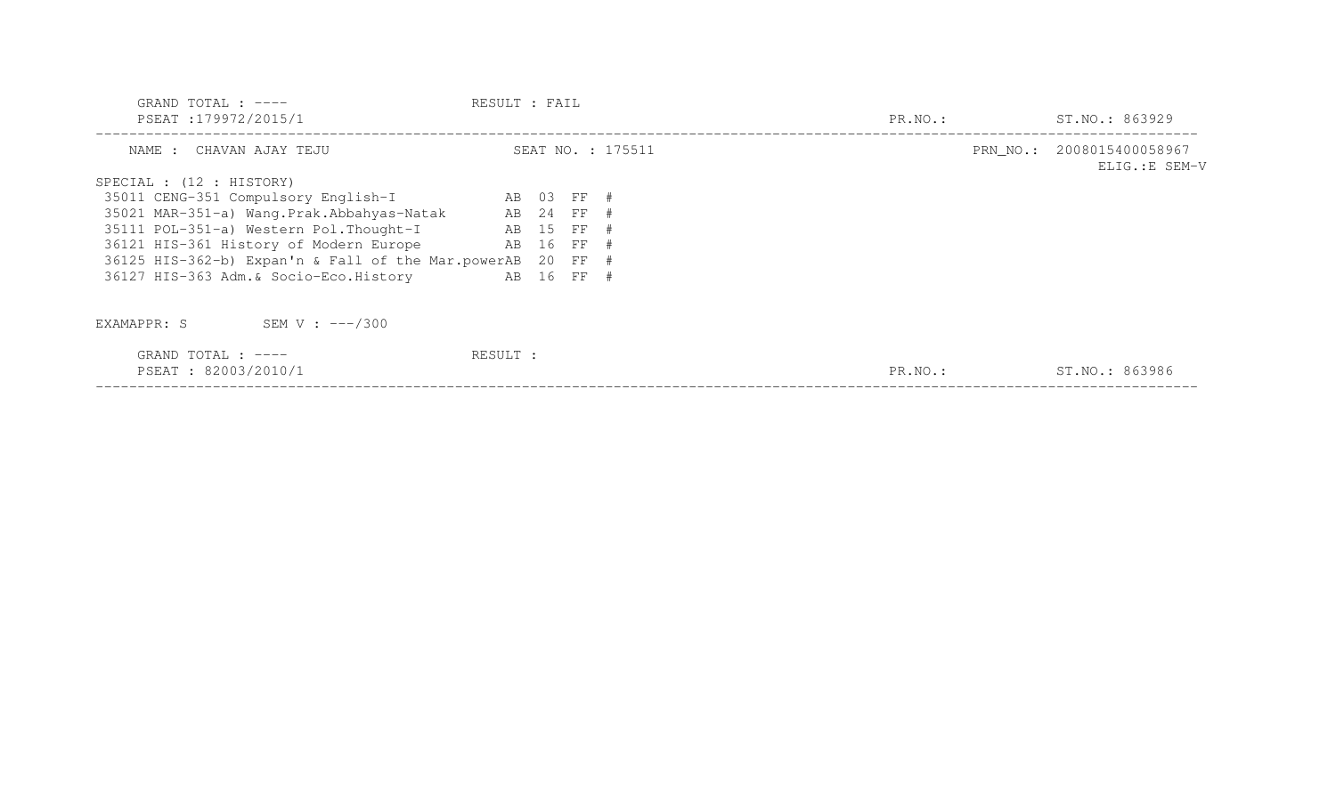GRAND TOTAL : ----　　　RESULT : FAIL

PSEAT :179972/2015/1　　　PR.NO.:　　　ST.NO.: 863929

---

NAME : CHAVAN AJAY TEJU　　　SEAT NO. : 175511　　　PRN_NO.: 2008015400058967

ELIG.:E SEM-V

SPECIAL : (12 : HISTORY)

```
 35011 CENG-351 Compulsory English-I             AB  03  FF  #
 35021 MAR-351-a) Wang.Prak.Abbahyas-Natak       AB  24  FF  #
 35111 POL-351-a) Western Pol.Thought-I          AB  15  FF  #
 36121 HIS-361 History of Modern Europe          AB  16  FF  #
 36125 HIS-362-b) Expan'n & Fall of the Mar.powerAB  20  FF  #
 36127 HIS-363 Adm.& Socio-Eco.History           AB  16  FF  #
```

EXAMAPPR: S　　　SEM V : ---/300

GRAND TOTAL : ----　　　RESULT :

PSEAT : 82003/2010/1　　　PR.NO.:　　　ST.NO.: 863986

---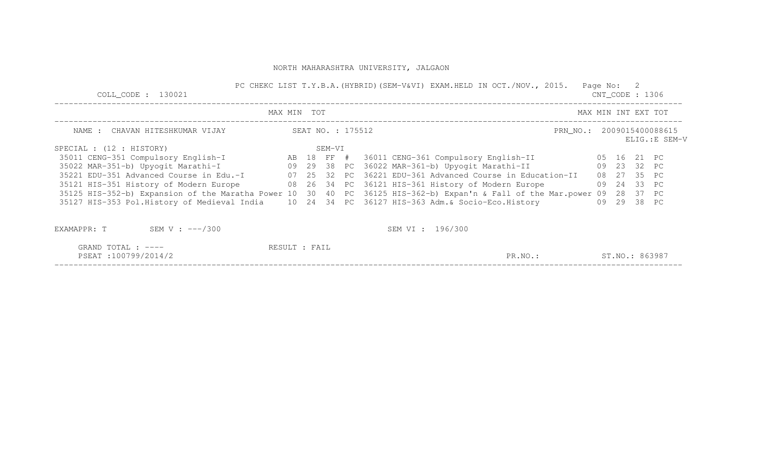NORTH MAHARASHTRA UNIVERSITY, JALGAON

PC CHEKC LIST T.Y.B.A.(HYBRID)(SEM-V&VI) EXAM.HELD IN OCT./NOV., 2015.

COLL_CODE : 130021 CNT_CODE : 1306

NAME : CHAVAN HITESHKUMAR VIJAY SEAT NO. : 175512 PRN_NO.: 2009015400088615 ELIG.:E SEM-V

SPECIAL : (12 : HISTORY)

| Course | MAX | MIN | TOT | | Course (SEM-VI) | MAX | MIN | INT | EXT | TOT |
|---|---|---|---|---|---|---|---|---|---|---|
| 35011 CENG-351 Compulsory English-I | AB | 18 | FF | # | 36011 CENG-361 Compulsory English-II | | | 05 | 16 | 21 PC |
| 35022 MAR-351-b) Upyogit Marathi-I | 09 | 29 | 38 | PC | 36022 MAR-361-b) Upyogit Marathi-II | | | 09 | 23 | 32 PC |
| 35221 EDU-351 Advanced Course in Edu.-I | 07 | 25 | 32 | PC | 36221 EDU-361 Advanced Course in Education-II | | | 08 | 27 | 35 PC |
| 35121 HIS-351 History of Modern Europe | 08 | 26 | 34 | PC | 36121 HIS-361 History of Modern Europe | | | 09 | 24 | 33 PC |
| 35125 HIS-352-b) Expansion of the Maratha Power | 10 | 30 | 40 | PC | 36125 HIS-362-b) Expan'n & Fall of the Mar.power | | | 09 | 28 | 37 PC |
| 35127 HIS-353 Pol.History of Medieval India | 10 | 24 | 34 | PC | 36127 HIS-363 Adm.& Socio-Eco.History | | | 09 | 29 | 38 PC |

EXAMAPPR: T SEM V : ---/300 SEM VI : 196/300

GRAND TOTAL : ---- RESULT : FAIL

PSEAT :100799/2014/2 PR.NO.: ST.NO.: 863987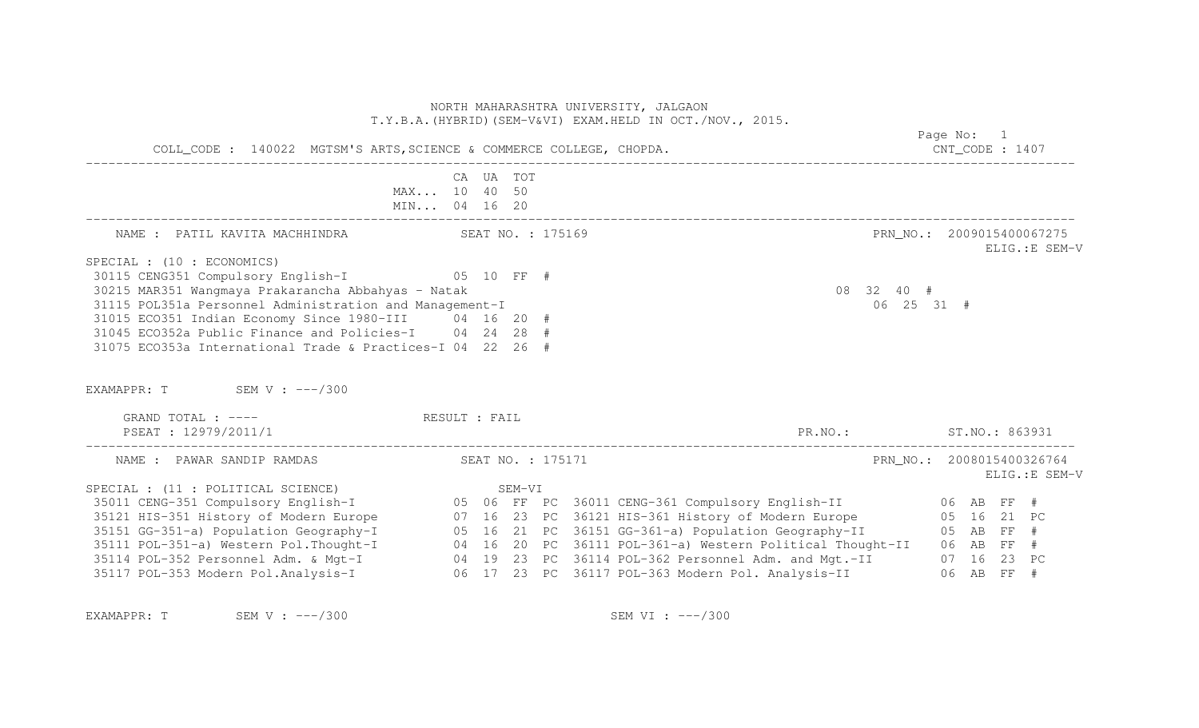NORTH MAHARASHTRA UNIVERSITY, JALGAON
T.Y.B.A.(HYBRID)(SEM-V&VI) EXAM.HELD IN OCT./NOV., 2015.

Page No: 1

COLL_CODE : 140022 MGTSM'S ARTS,SCIENCE & COMMERCE COLLEGE, CHOPDA. CNT_CODE : 1407

| | CA | UA | TOT |
|---|---|---|---|
| MAX... | 10 | 40 | 50 |
| MIN... | 04 | 16 | 20 |

NAME : PATIL KAVITA MACHHINDRA SEAT NO. : 175169 PRN_NO.: 2009015400067275

ELIG.:E SEM-V

SPECIAL : (10 : ECONOMICS)

| Subject | CA | UA | TOT | |
|---|---|---|---|---|
| 30115 CENG351 Compulsory English-I | 05 | 10 | FF | # |
| 30215 MAR351 Wangmaya Prakarancha Abbahyas - Natak | 08 | 32 | 40 | # |
| 31115 POL351a Personnel Administration and Management-I | 06 | 25 | 31 | # |
| 31015 ECO351 Indian Economy Since 1980-III | 04 | 16 | 20 | # |
| 31045 ECO352a Public Finance and Policies-I | 04 | 24 | 28 | # |
| 31075 ECO353a International Trade & Practices-I | 04 | 22 | 26 | # |

EXAMAPPR: T SEM V : ---/300

GRAND TOTAL : ---- RESULT : FAIL

PSEAT : 12979/2011/1 PR.NO.: ST.NO.: 863931

NAME : PAWAR SANDIP RAMDAS SEAT NO. : 175171 PRN_NO.: 2008015400326764

ELIG.:E SEM-V

SPECIAL : (11 : POLITICAL SCIENCE)

| SEM-V Subject | CA | UA | TOT | | SEM-VI Subject | CA | UA | TOT | |
|---|---|---|---|---|---|---|---|---|---|
| 35011 CENG-351 Compulsory English-I | 05 | 06 | FF | PC | 36011 CENG-361 Compulsory English-II | 06 | AB | FF | # |
| 35121 HIS-351 History of Modern Europe | 07 | 16 | 23 | PC | 36121 HIS-361 History of Modern Europe | 05 | 16 | 21 | PC |
| 35151 GG-351-a) Population Geography-I | 05 | 16 | 21 | PC | 36151 GG-361-a) Population Geography-II | 05 | AB | FF | # |
| 35111 POL-351-a) Western Pol.Thought-I | 04 | 16 | 20 | PC | 36111 POL-361-a) Western Political Thought-II | 06 | AB | FF | # |
| 35114 POL-352 Personnel Adm. & Mgt-I | 04 | 19 | 23 | PC | 36114 POL-362 Personnel Adm. and Mgt.-II | 07 | 16 | 23 | PC |
| 35117 POL-353 Modern Pol.Analysis-I | 06 | 17 | 23 | PC | 36117 POL-363 Modern Pol. Analysis-II | 06 | AB | FF | # |

EXAMAPPR: T SEM V : ---/300 SEM VI : ---/300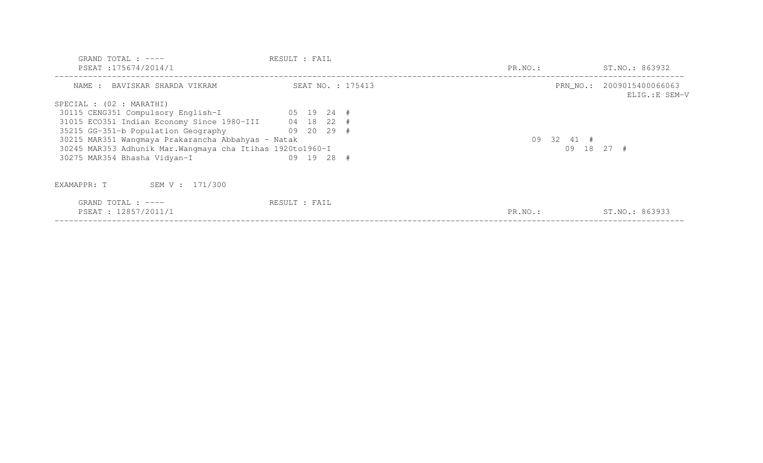GRAND TOTAL : ---- RESULT : FAIL
PSEAT :175674/2014/1 PR.NO.: ST.NO.: 863932

---

NAME : BAVISKAR SHARDA VIKRAM SEAT NO. : 175413 PRN_NO.: 2009015400066063
ELIG.:E SEM-V

SPECIAL : (02 : MARATHI)

```
30115 CENG351 Compulsory English-I              05  19  24  #
31015 ECO351 Indian Economy Since 1980-III      04  18  22  #
35215 GG-351-b Population Geography             09  20  29  #
30215 MAR351 Wangmaya Prakarancha Abbahyas - Natak                    09  32  41  #
30245 MAR353 Adhunik Mar.Wangmaya cha Itihas 1920to1960-I                 09  18  27  #
30275 MAR354 Bhasha Vidyan-I                    09  19  28  #
```

EXAMAPPR: T SEM V : 171/300

GRAND TOTAL : ---- RESULT : FAIL
PSEAT : 12857/2011/1 PR.NO.: ST.NO.: 863933

---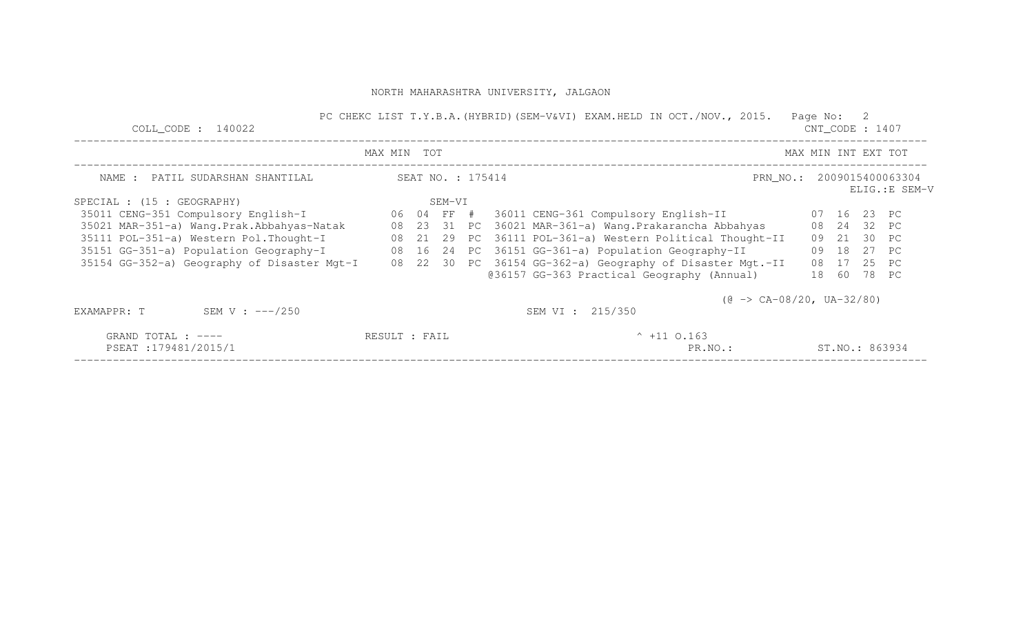NORTH MAHARASHTRA UNIVERSITY, JALGAON

PC CHEKC LIST T.Y.B.A.(HYBRID)(SEM-V&VI) EXAM.HELD IN OCT./NOV., 2015.

COLL_CODE : 140022 CNT_CODE : 1407

NAME : PATIL SUDARSHAN SHANTILAL SEAT NO. : 175414 PRN_NO.: 2009015400063304 ELIG.:E SEM-V

SPECIAL : (15 : GEOGRAPHY)

| SEM-V Subject | MAX | MIN | TOT | | SEM-VI Subject | MAX | MIN | INT | EXT | TOT |
|---|---|---|---|---|---|---|---|---|---|---|
| 35011 CENG-351 Compulsory English-I | 06 | 04 | FF | # | 36011 CENG-361 Compulsory English-II | | | 07 | 16 | 23 PC |
| 35021 MAR-351-a) Wang.Prak.Abbahyas-Natak | 08 | 23 | 31 | PC | 36021 MAR-361-a) Wang.Prakarancha Abbahyas | | | 08 | 24 | 32 PC |
| 35111 POL-351-a) Western Pol.Thought-I | 08 | 21 | 29 | PC | 36111 POL-361-a) Western Political Thought-II | | | 09 | 21 | 30 PC |
| 35151 GG-351-a) Population Geography-I | 08 | 16 | 24 | PC | 36151 GG-361-a) Population Geography-II | | | 09 | 18 | 27 PC |
| 35154 GG-352-a) Geography of Disaster Mgt-I | 08 | 22 | 30 | PC | 36154 GG-362-a) Geography of Disaster Mgt.-II | | | 08 | 17 | 25 PC |
| | | | | | @36157 GG-363 Practical Geography (Annual) | | | 18 | 60 | 78 PC |

(@ -> CA-08/20, UA-32/80)

EXAMAPPR: T SEM V : ---/250 SEM VI : 215/350

GRAND TOTAL : ---- RESULT : FAIL ^ +11 O.163

PSEAT :179481/2015/1 PR.NO.: ST.NO.: 863934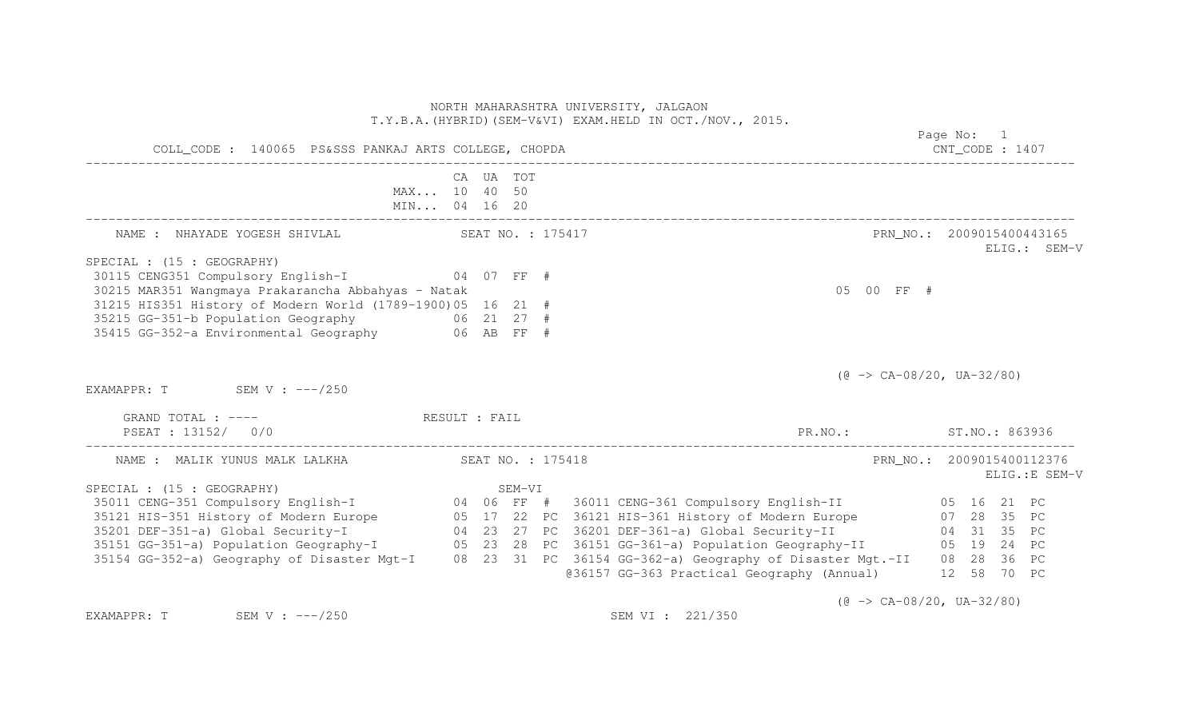NORTH MAHARASHTRA UNIVERSITY, JALGAON
T.Y.B.A.(HYBRID)(SEM-V&VI) EXAM.HELD IN OCT./NOV., 2015.

COLL_CODE : 140065 PS&SSS PANKAJ ARTS COLLEGE, CHOPDA — CNT_CODE : 1407

| | CA | UA | TOT |
|---|---|---|---|
| MAX... | 10 | 40 | 50 |
| MIN... | 04 | 16 | 20 |

---

NAME : NHAYADE YOGESH SHIVLAL — SEAT NO. : 175417 — PRN_NO.: 2009015400443165 — ELIG.: SEM-V

SPECIAL : (15 : GEOGRAPHY)

| Course | CA | UA | TOT | |
|---|---|---|---|---|
| 30115 CENG351 Compulsory English-I | 04 | 07 | FF | # |
| 30215 MAR351 Wangmaya Prakarancha Abbahyas - Natak | 05 | 00 | FF | # |
| 31215 HIS351 History of Modern World (1789-1900) | 05 | 16 | 21 | # |
| 35215 GG-351-b Population Geography | 06 | 21 | 27 | # |
| 35415 GG-352-a Environmental Geography | 06 | AB | FF | # |

(@ -> CA-08/20, UA-32/80)

EXAMAPPR: T SEM V : ---/250

GRAND TOTAL : ---- RESULT : FAIL

PSEAT : 13152/ 0/0 PR.NO.: ST.NO.: 863936

---

NAME : MALIK YUNUS MALK LALKHA — SEAT NO. : 175418 — PRN_NO.: 2009015400112376 — ELIG.:E SEM-V

SPECIAL : (15 : GEOGRAPHY)

| Course | CA | UA | TOT | | SEM-VI Course | CA | UA | TOT | |
|---|---|---|---|---|---|---|---|---|---|
| 35011 CENG-351 Compulsory English-I | 04 | 06 | FF | # | 36011 CENG-361 Compulsory English-II | 05 | 16 | 21 | PC |
| 35121 HIS-351 History of Modern Europe | 05 | 17 | 22 | PC | 36121 HIS-361 History of Modern Europe | 07 | 28 | 35 | PC |
| 35201 DEF-351-a) Global Security-I | 04 | 23 | 27 | PC | 36201 DEF-361-a) Global Security-II | 04 | 31 | 35 | PC |
| 35151 GG-351-a) Population Geography-I | 05 | 23 | 28 | PC | 36151 GG-361-a) Population Geography-II | 05 | 19 | 24 | PC |
| 35154 GG-352-a) Geography of Disaster Mgt-I | 08 | 23 | 31 | PC | 36154 GG-362-a) Geography of Disaster Mgt.-II | 08 | 28 | 36 | PC |
| | | | | | @36157 GG-363 Practical Geography (Annual) | 12 | 58 | 70 | PC |

(@ -> CA-08/20, UA-32/80)

EXAMAPPR: T SEM V : ---/250 SEM VI : 221/350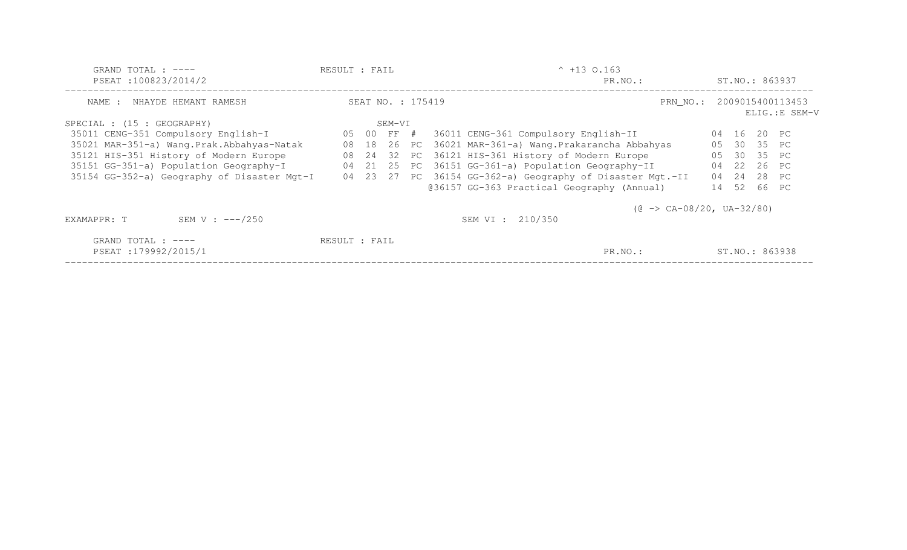GRAND TOTAL : ---- RESULT : FAIL ^ +13 O.163

PSEAT :100823/2014/2 PR.NO.: ST.NO.: 863937

---

NAME : NHAYDE HEMANT RAMESH SEAT NO. : 175419 PRN_NO.: 2009015400113453

ELIG.:E SEM-V

SPECIAL : (15 : GEOGRAPHY) SEM-VI

| | | | | | | | | | |
|---|---|---|---|---|---|---|---|---|---|
| 35011 CENG-351 Compulsory English-I | 05 | 00 | FF | # | 36011 CENG-361 Compulsory English-II | 04 | 16 | 20 | PC |
| 35021 MAR-351-a) Wang.Prak.Abbahyas-Natak | 08 | 18 | 26 | PC | 36021 MAR-361-a) Wang.Prakarancha Abbahyas | 05 | 30 | 35 | PC |
| 35121 HIS-351 History of Modern Europe | 08 | 24 | 32 | PC | 36121 HIS-361 History of Modern Europe | 05 | 30 | 35 | PC |
| 35151 GG-351-a) Population Geography-I | 04 | 21 | 25 | PC | 36151 GG-361-a) Population Geography-II | 04 | 22 | 26 | PC |
| 35154 GG-352-a) Geography of Disaster Mgt-I | 04 | 23 | 27 | PC | 36154 GG-362-a) Geography of Disaster Mgt.-II | 04 | 24 | 28 | PC |
| | | | | | @36157 GG-363 Practical Geography (Annual) | 14 | 52 | 66 | PC |

(@ -> CA-08/20, UA-32/80)

EXAMAPPR: T SEM V : ---/250 SEM VI : 210/350

GRAND TOTAL : ---- RESULT : FAIL

PSEAT :179992/2015/1 PR.NO.: ST.NO.: 863938

---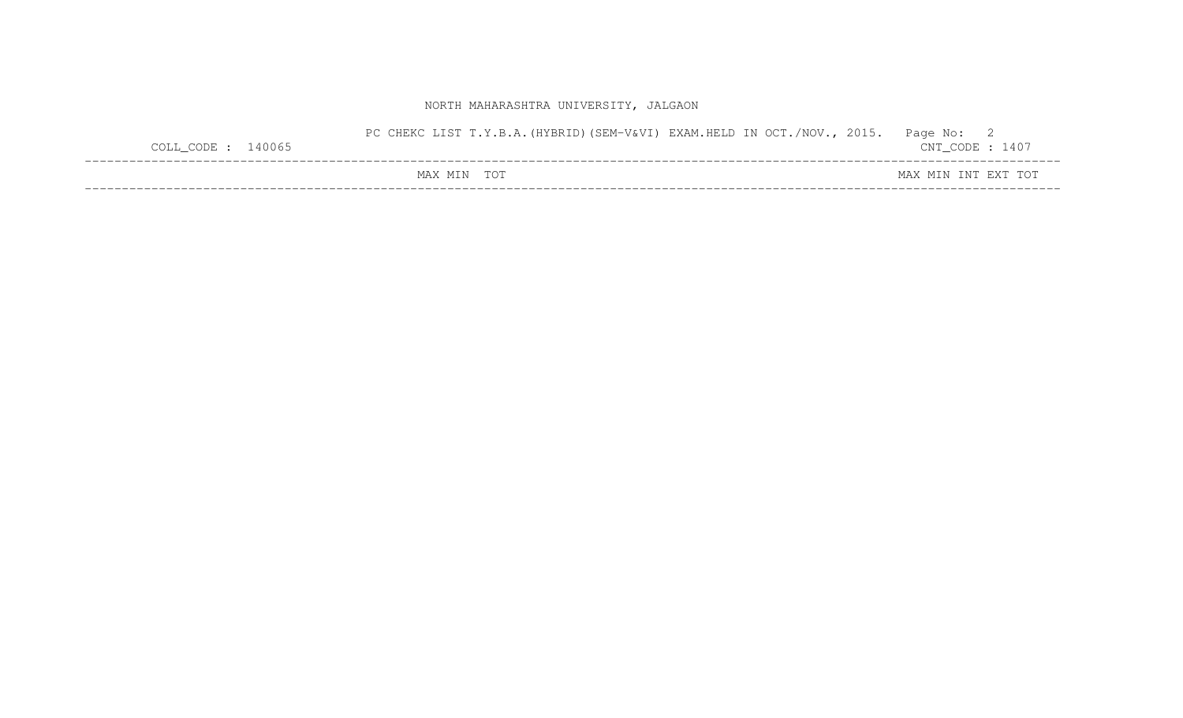NORTH MAHARASHTRA UNIVERSITY, JALGAON

PC CHEKC LIST T.Y.B.A.(HYBRID)(SEM-V&VI) EXAM.HELD IN OCT./NOV., 2015.

COLL_CODE : 140065 CNT_CODE : 1407

| | MAX | MIN | TOT | | MAX | MIN | INT | EXT | TOT |
|---|---|---|---|---|---|---|---|---|---|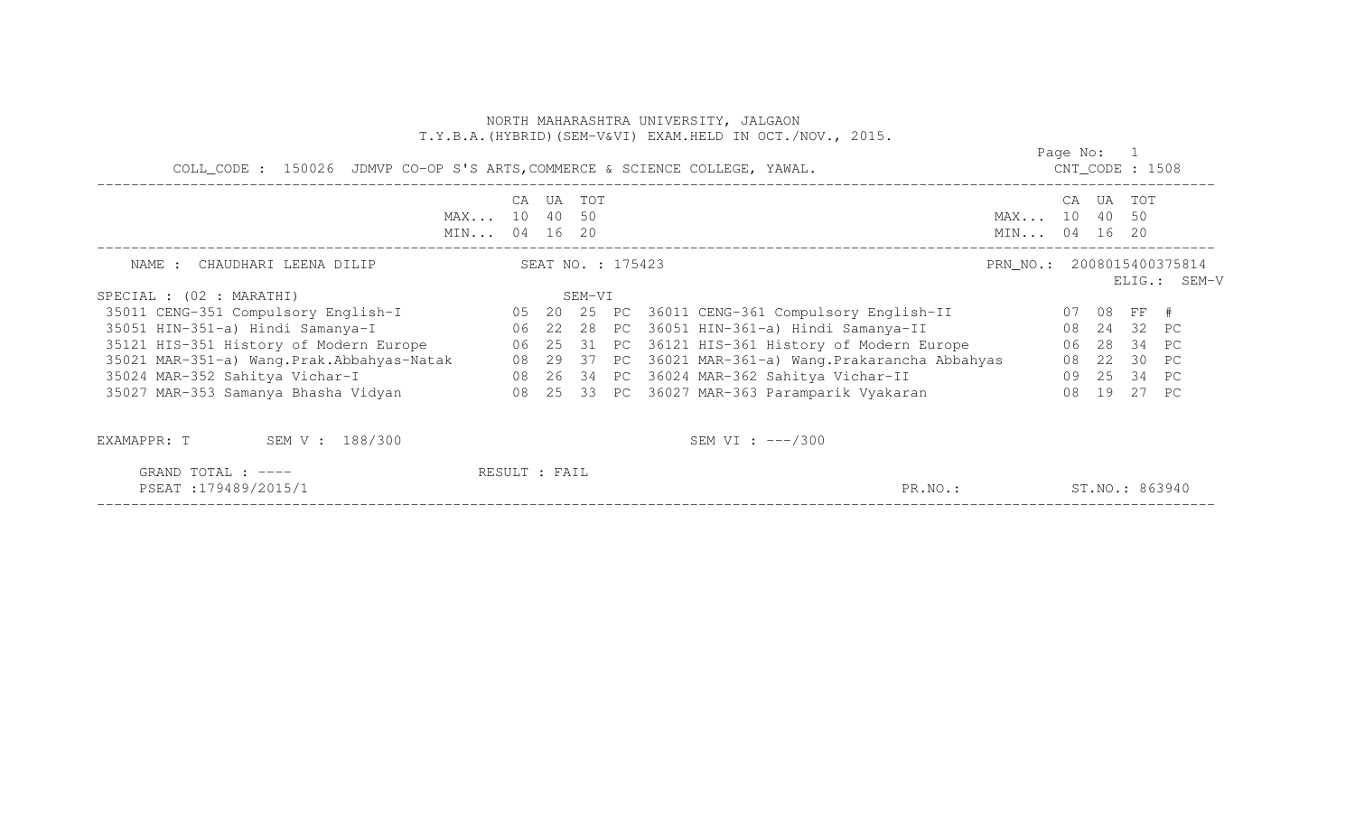NORTH MAHARASHTRA UNIVERSITY, JALGAON
T.Y.B.A.(HYBRID)(SEM-V&VI) EXAM.HELD IN OCT./NOV., 2015.

COLL_CODE : 150026 JDMVP CO-OP S'S ARTS,COMMERCE & SCIENCE COLLEGE, YAWAL.

CNT_CODE : 1508

| | CA | UA | TOT | | | CA | UA | TOT |
|---|---|---|---|---|---|---|---|---|
| MAX... | 10 | 40 | 50 | | MAX... | 10 | 40 | 50 |
| MIN... | 04 | 16 | 20 | | MIN... | 04 | 16 | 20 |

NAME : CHAUDHARI LEENA DILIP SEAT NO. : 175423 PRN_NO.: 2008015400375814

ELIG.: SEM-V

SPECIAL : (02 : MARATHI) SEM-VI

| Subject (SEM-V) | CA | UA | TOT | | Subject (SEM-VI) | CA | UA | TOT | |
|---|---|---|---|---|---|---|---|---|---|
| 35011 CENG-351 Compulsory English-I | 05 | 20 | 25 | PC | 36011 CENG-361 Compulsory English-II | 07 | 08 | FF | # |
| 35051 HIN-351-a) Hindi Samanya-I | 06 | 22 | 28 | PC | 36051 HIN-361-a) Hindi Samanya-II | 08 | 24 | 32 | PC |
| 35121 HIS-351 History of Modern Europe | 06 | 25 | 31 | PC | 36121 HIS-361 History of Modern Europe | 06 | 28 | 34 | PC |
| 35021 MAR-351-a) Wang.Prak.Abbahyas-Natak | 08 | 29 | 37 | PC | 36021 MAR-361-a) Wang.Prakarancha Abbahyas | 08 | 22 | 30 | PC |
| 35024 MAR-352 Sahitya Vichar-I | 08 | 26 | 34 | PC | 36024 MAR-362 Sahitya Vichar-II | 09 | 25 | 34 | PC |
| 35027 MAR-353 Samanya Bhasha Vidyan | 08 | 25 | 33 | PC | 36027 MAR-363 Paramparik Vyakaran | 08 | 19 | 27 | PC |

EXAMAPPR: T SEM V : 188/300 SEM VI : ---/300

GRAND TOTAL : ---- RESULT : FAIL

PSEAT :179489/2015/1 PR.NO.: ST.NO.: 863940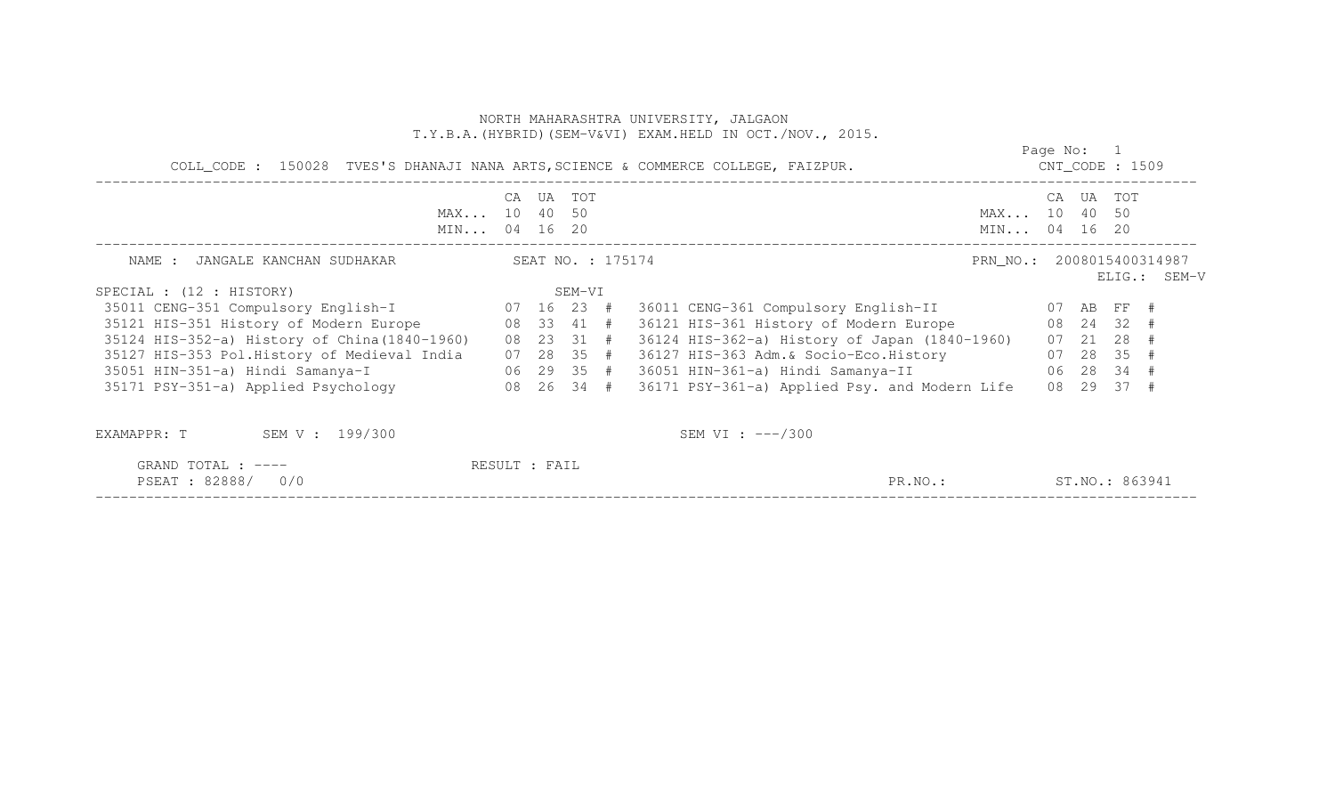NORTH MAHARASHTRA UNIVERSITY, JALGAON
T.Y.B.A.(HYBRID)(SEM-V&VI) EXAM.HELD IN OCT./NOV., 2015.

COLL_CODE : 150028 TVES'S DHANAJI NANA ARTS,SCIENCE & COMMERCE COLLEGE, FAIZPUR. CNT_CODE : 1509

| | CA | UA | TOT | | CA | UA | TOT |
|---|---|---|---|---|---|---|---|
| MAX... | 10 | 40 | 50 | MAX... | 10 | 40 | 50 |
| MIN... | 04 | 16 | 20 | MIN... | 04 | 16 | 20 |

NAME : JANGALE KANCHAN SUDHAKAR SEAT NO. : 175174 PRN_NO.: 2008015400314987 ELIG.: SEM-V

SPECIAL : (12 : HISTORY) SEM-VI

| Subject (SEM-V) | CA | UA | TOT | | Subject (SEM-VI) | CA | UA | TOT | |
|---|---|---|---|---|---|---|---|---|---|
| 35011 CENG-351 Compulsory English-I | 07 | 16 | 23 | # | 36011 CENG-361 Compulsory English-II | 07 | AB | FF | # |
| 35121 HIS-351 History of Modern Europe | 08 | 33 | 41 | # | 36121 HIS-361 History of Modern Europe | 08 | 24 | 32 | # |
| 35124 HIS-352-a) History of China(1840-1960) | 08 | 23 | 31 | # | 36124 HIS-362-a) History of Japan (1840-1960) | 07 | 21 | 28 | # |
| 35127 HIS-353 Pol.History of Medieval India | 07 | 28 | 35 | # | 36127 HIS-363 Adm.& Socio-Eco.History | 07 | 28 | 35 | # |
| 35051 HIN-351-a) Hindi Samanya-I | 06 | 29 | 35 | # | 36051 HIN-361-a) Hindi Samanya-II | 06 | 28 | 34 | # |
| 35171 PSY-351-a) Applied Psychology | 08 | 26 | 34 | # | 36171 PSY-361-a) Applied Psy. and Modern Life | 08 | 29 | 37 | # |

EXAMAPPR: T SEM V : 199/300 SEM VI : ---/300

GRAND TOTAL : ---- RESULT : FAIL

PSEAT : 82888/ 0/0 PR.NO.: ST.NO.: 863941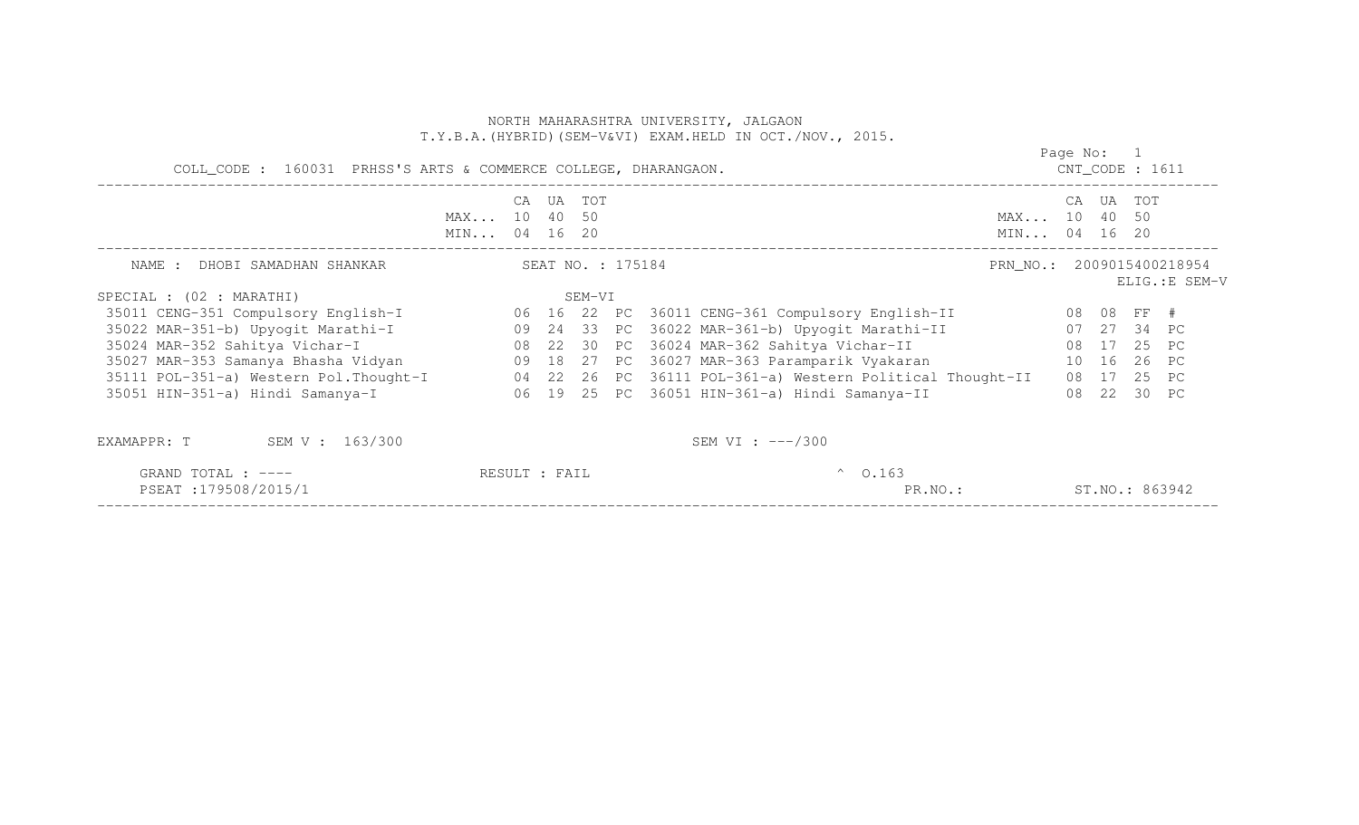NORTH MAHARASHTRA UNIVERSITY, JALGAON
T.Y.B.A.(HYBRID)(SEM-V&VI) EXAM.HELD IN OCT./NOV., 2015.

COLL_CODE : 160031 PRHSS'S ARTS & COMMERCE COLLEGE, DHARANGAON.

Page No: 1
CNT_CODE : 1611

| | CA | UA | TOT | | | CA | UA | TOT | |
|---|---|---|---|---|---|---|---|---|---|
| MAX... | 10 | 40 | 50 | | MAX... | 10 | 40 | 50 | |
| MIN... | 04 | 16 | 20 | | MIN... | 04 | 16 | 20 | |

NAME : DHOBI SAMADHAN SHANKAR          SEAT NO. : 175184          PRN_NO.: 2009015400218954
ELIG.:E SEM-V

SPECIAL : (02 : MARATHI)          SEM-VI

| Subject (SEM-V) | CA | UA | TOT | | Subject (SEM-VI) | CA | UA | TOT | |
|---|---|---|---|---|---|---|---|---|---|
| 35011 CENG-351 Compulsory English-I | 06 | 16 | 22 | PC | 36011 CENG-361 Compulsory English-II | 08 | 08 | FF | # |
| 35022 MAR-351-b) Upyogit Marathi-I | 09 | 24 | 33 | PC | 36022 MAR-361-b) Upyogit Marathi-II | 07 | 27 | 34 | PC |
| 35024 MAR-352 Sahitya Vichar-I | 08 | 22 | 30 | PC | 36024 MAR-362 Sahitya Vichar-II | 08 | 17 | 25 | PC |
| 35027 MAR-353 Samanya Bhasha Vidyan | 09 | 18 | 27 | PC | 36027 MAR-363 Paramparik Vyakaran | 10 | 16 | 26 | PC |
| 35111 POL-351-a) Western Pol.Thought-I | 04 | 22 | 26 | PC | 36111 POL-361-a) Western Political Thought-II | 08 | 17 | 25 | PC |
| 35051 HIN-351-a) Hindi Samanya-I | 06 | 19 | 25 | PC | 36051 HIN-361-a) Hindi Samanya-II | 08 | 22 | 30 | PC |

EXAMAPPR: T          SEM V : 163/300          SEM VI : ---/300

GRAND TOTAL : ----          RESULT : FAIL          ^ O.163
PSEAT :179508/2015/1          PR.NO.:          ST.NO.: 863942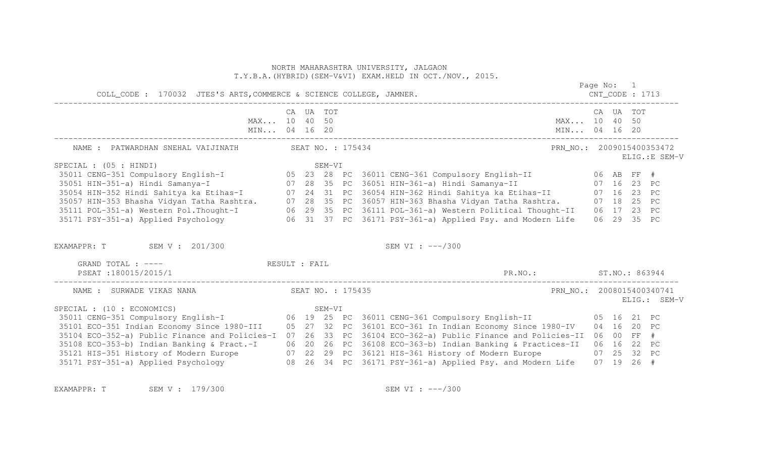NORTH MAHARASHTRA UNIVERSITY, JALGAON
T.Y.B.A.(HYBRID)(SEM-V&VI) EXAM.HELD IN OCT./NOV., 2015.

COLL_CODE : 170032 JTES'S ARTS,COMMERCE & SCIENCE COLLEGE, JAMNER.

Page No: 1
CNT_CODE : 1713

| | CA | UA | TOT | | | CA | UA | TOT | |
|---|---|---|---|---|---|---|---|---|---|
| MAX... | 10 | 40 | 50 | | MAX... | 10 | 40 | 50 | |
| MIN... | 04 | 16 | 20 | | MIN... | 04 | 16 | 20 | |

NAME : PATWARDHAN SNEHAL VAIJINATH SEAT NO. : 175434 PRN_NO.: 2009015400353472
ELIG.:E SEM-V

SPECIAL : (05 : HINDI) SEM-VI

| SEM-V Subject | CA | UA | TOT | | SEM-VI Subject | CA | UA | TOT | |
|---|---|---|---|---|---|---|---|---|---|
| 35011 CENG-351 Compulsory English-I | 05 | 23 | 28 | PC | 36011 CENG-361 Compulsory English-II | 06 | AB | FF | # |
| 35051 HIN-351-a) Hindi Samanya-I | 07 | 28 | 35 | PC | 36051 HIN-361-a) Hindi Samanya-II | 07 | 16 | 23 | PC |
| 35054 HIN-352 Hindi Sahitya ka Etihas-I | 07 | 24 | 31 | PC | 36054 HIN-362 Hindi Sahitya ka Etihas-II | 07 | 16 | 23 | PC |
| 35057 HIN-353 Bhasha Vidyan Tatha Rashtra. | 07 | 28 | 35 | PC | 36057 HIN-363 Bhasha Vidyan Tatha Rashtra. | 07 | 18 | 25 | PC |
| 35111 POL-351-a) Western Pol.Thought-I | 06 | 29 | 35 | PC | 36111 POL-361-a) Western Political Thought-II | 06 | 17 | 23 | PC |
| 35171 PSY-351-a) Applied Psychology | 06 | 31 | 37 | PC | 36171 PSY-361-a) Applied Psy. and Modern Life | 06 | 29 | 35 | PC |

EXAMAPPR: T SEM V : 201/300 SEM VI : ---/300

GRAND TOTAL : ---- RESULT : FAIL
PSEAT :180015/2015/1 PR.NO.: ST.NO.: 863944

NAME : SURWADE VIKAS NANA SEAT NO. : 175435 PRN_NO.: 2008015400340741
ELIG.: SEM-V

SPECIAL : (10 : ECONOMICS) SEM-VI

| SEM-V Subject | CA | UA | TOT | | SEM-VI Subject | CA | UA | TOT | |
|---|---|---|---|---|---|---|---|---|---|
| 35011 CENG-351 Compulsory English-I | 06 | 19 | 25 | PC | 36011 CENG-361 Compulsory English-II | 05 | 16 | 21 | PC |
| 35101 ECO-351 Indian Economy Since 1980-III | 05 | 27 | 32 | PC | 36101 ECO-361 In Indian Economy Since 1980-IV | 04 | 16 | 20 | PC |
| 35104 ECO-352-a) Public Finance and Policies-I | 07 | 26 | 33 | PC | 36104 ECO-362-a) Public Finance and Policies-II | 06 | 00 | FF | # |
| 35108 ECO-353-b) Indian Banking & Pract.-I | 06 | 20 | 26 | PC | 36108 ECO-363-b) Indian Banking & Practices-II | 06 | 16 | 22 | PC |
| 35121 HIS-351 History of Modern Europe | 07 | 22 | 29 | PC | 36121 HIS-361 History of Modern Europe | 07 | 25 | 32 | PC |
| 35171 PSY-351-a) Applied Psychology | 08 | 26 | 34 | PC | 36171 PSY-361-a) Applied Psy. and Modern Life | 07 | 19 | 26 | # |

EXAMAPPR: T SEM V : 179/300 SEM VI : ---/300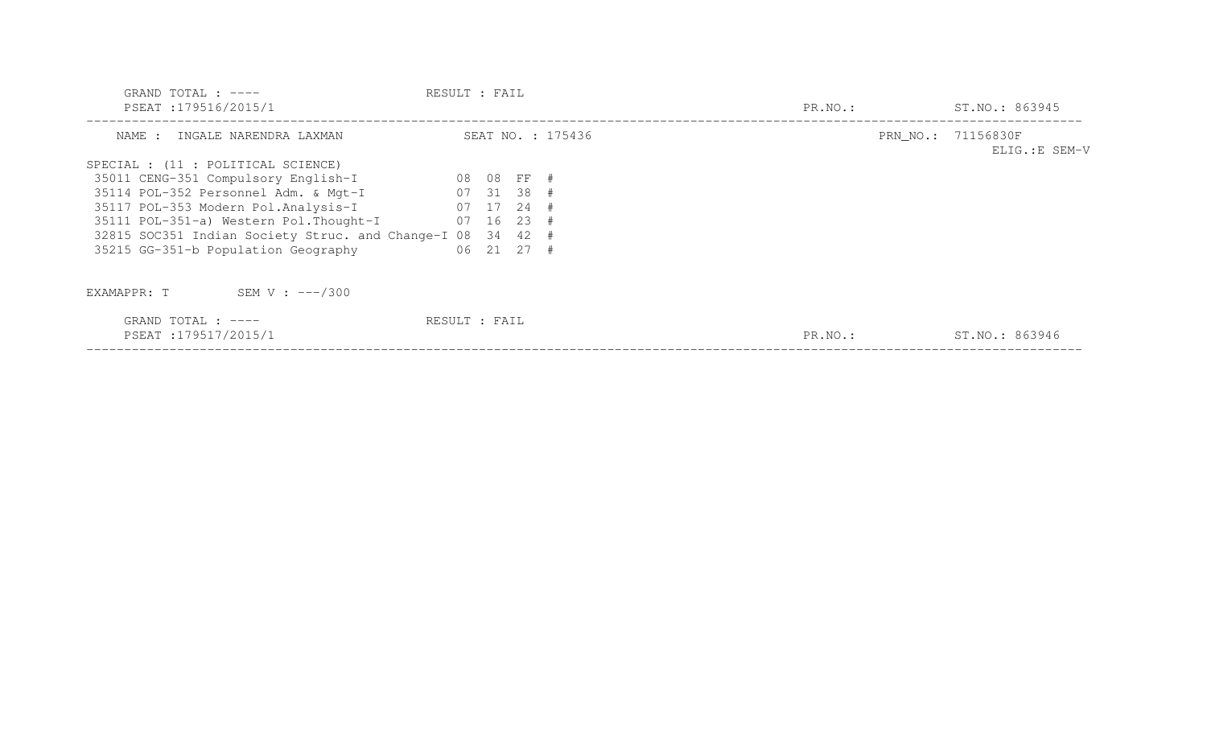GRAND TOTAL : ---- RESULT : FAIL
PSEAT :179516/2015/1 PR.NO.: ST.NO.: 863945

---

NAME : INGALE NARENDRA LAXMAN SEAT NO. : 175436 PRN_NO.: 71156830F
ELIG.:E SEM-V

SPECIAL : (11 : POLITICAL SCIENCE)

| | | | | |
|---|---|---|---|---|
| 35011 CENG-351 Compulsory English-I | 08 | 08 | FF | # |
| 35114 POL-352 Personnel Adm. & Mgt-I | 07 | 31 | 38 | # |
| 35117 POL-353 Modern Pol.Analysis-I | 07 | 17 | 24 | # |
| 35111 POL-351-a) Western Pol.Thought-I | 07 | 16 | 23 | # |
| 32815 SOC351 Indian Society Struc. and Change-I | 08 | 34 | 42 | # |
| 35215 GG-351-b Population Geography | 06 | 21 | 27 | # |

EXAMAPPR: T SEM V : ---/300

GRAND TOTAL : ---- RESULT : FAIL
PSEAT :179517/2015/1 PR.NO.: ST.NO.: 863946

---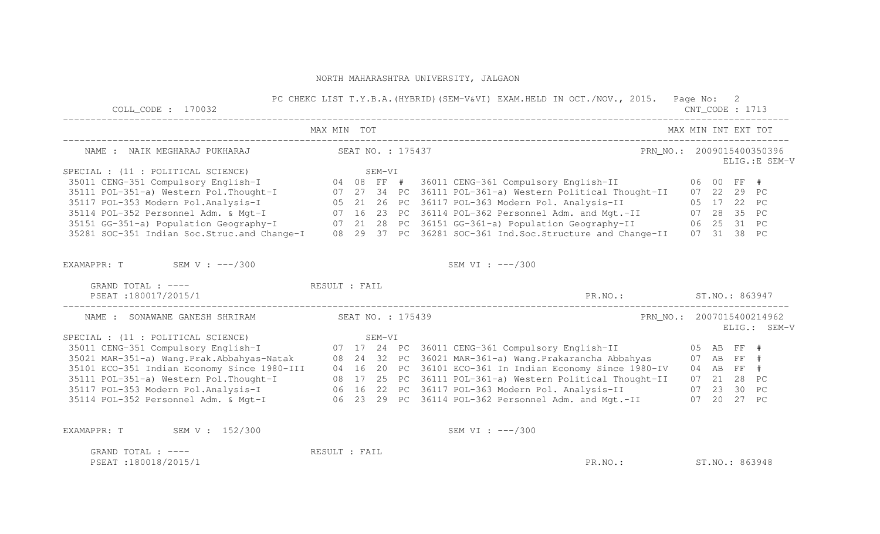NORTH MAHARASHTRA UNIVERSITY, JALGAON

PC CHEKC LIST T.Y.B.A.(HYBRID)(SEM-V&VI) EXAM.HELD IN OCT./NOV., 2015. Page No: 2

COLL_CODE : 170032 CNT_CODE : 1713

| | MAX | MIN | TOT | | | MAX | MIN | INT | EXT | TOT |
|---|---|---|---|---|---|---|---|---|---|---|

**NAME : NAIK MEGHARAJ PUKHARAJ** SEAT NO. : 175437 PRN_NO.: 2009015400350396 ELIG.:E SEM-V

SPECIAL : (11 : POLITICAL SCIENCE) SEM-VI

| SEM-V Subject | MAX | MIN | TOT | | SEM-VI Subject | | | | |
|---|---|---|---|---|---|---|---|---|---|
| 35011 CENG-351 Compulsory English-I | 04 | 08 | FF | # | 36011 CENG-361 Compulsory English-II | 06 | 00 | FF | # |
| 35111 POL-351-a) Western Pol.Thought-I | 07 | 27 | 34 | PC | 36111 POL-361-a) Western Political Thought-II | 07 | 22 | 29 | PC |
| 35117 POL-353 Modern Pol.Analysis-I | 05 | 21 | 26 | PC | 36117 POL-363 Modern Pol. Analysis-II | 05 | 17 | 22 | PC |
| 35114 POL-352 Personnel Adm. & Mgt-I | 07 | 16 | 23 | PC | 36114 POL-362 Personnel Adm. and Mgt.-II | 07 | 28 | 35 | PC |
| 35151 GG-351-a) Population Geography-I | 07 | 21 | 28 | PC | 36151 GG-361-a) Population Geography-II | 06 | 25 | 31 | PC |
| 35281 SOC-351 Indian Soc.Struc.and Change-I | 08 | 29 | 37 | PC | 36281 SOC-361 Ind.Soc.Structure and Change-II | 07 | 31 | 38 | PC |

EXAMAPPR: T SEM V : ---/300 SEM VI : ---/300

GRAND TOTAL : ---- RESULT : FAIL

PSEAT :180017/2015/1 PR.NO.: ST.NO.: 863947

---

**NAME : SONAWANE GANESH SHRIRAM** SEAT NO. : 175439 PRN_NO.: 2007015400214962 ELIG.: SEM-V

SPECIAL : (11 : POLITICAL SCIENCE) SEM-VI

| SEM-V Subject | MAX | MIN | TOT | | SEM-VI Subject | | | | |
|---|---|---|---|---|---|---|---|---|---|
| 35011 CENG-351 Compulsory English-I | 07 | 17 | 24 | PC | 36011 CENG-361 Compulsory English-II | 05 | AB | FF | # |
| 35021 MAR-351-a) Wang.Prak.Abbahyas-Natak | 08 | 24 | 32 | PC | 36021 MAR-361-a) Wang.Prakarancha Abbahyas | 07 | AB | FF | # |
| 35101 ECO-351 Indian Economy Since 1980-III | 04 | 16 | 20 | PC | 36101 ECO-361 In Indian Economy Since 1980-IV | 04 | AB | FF | # |
| 35111 POL-351-a) Western Pol.Thought-I | 08 | 17 | 25 | PC | 36111 POL-361-a) Western Political Thought-II | 07 | 21 | 28 | PC |
| 35117 POL-353 Modern Pol.Analysis-I | 06 | 16 | 22 | PC | 36117 POL-363 Modern Pol. Analysis-II | 07 | 23 | 30 | PC |
| 35114 POL-352 Personnel Adm. & Mgt-I | 06 | 23 | 29 | PC | 36114 POL-362 Personnel Adm. and Mgt.-II | 07 | 20 | 27 | PC |

EXAMAPPR: T SEM V : 152/300 SEM VI : ---/300

GRAND TOTAL : ---- RESULT : FAIL

PSEAT :180018/2015/1 PR.NO.: ST.NO.: 863948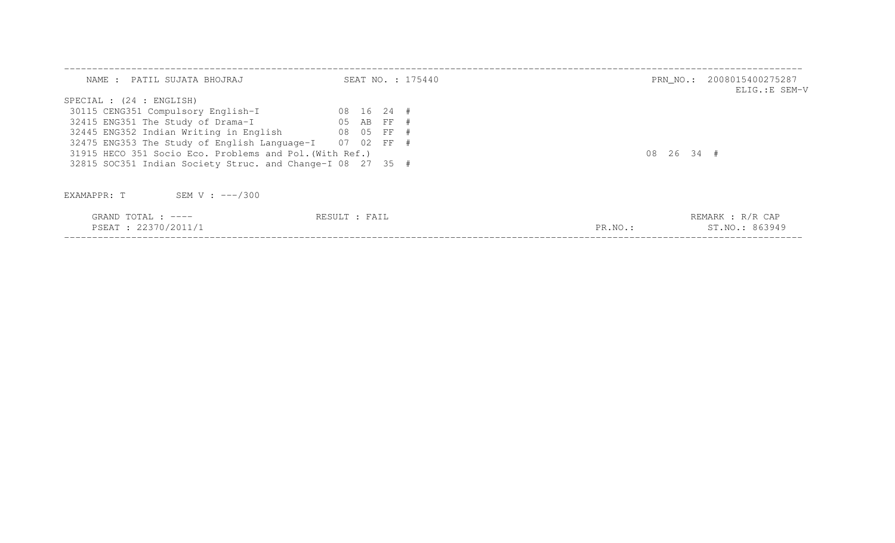NAME : PATIL SUJATA BHOJRAJ SEAT NO. : 175440 PRN_NO.: 2008015400275287

ELIG.:E SEM-V

SPECIAL : (24 : ENGLISH)

| Code | Subject | | | | |
|---|---|---|---|---|---|
| 30115 | CENG351 Compulsory English-I | 08 | 16 | 24 | # |
| 32415 | ENG351 The Study of Drama-I | 05 | AB | FF | # |
| 32445 | ENG352 Indian Writing in English | 08 | 05 | FF | # |
| 32475 | ENG353 The Study of English Language-I | 07 | 02 | FF | # |
| 31915 | HECO 351 Socio Eco. Problems and Pol.(With Ref.) | 08 | 26 | 34 | # |
| 32815 | SOC351 Indian Society Struc. and Change-I | 08 | 27 | 35 | # |

EXAMAPPR: T SEM V : ---/300

GRAND TOTAL : ---- RESULT : FAIL REMARK : R/R CAP

PSEAT : 22370/2011/1 PR.NO.: ST.NO.: 863949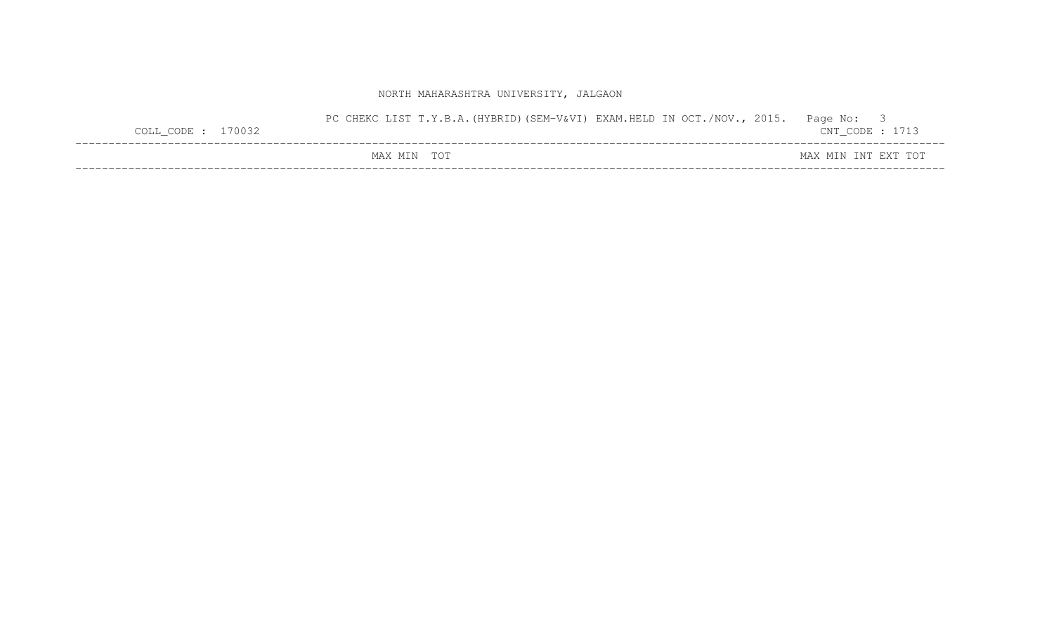NORTH MAHARASHTRA UNIVERSITY, JALGAON

PC CHEKC LIST T.Y.B.A.(HYBRID)(SEM-V&VI) EXAM.HELD IN OCT./NOV., 2015.

COLL_CODE : 170032 CNT_CODE : 1713

| MAX | MIN | TOT | MAX | MIN | INT | EXT | TOT |
|---|---|---|---|---|---|---|---|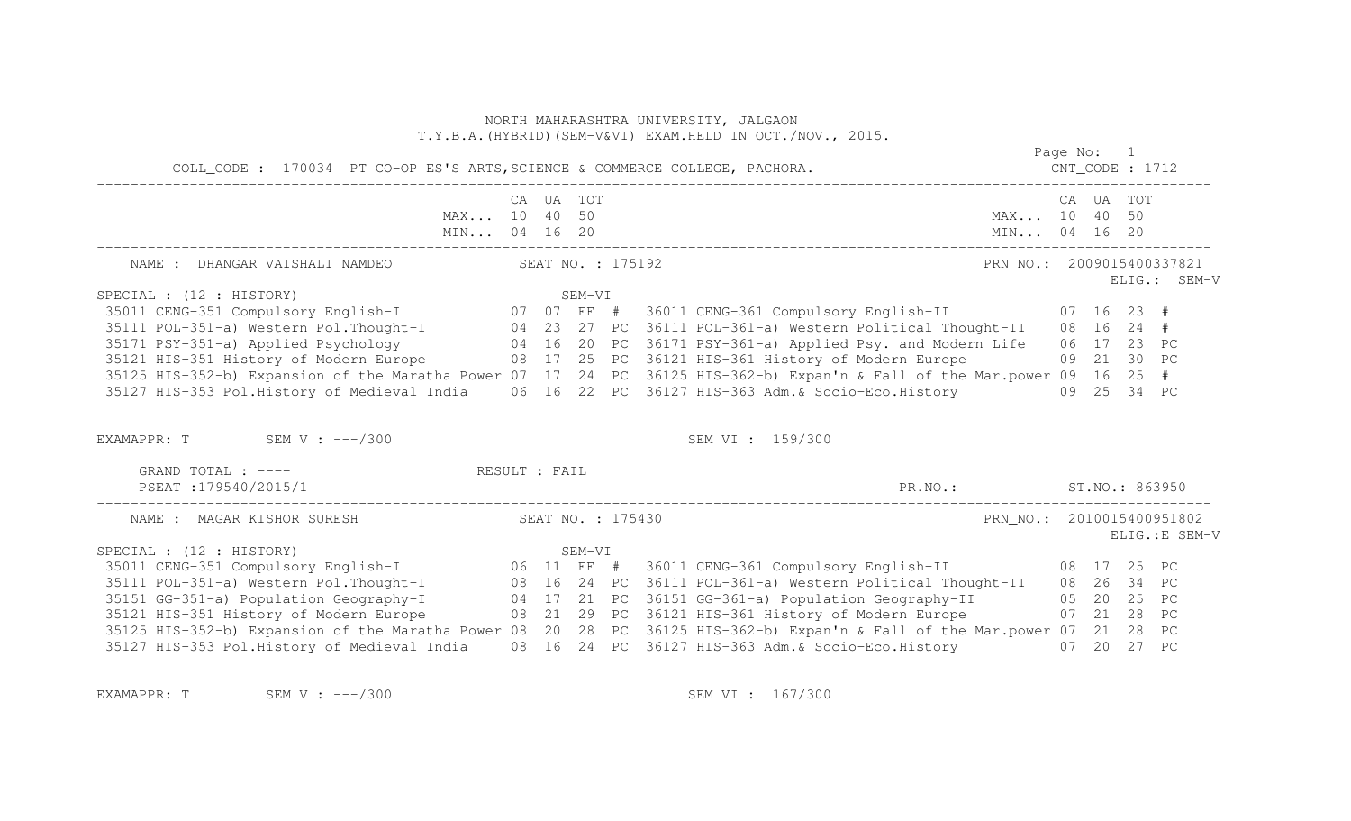NORTH MAHARASHTRA UNIVERSITY, JALGAON
T.Y.B.A.(HYBRID)(SEM-V&VI) EXAM.HELD IN OCT./NOV., 2015.

COLL_CODE : 170034 PT CO-OP ES'S ARTS,SCIENCE & COMMERCE COLLEGE, PACHORA.    CNT_CODE : 1712

| | CA | UA | TOT | | | CA | UA | TOT |
|---|---|---|---|---|---|---|---|---|
| MAX... | 10 | 40 | 50 | | MAX... | 10 | 40 | 50 |
| MIN... | 04 | 16 | 20 | | MIN... | 04 | 16 | 20 |

NAME : DHANGAR VAISHALI NAMDEO    SEAT NO. : 175192    PRN_NO.: 2009015400337821
ELIG.: SEM-V

SPECIAL : (12 : HISTORY)    SEM-VI

| SEM-V Subject | CA | UA | TOT | Status | SEM-VI Subject | CA | UA | TOT | Status |
|---|---|---|---|---|---|---|---|---|---|
| 35011 CENG-351 Compulsory English-I | 07 | 07 | FF | # | 36011 CENG-361 Compulsory English-II | 07 | 16 | 23 | # |
| 35111 POL-351-a) Western Pol.Thought-I | 04 | 23 | 27 | PC | 36111 POL-361-a) Western Political Thought-II | 08 | 16 | 24 | # |
| 35171 PSY-351-a) Applied Psychology | 04 | 16 | 20 | PC | 36171 PSY-361-a) Applied Psy. and Modern Life | 06 | 17 | 23 | PC |
| 35121 HIS-351 History of Modern Europe | 08 | 17 | 25 | PC | 36121 HIS-361 History of Modern Europe | 09 | 21 | 30 | PC |
| 35125 HIS-352-b) Expansion of the Maratha Power | 07 | 17 | 24 | PC | 36125 HIS-362-b) Expan'n & Fall of the Mar.power | 09 | 16 | 25 | # |
| 35127 HIS-353 Pol.History of Medieval India | 06 | 16 | 22 | PC | 36127 HIS-363 Adm.& Socio-Eco.History | 09 | 25 | 34 | PC |

EXAMAPPR: T    SEM V : ---/300    SEM VI : 159/300

GRAND TOTAL : ----    RESULT : FAIL
PSEAT :179540/2015/1    PR.NO.:    ST.NO.: 863950

NAME : MAGAR KISHOR SURESH    SEAT NO. : 175430    PRN_NO.: 2010015400951802
ELIG.:E SEM-V

SPECIAL : (12 : HISTORY)    SEM-VI

| SEM-V Subject | CA | UA | TOT | Status | SEM-VI Subject | CA | UA | TOT | Status |
|---|---|---|---|---|---|---|---|---|---|
| 35011 CENG-351 Compulsory English-I | 06 | 11 | FF | # | 36011 CENG-361 Compulsory English-II | 08 | 17 | 25 | PC |
| 35111 POL-351-a) Western Pol.Thought-I | 08 | 16 | 24 | PC | 36111 POL-361-a) Western Political Thought-II | 08 | 26 | 34 | PC |
| 35151 GG-351-a) Population Geography-I | 04 | 17 | 21 | PC | 36151 GG-361-a) Population Geography-II | 05 | 20 | 25 | PC |
| 35121 HIS-351 History of Modern Europe | 08 | 21 | 29 | PC | 36121 HIS-361 History of Modern Europe | 07 | 21 | 28 | PC |
| 35125 HIS-352-b) Expansion of the Maratha Power | 08 | 20 | 28 | PC | 36125 HIS-362-b) Expan'n & Fall of the Mar.power | 07 | 21 | 28 | PC |
| 35127 HIS-353 Pol.History of Medieval India | 08 | 16 | 24 | PC | 36127 HIS-363 Adm.& Socio-Eco.History | 07 | 20 | 27 | PC |

EXAMAPPR: T    SEM V : ---/300    SEM VI : 167/300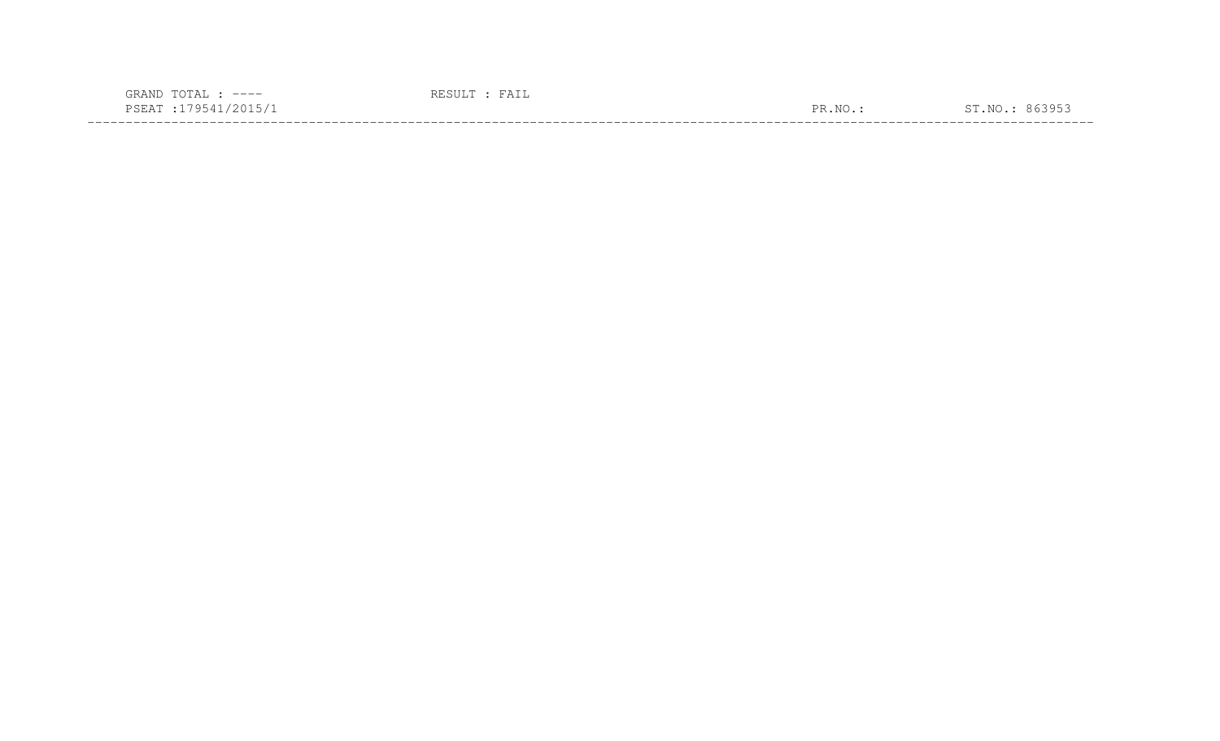GRAND TOTAL : ---- RESULT : FAIL
PSEAT :179541/2015/1 PR.NO.: ST.NO.: 863953

---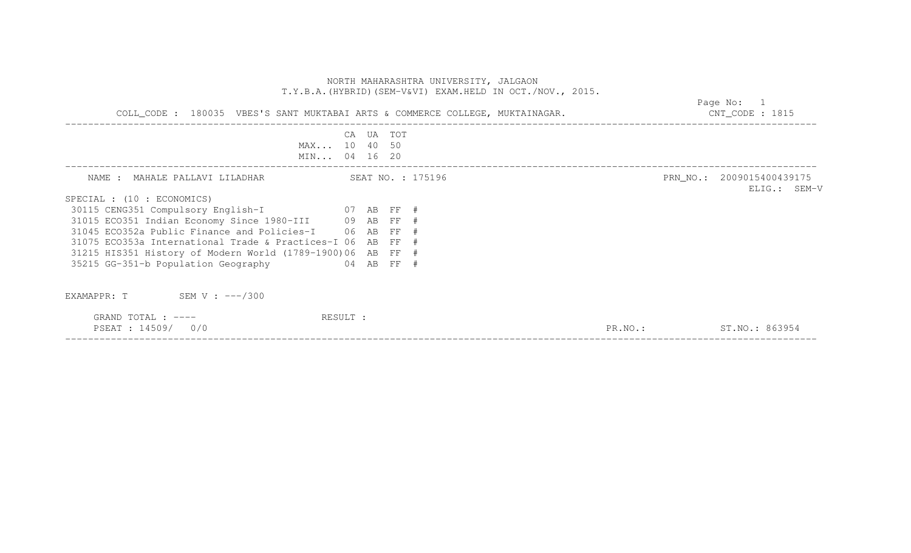NORTH MAHARASHTRA UNIVERSITY, JALGAON

T.Y.B.A.(HYBRID)(SEM-V&VI) EXAM.HELD IN OCT./NOV., 2015.

COLL_CODE : 180035 VBES'S SANT MUKTABAI ARTS & COMMERCE COLLEGE, MUKTAINAGAR. CNT_CODE : 1815

| | CA | UA | TOT |
|---|---|---|---|
| MAX... | 10 | 40 | 50 |
| MIN... | 04 | 16 | 20 |

NAME : MAHALE PALLAVI LILADHAR SEAT NO. : 175196 PRN_NO.: 2009015400439175 ELIG.: SEM-V

SPECIAL : (10 : ECONOMICS)

| Subject | CA | UA | TOT | |
|---|---|---|---|---|
| 30115 CENG351 Compulsory English-I | 07 | AB | FF | # |
| 31015 ECO351 Indian Economy Since 1980-III | 09 | AB | FF | # |
| 31045 ECO352a Public Finance and Policies-I | 06 | AB | FF | # |
| 31075 ECO353a International Trade & Practices-I | 06 | AB | FF | # |
| 31215 HIS351 History of Modern World (1789-1900) | 06 | AB | FF | # |
| 35215 GG-351-b Population Geography | 04 | AB | FF | # |

EXAMAPPR: T SEM V : ---/300

GRAND TOTAL : ---- RESULT :

PSEAT : 14509/ 0/0 PR.NO.: ST.NO.: 863954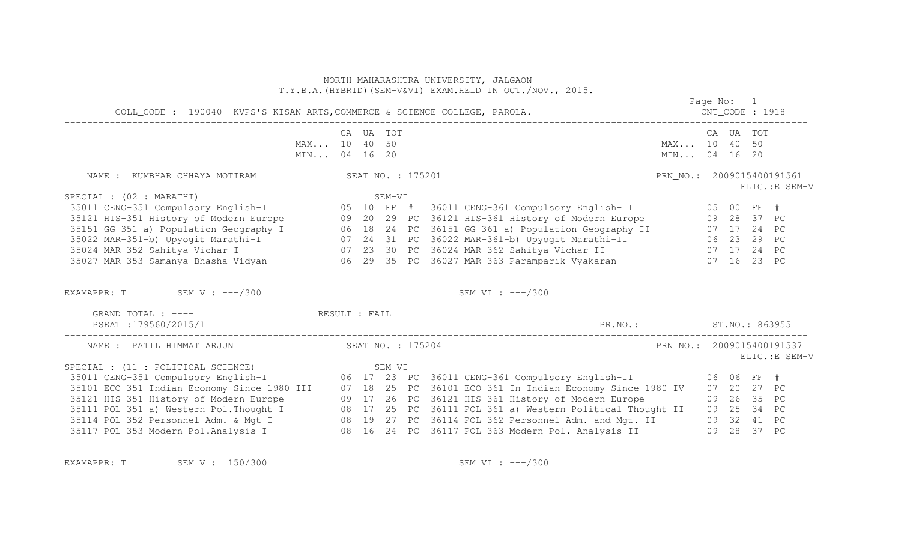NORTH MAHARASHTRA UNIVERSITY, JALGAON
T.Y.B.A.(HYBRID)(SEM-V&VI) EXAM.HELD IN OCT./NOV., 2015.

COLL_CODE : 190040 KVPS'S KISAN ARTS,COMMERCE & SCIENCE COLLEGE, PAROLA. CNT_CODE : 1918

| | CA | UA | TOT | | CA | UA | TOT |
|---|---|---|---|---|---|---|---|
| MAX... | 10 | 40 | 50 | MAX... | 10 | 40 | 50 |
| MIN... | 04 | 16 | 20 | MIN... | 04 | 16 | 20 |

---

NAME : KUMBHAR CHHAYA MOTIRAM SEAT NO. : 175201 PRN_NO.: 2009015400191561
ELIG.:E SEM-V

SPECIAL : (02 : MARATHI) SEM-VI

| Subject | CA | UA | TOT | Res | Subject | CA | UA | TOT | Res |
|---|---|---|---|---|---|---|---|---|---|
| 35011 CENG-351 Compulsory English-I | 05 | 10 | FF | # | 36011 CENG-361 Compulsory English-II | 05 | 00 | FF | # |
| 35121 HIS-351 History of Modern Europe | 09 | 20 | 29 | PC | 36121 HIS-361 History of Modern Europe | 09 | 28 | 37 | PC |
| 35151 GG-351-a) Population Geography-I | 06 | 18 | 24 | PC | 36151 GG-361-a) Population Geography-II | 07 | 17 | 24 | PC |
| 35022 MAR-351-b) Upyogit Marathi-I | 07 | 24 | 31 | PC | 36022 MAR-361-b) Upyogit Marathi-II | 06 | 23 | 29 | PC |
| 35024 MAR-352 Sahitya Vichar-I | 07 | 23 | 30 | PC | 36024 MAR-362 Sahitya Vichar-II | 07 | 17 | 24 | PC |
| 35027 MAR-353 Samanya Bhasha Vidyan | 06 | 29 | 35 | PC | 36027 MAR-363 Paramparik Vyakaran | 07 | 16 | 23 | PC |

EXAMAPPR: T SEM V : ---/300 SEM VI : ---/300

GRAND TOTAL : ---- RESULT : FAIL
PSEAT :179560/2015/1 PR.NO.: ST.NO.: 863955

---

NAME : PATIL HIMMAT ARJUN SEAT NO. : 175204 PRN_NO.: 2009015400191537
ELIG.:E SEM-V

SPECIAL : (11 : POLITICAL SCIENCE) SEM-VI

| Subject | CA | UA | TOT | Res | Subject | CA | UA | TOT | Res |
|---|---|---|---|---|---|---|---|---|---|
| 35011 CENG-351 Compulsory English-I | 06 | 17 | 23 | PC | 36011 CENG-361 Compulsory English-II | 06 | 06 | FF | # |
| 35101 ECO-351 Indian Economy Since 1980-III | 07 | 18 | 25 | PC | 36101 ECO-361 In Indian Economy Since 1980-IV | 07 | 20 | 27 | PC |
| 35121 HIS-351 History of Modern Europe | 09 | 17 | 26 | PC | 36121 HIS-361 History of Modern Europe | 09 | 26 | 35 | PC |
| 35111 POL-351-a) Western Pol.Thought-I | 08 | 17 | 25 | PC | 36111 POL-361-a) Western Political Thought-II | 09 | 25 | 34 | PC |
| 35114 POL-352 Personnel Adm. & Mgt-I | 08 | 19 | 27 | PC | 36114 POL-362 Personnel Adm. and Mgt.-II | 09 | 32 | 41 | PC |
| 35117 POL-353 Modern Pol.Analysis-I | 08 | 16 | 24 | PC | 36117 POL-363 Modern Pol. Analysis-II | 09 | 28 | 37 | PC |

EXAMAPPR: T SEM V : 150/300 SEM VI : ---/300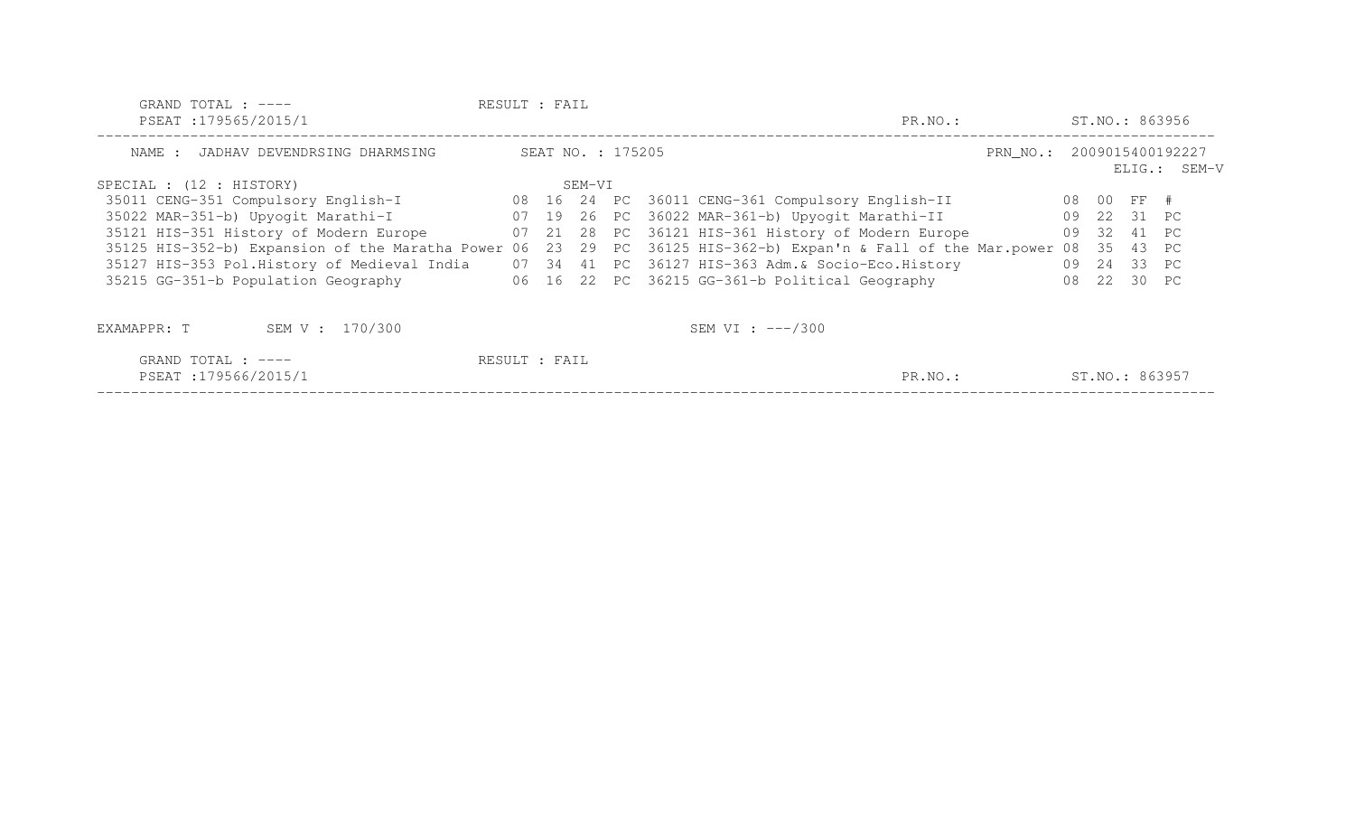GRAND TOTAL : ---- RESULT : FAIL
PSEAT :179565/2015/1 PR.NO.: ST.NO.: 863956

---

NAME : JADHAV DEVENDRSING DHARMSING SEAT NO. : 175205 PRN_NO.: 2009015400192227
ELIG.: SEM-V

SPECIAL : (12 : HISTORY) SEM-VI

| Code | Subject | | | | | Code | Subject | | | | |
|---|---|---|---|---|---|---|---|---|---|---|---|
| 35011 | CENG-351 Compulsory English-I | 08 | 16 | 24 | PC | 36011 | CENG-361 Compulsory English-II | 08 | 00 | FF | # |
| 35022 | MAR-351-b) Upyogit Marathi-I | 07 | 19 | 26 | PC | 36022 | MAR-361-b) Upyogit Marathi-II | 09 | 22 | 31 | PC |
| 35121 | HIS-351 History of Modern Europe | 07 | 21 | 28 | PC | 36121 | HIS-361 History of Modern Europe | 09 | 32 | 41 | PC |
| 35125 | HIS-352-b) Expansion of the Maratha Power | 06 | 23 | 29 | PC | 36125 | HIS-362-b) Expan'n & Fall of the Mar.power | 08 | 35 | 43 | PC |
| 35127 | HIS-353 Pol.History of Medieval India | 07 | 34 | 41 | PC | 36127 | HIS-363 Adm.& Socio-Eco.History | 09 | 24 | 33 | PC |
| 35215 | GG-351-b Population Geography | 06 | 16 | 22 | PC | 36215 | GG-361-b Political Geography | 08 | 22 | 30 | PC |

EXAMAPPR: T SEM V : 170/300 SEM VI : ---/300

GRAND TOTAL : ---- RESULT : FAIL
PSEAT :179566/2015/1 PR.NO.: ST.NO.: 863957

---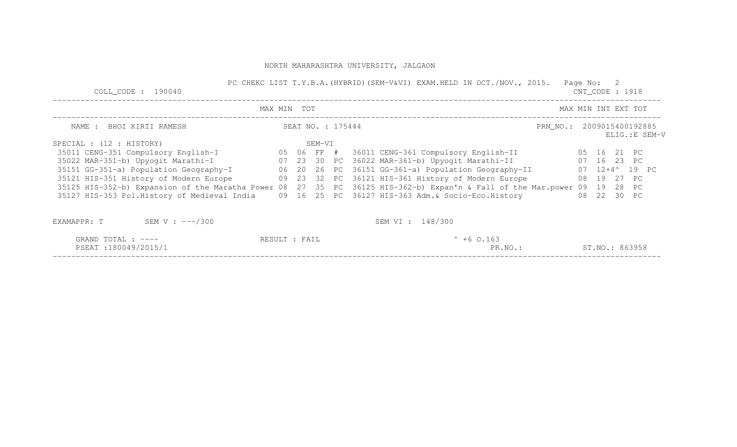NORTH MAHARASHTRA UNIVERSITY, JALGAON

PC CHEKC LIST T.Y.B.A.(HYBRID)(SEM-V&VI) EXAM.HELD IN OCT./NOV., 2015.

COLL_CODE : 190040 CNT_CODE : 1918

NAME : BHOI KIRTI RAMESH SEAT NO. : 175444 PRN_NO.: 2009015400192885 ELIG.:E SEM-V

SPECIAL : (12 : HISTORY)

| SEM-VI | MAX | MIN | TOT | | | MAX | MIN | INT | EXT | TOT |
|---|---|---|---|---|---|---|---|---|---|---|
| 35011 CENG-351 Compulsory English-I | 05 | 06 | FF | # | 36011 CENG-361 Compulsory English-II | 05 | 16 | 21 | PC | |
| 35022 MAR-351-b) Upyogit Marathi-I | 07 | 23 | 30 | PC | 36022 MAR-361-b) Upyogit Marathi-II | 07 | 16 | 23 | PC | |
| 35151 GG-351-a) Population Geography-I | 06 | 20 | 26 | PC | 36151 GG-361-a) Population Geography-II | 07 | 12+4^ | 19 | PC | |
| 35121 HIS-351 History of Modern Europe | 09 | 23 | 32 | PC | 36121 HIS-361 History of Modern Europe | 08 | 19 | 27 | PC | |
| 35125 HIS-352-b) Expansion of the Maratha Power | 08 | 27 | 35 | PC | 36125 HIS-362-b) Expan'n & Fall of the Mar.power | 09 | 19 | 28 | PC | |
| 35127 HIS-353 Pol.History of Medieval India | 09 | 16 | 25 | PC | 36127 HIS-363 Adm.& Socio-Eco.History | 08 | 22 | 30 | PC | |

EXAMAPPR: T SEM V : ---/300 SEM VI : 148/300

GRAND TOTAL : ---- RESULT : FAIL ^ +6 O.163

PSEAT :180049/2015/1 PR.NO.: ST.NO.: 863958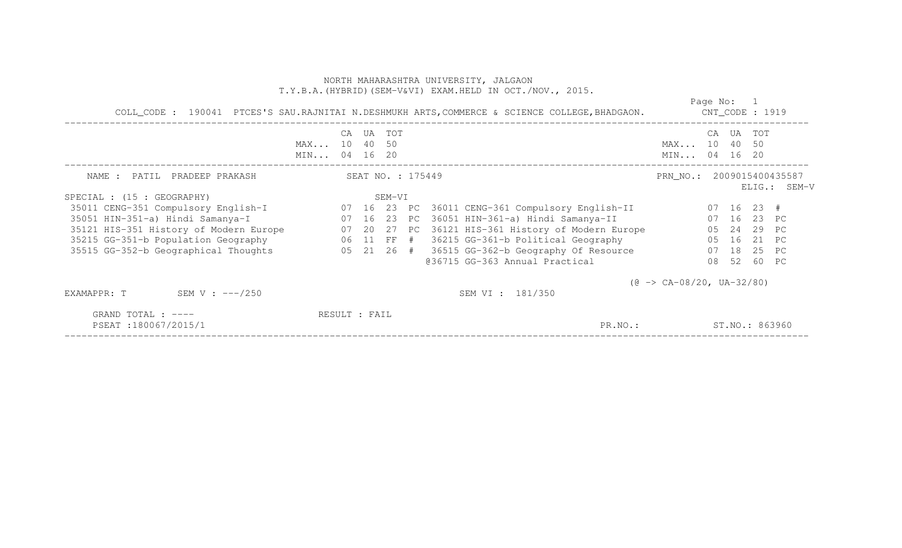NORTH MAHARASHTRA UNIVERSITY, JALGAON

T.Y.B.A.(HYBRID)(SEM-V&VI) EXAM.HELD IN OCT./NOV., 2015.

Page No: 1

COLL_CODE : 190041 PTCES'S SAU.RAJNITAI N.DESHMUKH ARTS,COMMERCE & SCIENCE COLLEGE,BHADGAON. CNT_CODE : 1919

| | | CA | UA | TOT | | | | CA | UA | TOT | |
|---|---|---|---|---|---|---|---|---|---|---|---|
| | MAX... | 10 | 40 | 50 | | | MAX... | 10 | 40 | 50 | |
| | MIN... | 04 | 16 | 20 | | | MIN... | 04 | 16 | 20 | |

NAME : PATIL PRADEEP PRAKASH SEAT NO. : 175449 PRN_NO.: 2009015400435587

ELIG.: SEM-V

SPECIAL : (15 : GEOGRAPHY) SEM-VI

| SEM-V Subject | CA | UA | TOT | | SEM-VI Subject | CA | UA | TOT | |
|---|---|---|---|---|---|---|---|---|---|
| 35011 CENG-351 Compulsory English-I | 07 | 16 | 23 | PC | 36011 CENG-361 Compulsory English-II | 07 | 16 | 23 | # |
| 35051 HIN-351-a) Hindi Samanya-I | 07 | 16 | 23 | PC | 36051 HIN-361-a) Hindi Samanya-II | 07 | 16 | 23 | PC |
| 35121 HIS-351 History of Modern Europe | 07 | 20 | 27 | PC | 36121 HIS-361 History of Modern Europe | 05 | 24 | 29 | PC |
| 35215 GG-351-b Population Geography | 06 | 11 | FF | # | 36215 GG-361-b Political Geography | 05 | 16 | 21 | PC |
| 35515 GG-352-b Geographical Thoughts | 05 | 21 | 26 | # | 36515 GG-362-b Geography Of Resource | 07 | 18 | 25 | PC |
| | | | | | @36715 GG-363 Annual Practical | 08 | 52 | 60 | PC |

(@ -> CA-08/20, UA-32/80)

EXAMAPPR: T SEM V : ---/250 SEM VI : 181/350

GRAND TOTAL : ---- RESULT : FAIL

PSEAT :180067/2015/1 PR.NO.: ST.NO.: 863960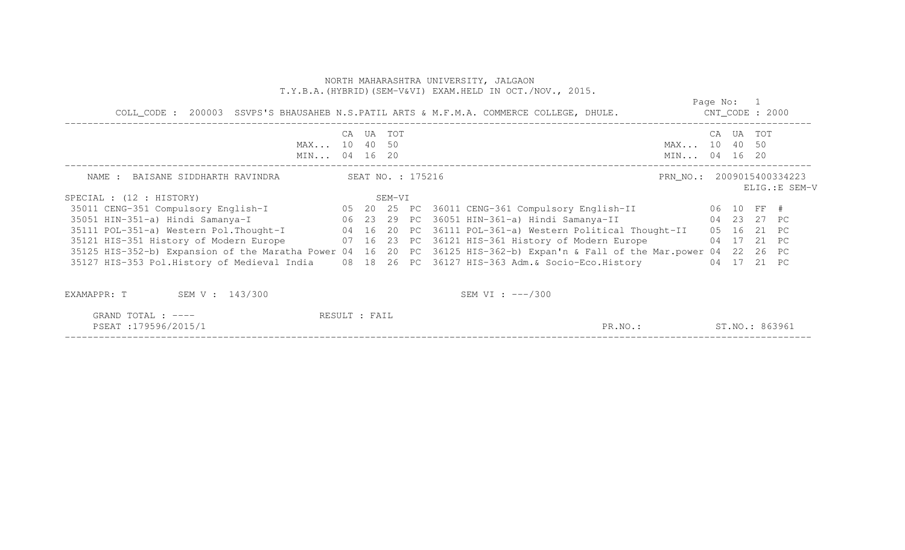NORTH MAHARASHTRA UNIVERSITY, JALGAON

T.Y.B.A.(HYBRID)(SEM-V&VI) EXAM.HELD IN OCT./NOV., 2015.

COLL_CODE : 200003 SSVPS'S BHAUSAHEB N.S.PATIL ARTS & M.F.M.A. COMMERCE COLLEGE, DHULE. CNT_CODE : 2000

| | CA | UA | TOT | | | CA | UA | TOT | |
|---|---|---|---|---|---|---|---|---|---|
| MAX... | 10 | 40 | 50 | | MAX... | 10 | 40 | 50 | |
| MIN... | 04 | 16 | 20 | | MIN... | 04 | 16 | 20 | |

NAME : BAISANE SIDDHARTH RAVINDRA SEAT NO. : 175216 PRN_NO.: 2009015400334223

ELIG.:E SEM-V

SPECIAL : (12 : HISTORY) SEM-VI

| Subject | CA | UA | TOT | | Subject | CA | UA | TOT | |
|---|---|---|---|---|---|---|---|---|---|
| 35011 CENG-351 Compulsory English-I | 05 | 20 | 25 | PC | 36011 CENG-361 Compulsory English-II | 06 | 10 | FF | # |
| 35051 HIN-351-a) Hindi Samanya-I | 06 | 23 | 29 | PC | 36051 HIN-361-a) Hindi Samanya-II | 04 | 23 | 27 | PC |
| 35111 POL-351-a) Western Pol.Thought-I | 04 | 16 | 20 | PC | 36111 POL-361-a) Western Political Thought-II | 05 | 16 | 21 | PC |
| 35121 HIS-351 History of Modern Europe | 07 | 16 | 23 | PC | 36121 HIS-361 History of Modern Europe | 04 | 17 | 21 | PC |
| 35125 HIS-352-b) Expansion of the Maratha Power | 04 | 16 | 20 | PC | 36125 HIS-362-b) Expan'n & Fall of the Mar.power | 04 | 22 | 26 | PC |
| 35127 HIS-353 Pol.History of Medieval India | 08 | 18 | 26 | PC | 36127 HIS-363 Adm.& Socio-Eco.History | 04 | 17 | 21 | PC |

EXAMAPPR: T SEM V : 143/300 SEM VI : ---/300

GRAND TOTAL : ---- RESULT : FAIL

PSEAT :179596/2015/1 PR.NO.: ST.NO.: 863961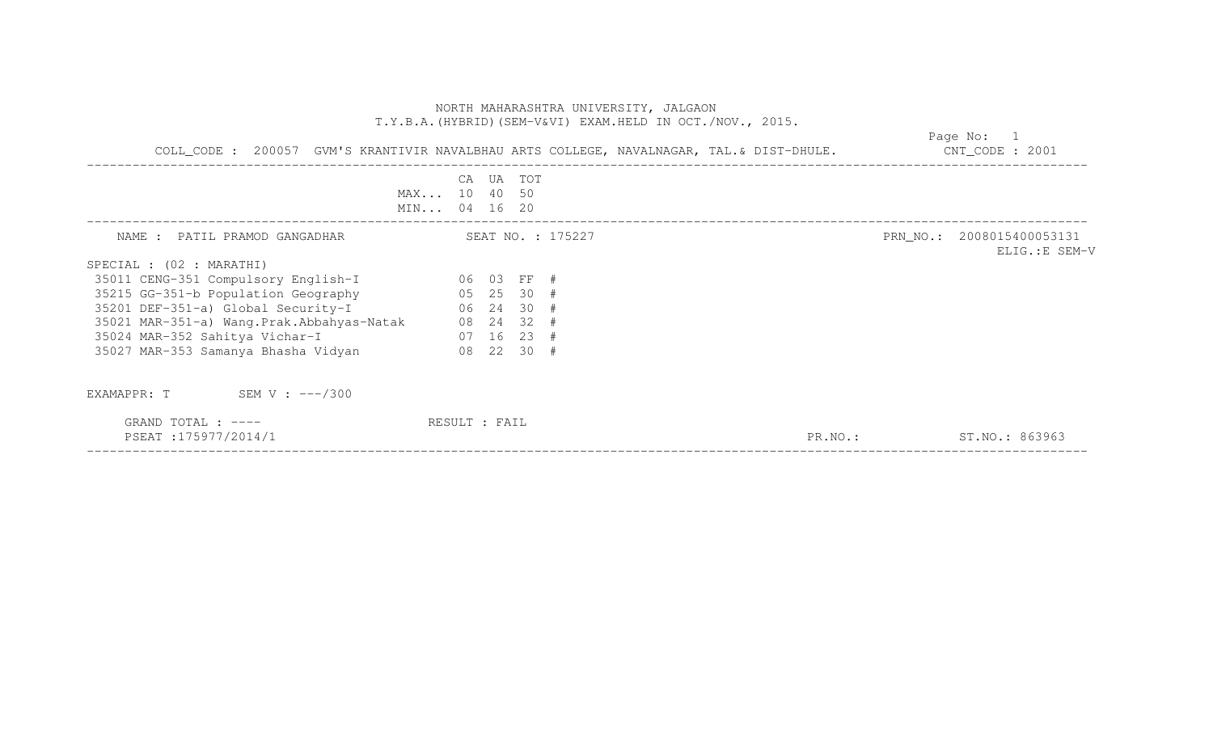NORTH MAHARASHTRA UNIVERSITY, JALGAON
T.Y.B.A.(HYBRID)(SEM-V&VI) EXAM.HELD IN OCT./NOV., 2015.

COLL_CODE : 200057 GVM'S KRANTIVIR NAVALBHAU ARTS COLLEGE, NAVALNAGAR, TAL.& DIST-DHULE. CNT_CODE : 2001

| | CA | UA | TOT |
|---|---|---|---|
| MAX... | 10 | 40 | 50 |
| MIN... | 04 | 16 | 20 |

NAME : PATIL PRAMOD GANGADHAR SEAT NO. : 175227 PRN_NO.: 2008015400053131
ELIG.:E SEM-V

SPECIAL : (02 : MARATHI)

| Subject | CA | UA | TOT | |
|---|---|---|---|---|
| 35011 CENG-351 Compulsory English-I | 06 | 03 | FF | # |
| 35215 GG-351-b Population Geography | 05 | 25 | 30 | # |
| 35201 DEF-351-a) Global Security-I | 06 | 24 | 30 | # |
| 35021 MAR-351-a) Wang.Prak.Abbahyas-Natak | 08 | 24 | 32 | # |
| 35024 MAR-352 Sahitya Vichar-I | 07 | 16 | 23 | # |
| 35027 MAR-353 Samanya Bhasha Vidyan | 08 | 22 | 30 | # |

EXAMAPPR: T SEM V : ---/300

GRAND TOTAL : ---- RESULT : FAIL
PSEAT :175977/2014/1 PR.NO.: ST.NO.: 863963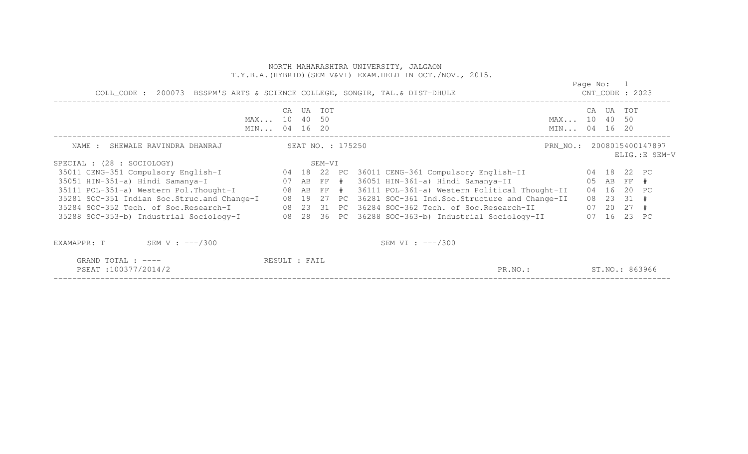NORTH MAHARASHTRA UNIVERSITY, JALGAON
T.Y.B.A.(HYBRID)(SEM-V&VI) EXAM.HELD IN OCT./NOV., 2015.

COLL_CODE : 200073 BSSPM'S ARTS & SCIENCE COLLEGE, SONGIR, TAL.& DIST-DHULE — CNT_CODE : 2023

| | CA | UA | TOT | | | CA | UA | TOT | |
|---|---|---|---|---|---|---|---|---|---|
| MAX... | 10 | 40 | 50 | | MAX... | 10 | 40 | 50 | |
| MIN... | 04 | 16 | 20 | | MIN... | 04 | 16 | 20 | |

NAME : SHEWALE RAVINDRA DHANRAJ — SEAT NO. : 175250 — PRN_NO.: 2008015400147897 — ELIG.:E SEM-V

SPECIAL : (28 : SOCIOLOGY) — SEM-VI

| Subject (SEM-V) | CA | UA | TOT | | Subject (SEM-VI) | CA | UA | TOT | |
|---|---|---|---|---|---|---|---|---|---|
| 35011 CENG-351 Compulsory English-I | 04 | 18 | 22 | PC | 36011 CENG-361 Compulsory English-II | 04 | 18 | 22 | PC |
| 35051 HIN-351-a) Hindi Samanya-I | 07 | AB | FF | # | 36051 HIN-361-a) Hindi Samanya-II | 05 | AB | FF | # |
| 35111 POL-351-a) Western Pol.Thought-I | 08 | AB | FF | # | 36111 POL-361-a) Western Political Thought-II | 04 | 16 | 20 | PC |
| 35281 SOC-351 Indian Soc.Struc.and Change-I | 08 | 19 | 27 | PC | 36281 SOC-361 Ind.Soc.Structure and Change-II | 08 | 23 | 31 | # |
| 35284 SOC-352 Tech. of Soc.Research-I | 08 | 23 | 31 | PC | 36284 SOC-362 Tech. of Soc.Research-II | 07 | 20 | 27 | # |
| 35288 SOC-353-b) Industrial Sociology-I | 08 | 28 | 36 | PC | 36288 SOC-363-b) Industrial Sociology-II | 07 | 16 | 23 | PC |

EXAMAPPR: T — SEM V : ---/300 — SEM VI : ---/300

GRAND TOTAL : ---- — RESULT : FAIL

PSEAT :100377/2014/2 — PR.NO.: — ST.NO.: 863966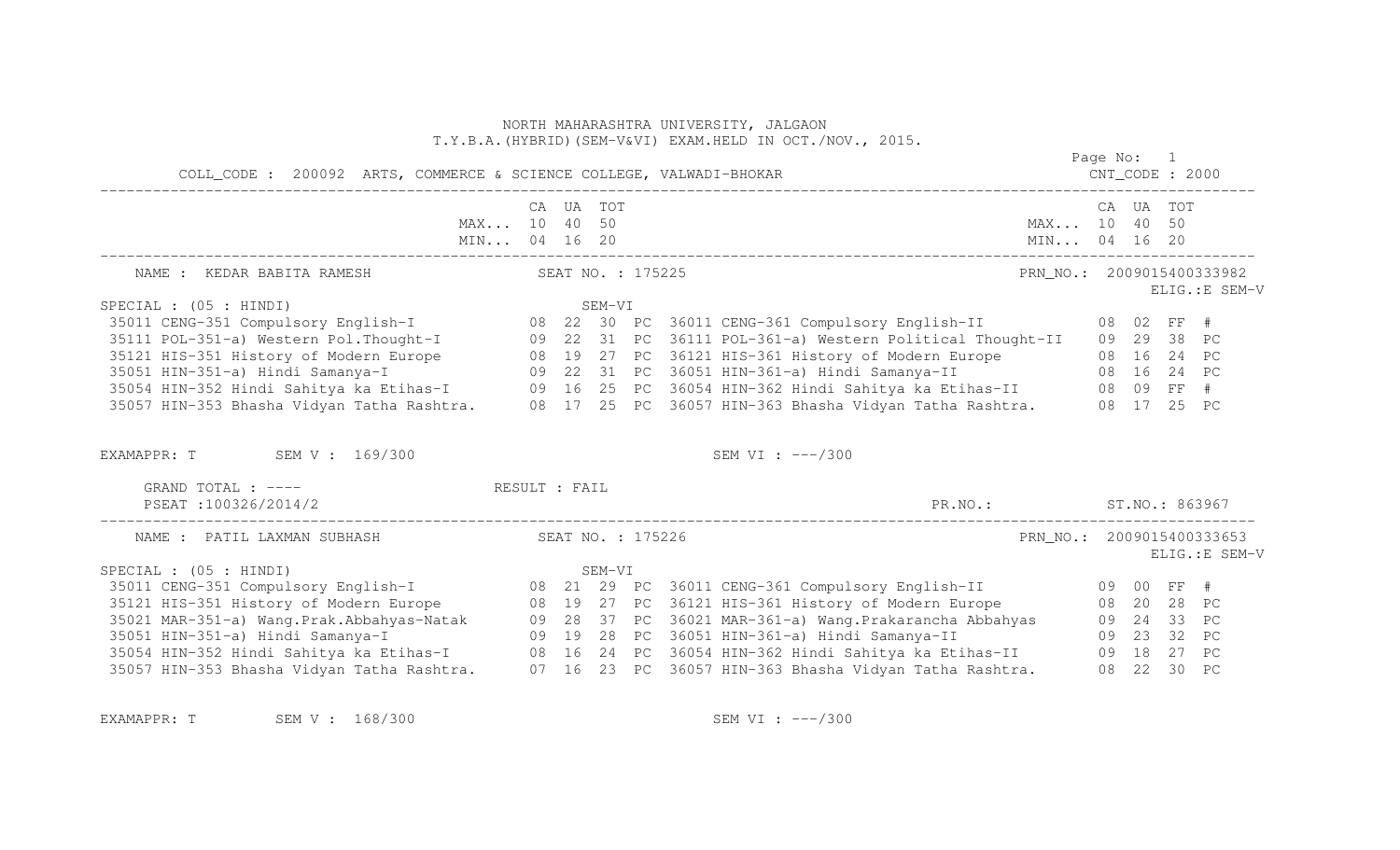NORTH MAHARASHTRA UNIVERSITY, JALGAON
T.Y.B.A.(HYBRID)(SEM-V&VI) EXAM.HELD IN OCT./NOV., 2015.

COLL_CODE : 200092 ARTS, COMMERCE & SCIENCE COLLEGE, VALWADI-BHOKAR — CNT_CODE : 2000

| | CA | UA | TOT | | | CA | UA | TOT | |
|---|---|---|---|---|---|---|---|---|---|
| MAX... | 10 | 40 | 50 | | MAX... | 10 | 40 | 50 | |
| MIN... | 04 | 16 | 20 | | MIN... | 04 | 16 | 20 | |

NAME : KEDAR BABITA RAMESH — SEAT NO. : 175225 — PRN_NO.: 2009015400333982 — ELIG.:E SEM-V

SPECIAL : (05 : HINDI)

| SEM-V | CA | UA | TOT | | SEM-VI | CA | UA | TOT | |
|---|---|---|---|---|---|---|---|---|---|
| 35011 CENG-351 Compulsory English-I | 08 | 22 | 30 | PC | 36011 CENG-361 Compulsory English-II | 08 | 02 | FF | # |
| 35111 POL-351-a) Western Pol.Thought-I | 09 | 22 | 31 | PC | 36111 POL-361-a) Western Political Thought-II | 09 | 29 | 38 | PC |
| 35121 HIS-351 History of Modern Europe | 08 | 19 | 27 | PC | 36121 HIS-361 History of Modern Europe | 08 | 16 | 24 | PC |
| 35051 HIN-351-a) Hindi Samanya-I | 09 | 22 | 31 | PC | 36051 HIN-361-a) Hindi Samanya-II | 08 | 16 | 24 | PC |
| 35054 HIN-352 Hindi Sahitya ka Etihas-I | 09 | 16 | 25 | PC | 36054 HIN-362 Hindi Sahitya ka Etihas-II | 08 | 09 | FF | # |
| 35057 HIN-353 Bhasha Vidyan Tatha Rashtra. | 08 | 17 | 25 | PC | 36057 HIN-363 Bhasha Vidyan Tatha Rashtra. | 08 | 17 | 25 | PC |

EXAMAPPR: T SEM V : 169/300 SEM VI : ---/300

GRAND TOTAL : ---- RESULT : FAIL
PSEAT :100326/2014/2 PR.NO.: ST.NO.: 863967

NAME : PATIL LAXMAN SUBHASH — SEAT NO. : 175226 — PRN_NO.: 2009015400333653 — ELIG.:E SEM-V

SPECIAL : (05 : HINDI)

| SEM-V | CA | UA | TOT | | SEM-VI | CA | UA | TOT | |
|---|---|---|---|---|---|---|---|---|---|
| 35011 CENG-351 Compulsory English-I | 08 | 21 | 29 | PC | 36011 CENG-361 Compulsory English-II | 09 | 00 | FF | # |
| 35121 HIS-351 History of Modern Europe | 08 | 19 | 27 | PC | 36121 HIS-361 History of Modern Europe | 08 | 20 | 28 | PC |
| 35021 MAR-351-a) Wang.Prak.Abbahyas-Natak | 09 | 28 | 37 | PC | 36021 MAR-361-a) Wang.Prakarancha Abbahyas | 09 | 24 | 33 | PC |
| 35051 HIN-351-a) Hindi Samanya-I | 09 | 19 | 28 | PC | 36051 HIN-361-a) Hindi Samanya-II | 09 | 23 | 32 | PC |
| 35054 HIN-352 Hindi Sahitya ka Etihas-I | 08 | 16 | 24 | PC | 36054 HIN-362 Hindi Sahitya ka Etihas-II | 09 | 18 | 27 | PC |
| 35057 HIN-353 Bhasha Vidyan Tatha Rashtra. | 07 | 16 | 23 | PC | 36057 HIN-363 Bhasha Vidyan Tatha Rashtra. | 08 | 22 | 30 | PC |

EXAMAPPR: T SEM V : 168/300 SEM VI : ---/300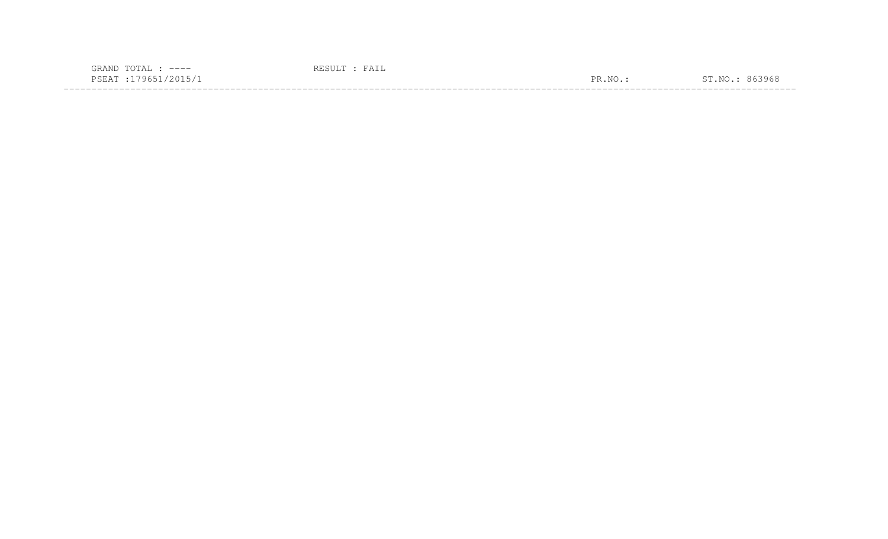GRAND TOTAL : ----                RESULT : FAIL

PSEAT :179651/2015/1                PR.NO.:                ST.NO.: 863968

---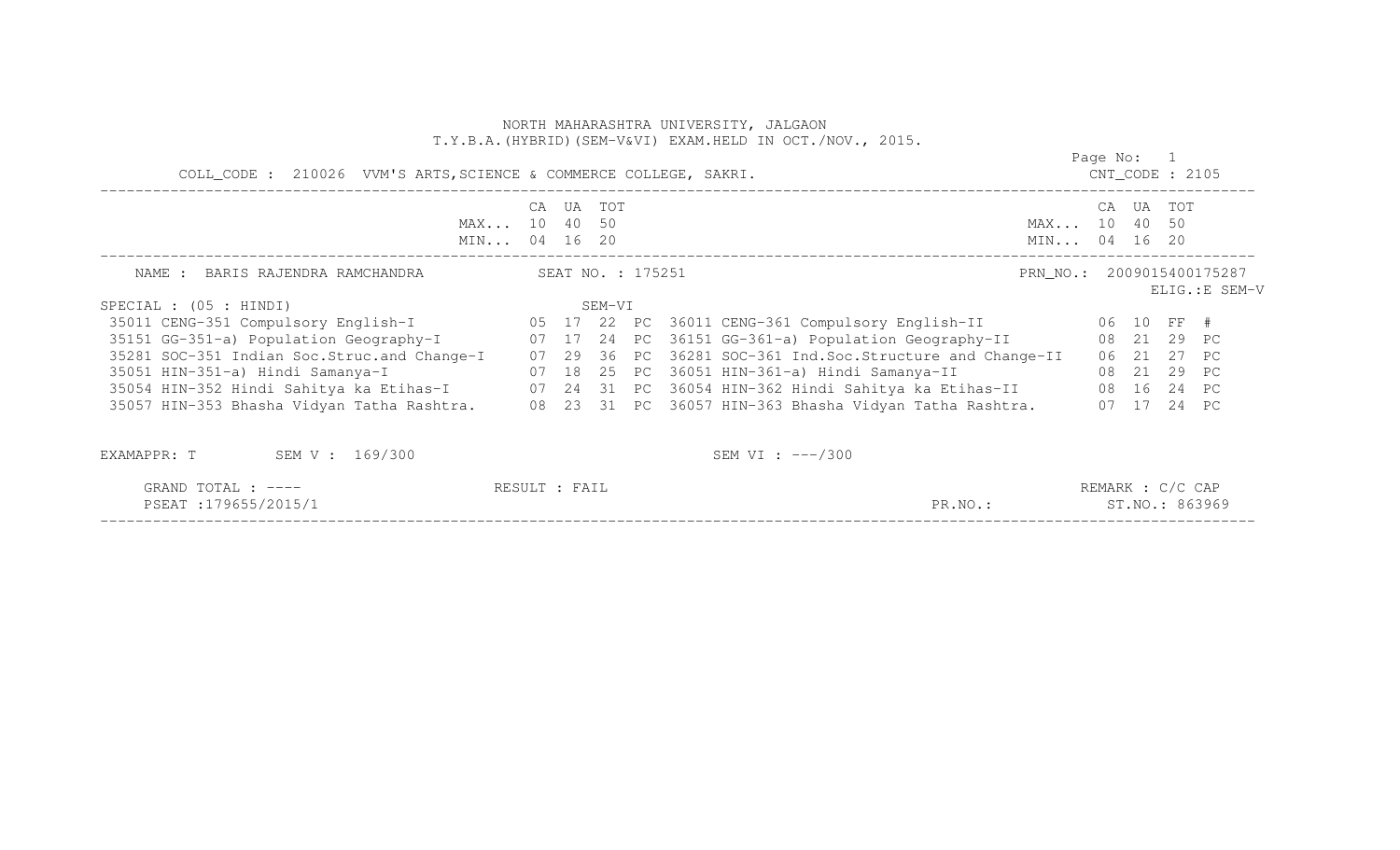NORTH MAHARASHTRA UNIVERSITY, JALGAON
T.Y.B.A.(HYBRID)(SEM-V&VI) EXAM.HELD IN OCT./NOV., 2015.

COLL_CODE : 210026 VVM'S ARTS,SCIENCE & COMMERCE COLLEGE, SAKRI. CNT_CODE : 2105

| | CA | UA | TOT | | | CA | UA | TOT | |
|---|---|---|---|---|---|---|---|---|---|
| MAX... | 10 | 40 | 50 | | MAX... | 10 | 40 | 50 | |
| MIN... | 04 | 16 | 20 | | MIN... | 04 | 16 | 20 | |

NAME : BARIS RAJENDRA RAMCHANDRA SEAT NO. : 175251 PRN_NO.: 2009015400175287

ELIG.:E SEM-V

SPECIAL : (05 : HINDI) SEM-VI

| Subject (SEM-V) | CA | UA | TOT | | Subject (SEM-VI) | CA | UA | TOT | |
|---|---|---|---|---|---|---|---|---|---|
| 35011 CENG-351 Compulsory English-I | 05 | 17 | 22 | PC | 36011 CENG-361 Compulsory English-II | 06 | 10 | FF | # |
| 35151 GG-351-a) Population Geography-I | 07 | 17 | 24 | PC | 36151 GG-361-a) Population Geography-II | 08 | 21 | 29 | PC |
| 35281 SOC-351 Indian Soc.Struc.and Change-I | 07 | 29 | 36 | PC | 36281 SOC-361 Ind.Soc.Structure and Change-II | 06 | 21 | 27 | PC |
| 35051 HIN-351-a) Hindi Samanya-I | 07 | 18 | 25 | PC | 36051 HIN-361-a) Hindi Samanya-II | 08 | 21 | 29 | PC |
| 35054 HIN-352 Hindi Sahitya ka Etihas-I | 07 | 24 | 31 | PC | 36054 HIN-362 Hindi Sahitya ka Etihas-II | 08 | 16 | 24 | PC |
| 35057 HIN-353 Bhasha Vidyan Tatha Rashtra. | 08 | 23 | 31 | PC | 36057 HIN-363 Bhasha Vidyan Tatha Rashtra. | 07 | 17 | 24 | PC |

EXAMAPPR: T SEM V : 169/300 SEM VI : ---/300

GRAND TOTAL : ---- RESULT : FAIL REMARK : C/C CAP

PSEAT :179655/2015/1 PR.NO.: ST.NO.: 863969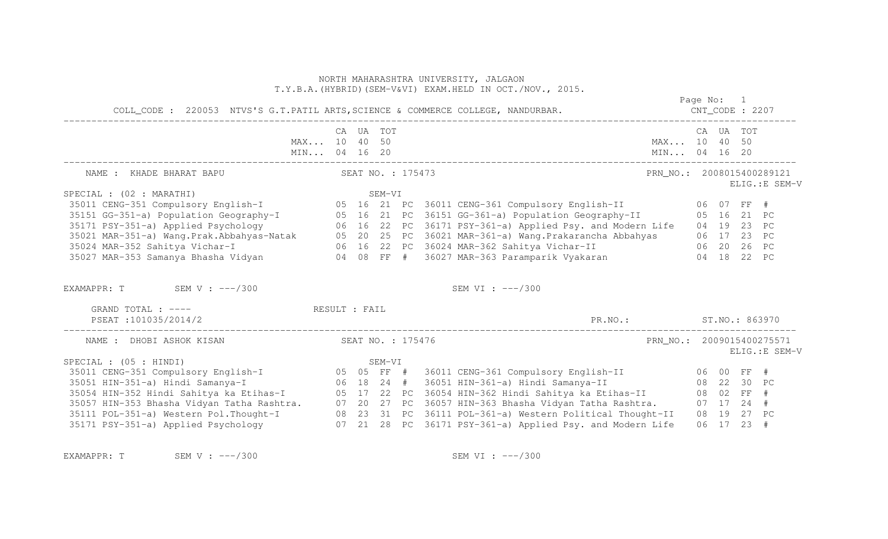NORTH MAHARASHTRA UNIVERSITY, JALGAON
T.Y.B.A.(HYBRID)(SEM-V&VI) EXAM.HELD IN OCT./NOV., 2015.

COLL_CODE : 220053 NTVS'S G.T.PATIL ARTS,SCIENCE & COMMERCE COLLEGE, NANDURBAR. CNT_CODE : 2207

| | CA | UA | TOT | | CA | UA | TOT |
|---|---|---|---|---|---|---|---|
| MAX... | 10 | 40 | 50 | MAX... | 10 | 40 | 50 |
| MIN... | 04 | 16 | 20 | MIN... | 04 | 16 | 20 |

NAME : KHADE BHARAT BAPU SEAT NO. : 175473 PRN_NO.: 2008015400289121
ELIG.:E SEM-V

SPECIAL : (02 : MARATHI) SEM-VI

| Subject | CA | UA | TOT | | Subject | CA | UA | TOT | |
|---|---|---|---|---|---|---|---|---|---|
| 35011 CENG-351 Compulsory English-I | 05 | 16 | 21 | PC | 36011 CENG-361 Compulsory English-II | 06 | 07 | FF | # |
| 35151 GG-351-a) Population Geography-I | 05 | 16 | 21 | PC | 36151 GG-361-a) Population Geography-II | 05 | 16 | 21 | PC |
| 35171 PSY-351-a) Applied Psychology | 06 | 16 | 22 | PC | 36171 PSY-361-a) Applied Psy. and Modern Life | 04 | 19 | 23 | PC |
| 35021 MAR-351-a) Wang.Prak.Abbahyas-Natak | 05 | 20 | 25 | PC | 36021 MAR-361-a) Wang.Prakarancha Abbahyas | 06 | 17 | 23 | PC |
| 35024 MAR-352 Sahitya Vichar-I | 06 | 16 | 22 | PC | 36024 MAR-362 Sahitya Vichar-II | 06 | 20 | 26 | PC |
| 35027 MAR-353 Samanya Bhasha Vidyan | 04 | 08 | FF | # | 36027 MAR-363 Paramparik Vyakaran | 04 | 18 | 22 | PC |

EXAMAPPR: T SEM V : ---/300 SEM VI : ---/300

GRAND TOTAL : ---- RESULT : FAIL
PSEAT :101035/2014/2 PR.NO.: ST.NO.: 863970

NAME : DHOBI ASHOK KISAN SEAT NO. : 175476 PRN_NO.: 2009015400275571
ELIG.:E SEM-V

SPECIAL : (05 : HINDI) SEM-VI

| Subject | CA | UA | TOT | | Subject | CA | UA | TOT | |
|---|---|---|---|---|---|---|---|---|---|
| 35011 CENG-351 Compulsory English-I | 05 | 05 | FF | # | 36011 CENG-361 Compulsory English-II | 06 | 00 | FF | # |
| 35051 HIN-351-a) Hindi Samanya-I | 06 | 18 | 24 | # | 36051 HIN-361-a) Hindi Samanya-II | 08 | 22 | 30 | PC |
| 35054 HIN-352 Hindi Sahitya ka Etihas-I | 05 | 17 | 22 | PC | 36054 HIN-362 Hindi Sahitya ka Etihas-II | 08 | 02 | FF | # |
| 35057 HIN-353 Bhasha Vidyan Tatha Rashtra. | 07 | 20 | 27 | PC | 36057 HIN-363 Bhasha Vidyan Tatha Rashtra. | 07 | 17 | 24 | # |
| 35111 POL-351-a) Western Pol.Thought-I | 08 | 23 | 31 | PC | 36111 POL-361-a) Western Political Thought-II | 08 | 19 | 27 | PC |
| 35171 PSY-351-a) Applied Psychology | 07 | 21 | 28 | PC | 36171 PSY-361-a) Applied Psy. and Modern Life | 06 | 17 | 23 | # |

EXAMAPPR: T SEM V : ---/300 SEM VI : ---/300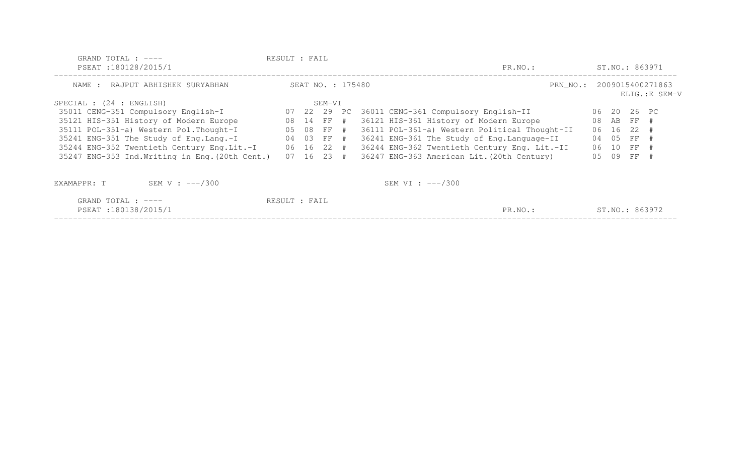GRAND TOTAL : ---- RESULT : FAIL
PSEAT :180128/2015/1 PR.NO.: ST.NO.: 863971

---

NAME : RAJPUT ABHISHEK SURYABHAN SEAT NO. : 175480 PRN_NO.: 2009015400271863
ELIG.:E SEM-V

SPECIAL : (24 : ENGLISH) SEM-VI

| Code | Subject | | | | | Code | Subject | | | | |
|---|---|---|---|---|---|---|---|---|---|---|---|
| 35011 | CENG-351 Compulsory English-I | 07 | 22 | 29 | PC | 36011 | CENG-361 Compulsory English-II | 06 | 20 | 26 | PC |
| 35121 | HIS-351 History of Modern Europe | 08 | 14 | FF | # | 36121 | HIS-361 History of Modern Europe | 08 | AB | FF | # |
| 35111 | POL-351-a) Western Pol.Thought-I | 05 | 08 | FF | # | 36111 | POL-361-a) Western Political Thought-II | 06 | 16 | 22 | # |
| 35241 | ENG-351 The Study of Eng.Lang.-I | 04 | 03 | FF | # | 36241 | ENG-361 The Study of Eng.Language-II | 04 | 05 | FF | # |
| 35244 | ENG-352 Twentieth Century Eng.Lit.-I | 06 | 16 | 22 | # | 36244 | ENG-362 Twentieth Century Eng. Lit.-II | 06 | 10 | FF | # |
| 35247 | ENG-353 Ind.Writing in Eng.(20th Cent.) | 07 | 16 | 23 | # | 36247 | ENG-363 American Lit.(20th Century) | 05 | 09 | FF | # |

EXAMAPPR: T SEM V : ---/300 SEM VI : ---/300

GRAND TOTAL : ---- RESULT : FAIL
PSEAT :180138/2015/1 PR.NO.: ST.NO.: 863972

---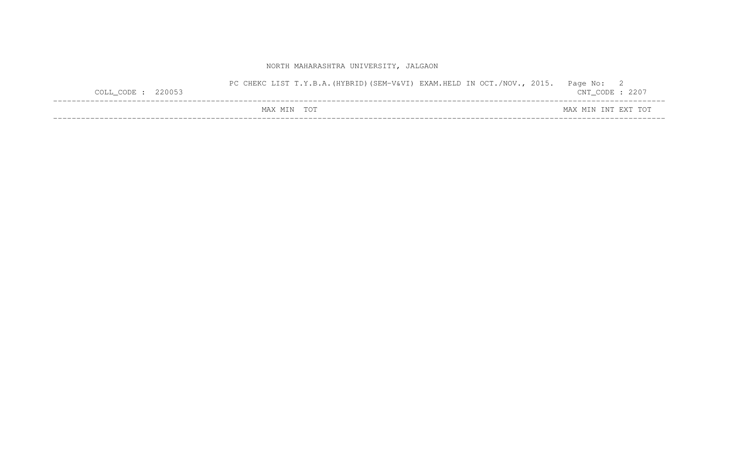NORTH MAHARASHTRA UNIVERSITY, JALGAON

PC CHEKC LIST T.Y.B.A.(HYBRID)(SEM-V&VI) EXAM.HELD IN OCT./NOV., 2015. Page No: 2

COLL_CODE : 220053 CNT_CODE : 2207

| | MAX | MIN | TOT | | MAX | MIN | INT | EXT | TOT |
|---|---|---|---|---|---|---|---|---|---|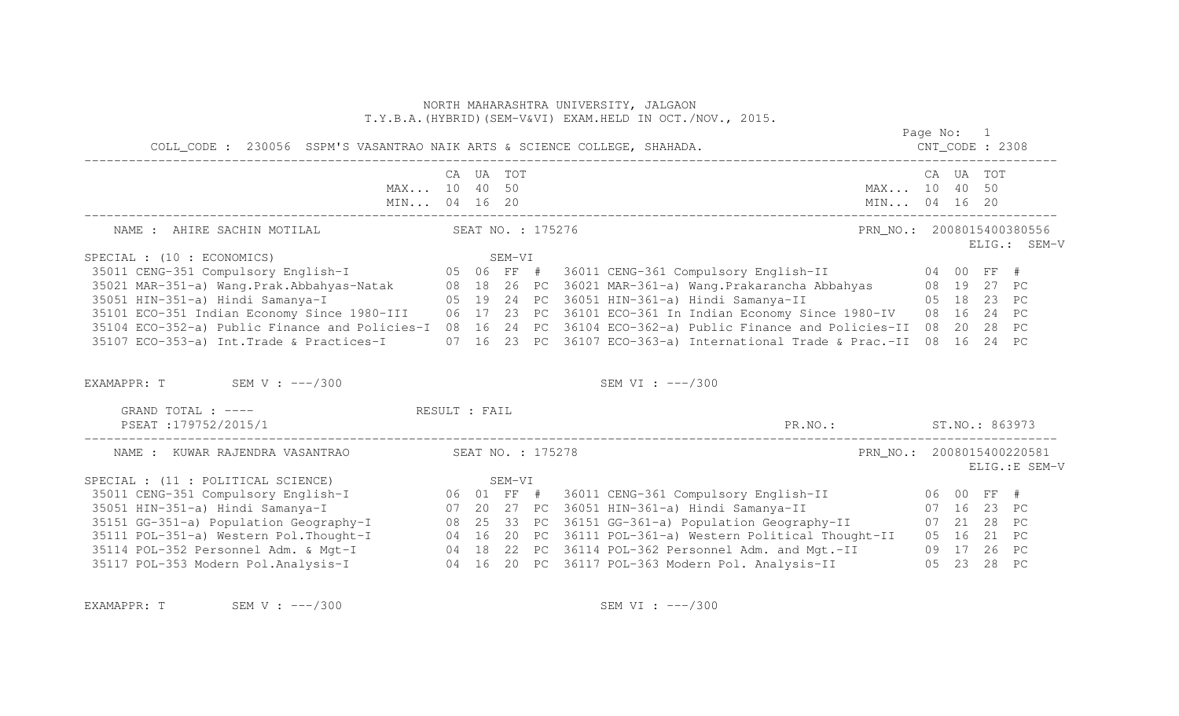NORTH MAHARASHTRA UNIVERSITY, JALGAON
T.Y.B.A.(HYBRID)(SEM-V&VI) EXAM.HELD IN OCT./NOV., 2015.

COLL_CODE : 230056 SSPM'S VASANTRAO NAIK ARTS & SCIENCE COLLEGE, SHAHADA. CNT_CODE : 2308

| | CA | UA | TOT | | | CA | UA | TOT | |
|---|---|---|---|---|---|---|---|---|---|
| MAX... | 10 | 40 | 50 | | MAX... | 10 | 40 | 50 | |
| MIN... | 04 | 16 | 20 | | MIN... | 04 | 16 | 20 | |

NAME : AHIRE SACHIN MOTILAL SEAT NO. : 175276 PRN_NO.: 2008015400380556
ELIG.: SEM-V

SPECIAL : (10 : ECONOMICS) SEM-VI

| SEM-V Paper | CA | UA | TOT | | SEM-VI Paper | CA | UA | TOT | |
|---|---|---|---|---|---|---|---|---|---|
| 35011 CENG-351 Compulsory English-I | 05 | 06 | FF | # | 36011 CENG-361 Compulsory English-II | 04 | 00 | FF | # |
| 35021 MAR-351-a) Wang.Prak.Abbahyas-Natak | 08 | 18 | 26 | PC | 36021 MAR-361-a) Wang.Prakarancha Abbahyas | 08 | 19 | 27 | PC |
| 35051 HIN-351-a) Hindi Samanya-I | 05 | 19 | 24 | PC | 36051 HIN-361-a) Hindi Samanya-II | 05 | 18 | 23 | PC |
| 35101 ECO-351 Indian Economy Since 1980-III | 06 | 17 | 23 | PC | 36101 ECO-361 In Indian Economy Since 1980-IV | 08 | 16 | 24 | PC |
| 35104 ECO-352-a) Public Finance and Policies-I | 08 | 16 | 24 | PC | 36104 ECO-362-a) Public Finance and Policies-II | 08 | 20 | 28 | PC |
| 35107 ECO-353-a) Int.Trade & Practices-I | 07 | 16 | 23 | PC | 36107 ECO-363-a) International Trade & Prac.-II | 08 | 16 | 24 | PC |

EXAMAPPR: T SEM V : ---/300 SEM VI : ---/300

GRAND TOTAL : ---- RESULT : FAIL
PSEAT :179752/2015/1 PR.NO.: ST.NO.: 863973

NAME : KUWAR RAJENDRA VASANTRAO SEAT NO. : 175278 PRN_NO.: 2008015400220581
ELIG.:E SEM-V

SPECIAL : (11 : POLITICAL SCIENCE) SEM-VI

| SEM-V Paper | CA | UA | TOT | | SEM-VI Paper | CA | UA | TOT | |
|---|---|---|---|---|---|---|---|---|---|
| 35011 CENG-351 Compulsory English-I | 06 | 01 | FF | # | 36011 CENG-361 Compulsory English-II | 06 | 00 | FF | # |
| 35051 HIN-351-a) Hindi Samanya-I | 07 | 20 | 27 | PC | 36051 HIN-361-a) Hindi Samanya-II | 07 | 16 | 23 | PC |
| 35151 GG-351-a) Population Geography-I | 08 | 25 | 33 | PC | 36151 GG-361-a) Population Geography-II | 07 | 21 | 28 | PC |
| 35111 POL-351-a) Western Pol.Thought-I | 04 | 16 | 20 | PC | 36111 POL-361-a) Western Political Thought-II | 05 | 16 | 21 | PC |
| 35114 POL-352 Personnel Adm. & Mgt-I | 04 | 18 | 22 | PC | 36114 POL-362 Personnel Adm. and Mgt.-II | 09 | 17 | 26 | PC |
| 35117 POL-353 Modern Pol.Analysis-I | 04 | 16 | 20 | PC | 36117 POL-363 Modern Pol. Analysis-II | 05 | 23 | 28 | PC |

EXAMAPPR: T SEM V : ---/300 SEM VI : ---/300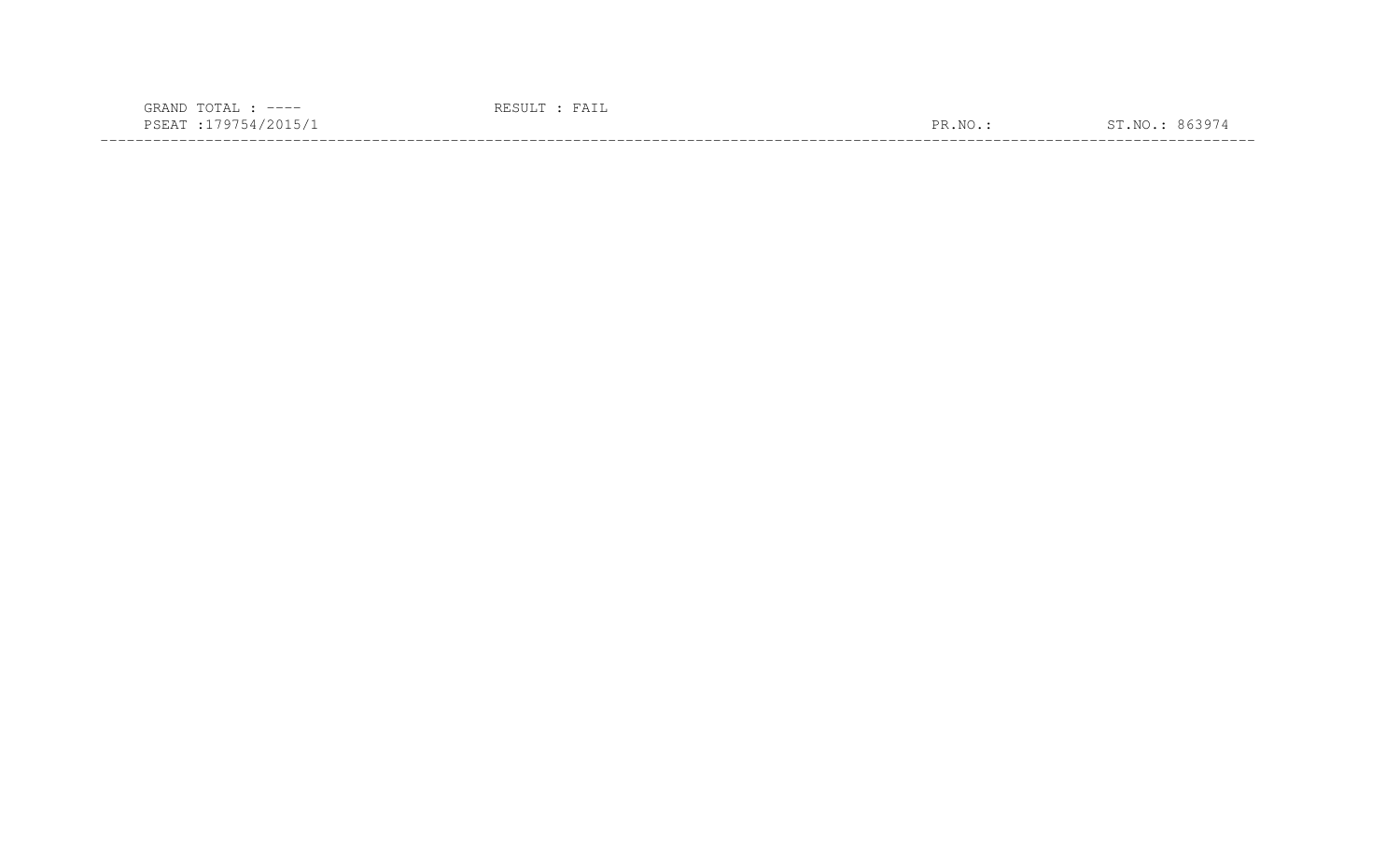GRAND TOTAL : ----            RESULT : FAIL
PSEAT :179754/2015/1            PR.NO.:            ST.NO.: 863974

---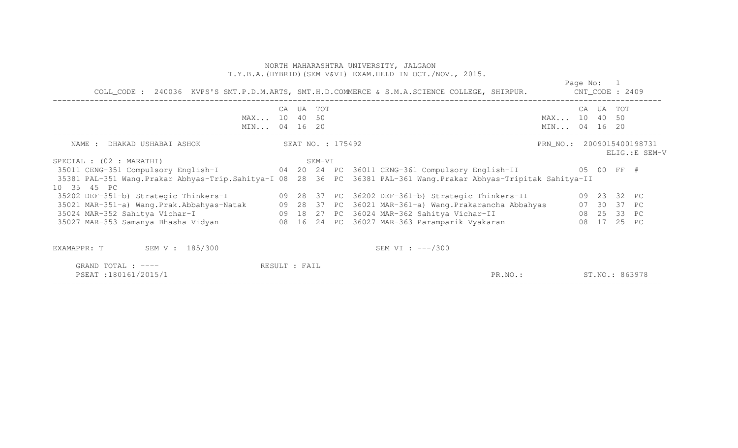NORTH MAHARASHTRA UNIVERSITY, JALGAON

T.Y.B.A.(HYBRID)(SEM-V&VI) EXAM.HELD IN OCT./NOV., 2015.

COLL_CODE : 240036 KVPS'S SMT.P.D.M.ARTS, SMT.H.D.COMMERCE & S.M.A.SCIENCE COLLEGE, SHIRPUR. CNT_CODE : 2409

| | CA | UA | TOT | | CA | UA | TOT |
|---|---|---|---|---|---|---|---|
| MAX... | 10 | 40 | 50 | MAX... | 10 | 40 | 50 |
| MIN... | 04 | 16 | 20 | MIN... | 04 | 16 | 20 |

NAME : DHAKAD USHABAI ASHOK SEAT NO. : 175492 PRN_NO.: 2009015400198731

ELIG.:E SEM-V

SPECIAL : (02 : MARATHI) SEM-VI

| SEM-V Subject | CA | UA | TOT | | SEM-VI Subject | CA | UA | TOT | |
|---|---|---|---|---|---|---|---|---|---|
| 35011 CENG-351 Compulsory English-I | 04 | 20 | 24 | PC | 36011 CENG-361 Compulsory English-II | 05 | 00 | FF | # |
| 35381 PAL-351 Wang.Prakar Abhyas-Trip.Sahitya-I | 08 | 28 | 36 | PC | 36381 PAL-361 Wang.Prakar Abhyas-Tripitak Sahitya-II | 10 | 35 | 45 | PC |
| 35202 DEF-351-b) Strategic Thinkers-I | 09 | 28 | 37 | PC | 36202 DEF-361-b) Strategic Thinkers-II | 09 | 23 | 32 | PC |
| 35021 MAR-351-a) Wang.Prak.Abbahyas-Natak | 09 | 28 | 37 | PC | 36021 MAR-361-a) Wang.Prakarancha Abbahyas | 07 | 30 | 37 | PC |
| 35024 MAR-352 Sahitya Vichar-I | 09 | 18 | 27 | PC | 36024 MAR-362 Sahitya Vichar-II | 08 | 25 | 33 | PC |
| 35027 MAR-353 Samanya Bhasha Vidyan | 08 | 16 | 24 | PC | 36027 MAR-363 Paramparik Vyakaran | 08 | 17 | 25 | PC |

EXAMAPPR: T SEM V : 185/300 SEM VI : ---/300

GRAND TOTAL : ---- RESULT : FAIL

PSEAT :180161/2015/1 PR.NO.: ST.NO.: 863978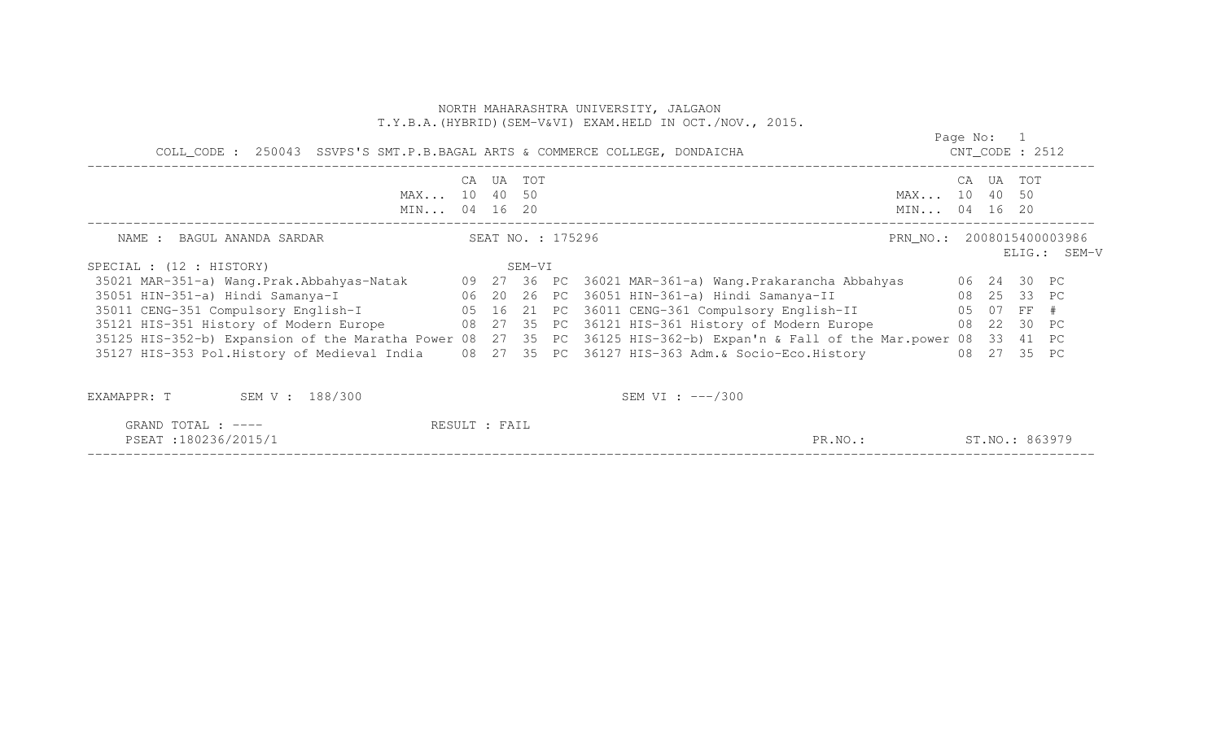NORTH MAHARASHTRA UNIVERSITY, JALGAON

T.Y.B.A.(HYBRID)(SEM-V&VI) EXAM.HELD IN OCT./NOV., 2015.

COLL_CODE : 250043 SSVPS'S SMT.P.B.BAGAL ARTS & COMMERCE COLLEGE, DONDAICHA

CNT_CODE : 2512

| | CA | UA | TOT | | | CA | UA | TOT |
|---|---|---|---|---|---|---|---|---|
| MAX... | 10 | 40 | 50 | | MAX... | 10 | 40 | 50 |
| MIN... | 04 | 16 | 20 | | MIN... | 04 | 16 | 20 |

NAME : BAGUL ANANDA SARDAR SEAT NO. : 175296 PRN_NO.: 2008015400003986

ELIG.: SEM-V

SPECIAL : (12 : HISTORY) SEM-VI

| Subject (SEM-V) | CA | UA | TOT | | Subject (SEM-VI) | CA | UA | TOT | |
|---|---|---|---|---|---|---|---|---|---|
| 35021 MAR-351-a) Wang.Prak.Abbahyas-Natak | 09 | 27 | 36 | PC | 36021 MAR-361-a) Wang.Prakarancha Abbahyas | 06 | 24 | 30 | PC |
| 35051 HIN-351-a) Hindi Samanya-I | 06 | 20 | 26 | PC | 36051 HIN-361-a) Hindi Samanya-II | 08 | 25 | 33 | PC |
| 35011 CENG-351 Compulsory English-I | 05 | 16 | 21 | PC | 36011 CENG-361 Compulsory English-II | 05 | 07 | FF | # |
| 35121 HIS-351 History of Modern Europe | 08 | 27 | 35 | PC | 36121 HIS-361 History of Modern Europe | 08 | 22 | 30 | PC |
| 35125 HIS-352-b) Expansion of the Maratha Power | 08 | 27 | 35 | PC | 36125 HIS-362-b) Expan'n & Fall of the Mar.power | 08 | 33 | 41 | PC |
| 35127 HIS-353 Pol.History of Medieval India | 08 | 27 | 35 | PC | 36127 HIS-363 Adm.& Socio-Eco.History | 08 | 27 | 35 | PC |

EXAMAPPR: T SEM V : 188/300 SEM VI : ---/300

GRAND TOTAL : ---- RESULT : FAIL

PSEAT :180236/2015/1 PR.NO.: ST.NO.: 863979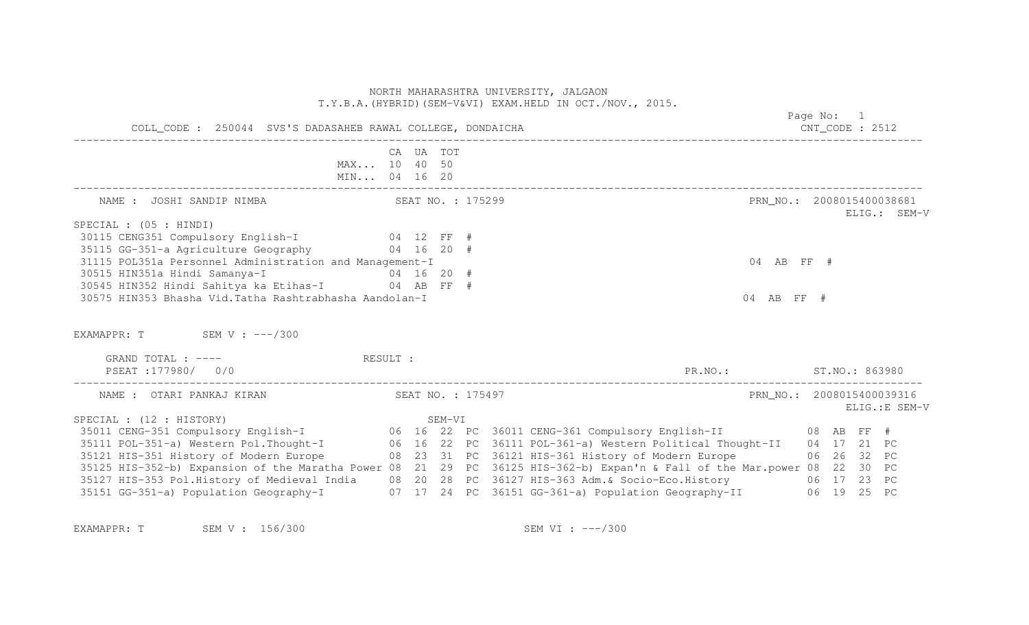NORTH MAHARASHTRA UNIVERSITY, JALGAON
T.Y.B.A.(HYBRID)(SEM-V&VI) EXAM.HELD IN OCT./NOV., 2015.

COLL_CODE : 250044 SVS'S DADASAHEB RAWAL COLLEGE, DONDAICHA CNT_CODE : 2512

| | CA | UA | TOT |
|---|---|---|---|
| MAX... | 10 | 40 | 50 |
| MIN... | 04 | 16 | 20 |

---

NAME : JOSHI SANDIP NIMBA    SEAT NO. : 175299    PRN_NO.: 2008015400038681    ELIG.: SEM-V

SPECIAL : (05 : HINDI)

| Course | CA | UA | TOT | |
|---|---|---|---|---|
| 30115 CENG351 Compulsory English-I | 04 | 12 | FF | # |
| 35115 GG-351-a Agriculture Geography | 04 | 16 | 20 | # |
| 31115 POL351a Personnel Administration and Management-I | 04 | AB | FF | # |
| 30515 HIN351a Hindi Samanya-I | 04 | 16 | 20 | # |
| 30545 HIN352 Hindi Sahitya ka Etihas-I | 04 | AB | FF | # |
| 30575 HIN353 Bhasha Vid.Tatha Rashtrabhasha Aandolan-I | 04 | AB | FF | # |

EXAMAPPR: T    SEM V : ---/300

GRAND TOTAL : ----    RESULT :
PSEAT :177980/ 0/0    PR.NO.:    ST.NO.: 863980

---

NAME : OTARI PANKAJ KIRAN    SEAT NO. : 175497    PRN_NO.: 2008015400039316    ELIG.:E SEM-V

SPECIAL : (12 : HISTORY)

| Course (SEM-V) | CA | UA | TOT | | Course (SEM-VI) | CA | UA | TOT | |
|---|---|---|---|---|---|---|---|---|---|
| 35011 CENG-351 Compulsory English-I | 06 | 16 | 22 | PC | 36011 CENG-361 Compulsory English-II | 08 | AB | FF | # |
| 35111 POL-351-a) Western Pol.Thought-I | 06 | 16 | 22 | PC | 36111 POL-361-a) Western Political Thought-II | 04 | 17 | 21 | PC |
| 35121 HIS-351 History of Modern Europe | 08 | 23 | 31 | PC | 36121 HIS-361 History of Modern Europe | 06 | 26 | 32 | PC |
| 35125 HIS-352-b) Expansion of the Maratha Power | 08 | 21 | 29 | PC | 36125 HIS-362-b) Expan'n & Fall of the Mar.power | 08 | 22 | 30 | PC |
| 35127 HIS-353 Pol.History of Medieval India | 08 | 20 | 28 | PC | 36127 HIS-363 Adm.& Socio-Eco.History | 06 | 17 | 23 | PC |
| 35151 GG-351-a) Population Geography-I | 07 | 17 | 24 | PC | 36151 GG-361-a) Population Geography-II | 06 | 19 | 25 | PC |

EXAMAPPR: T    SEM V : 156/300    SEM VI : ---/300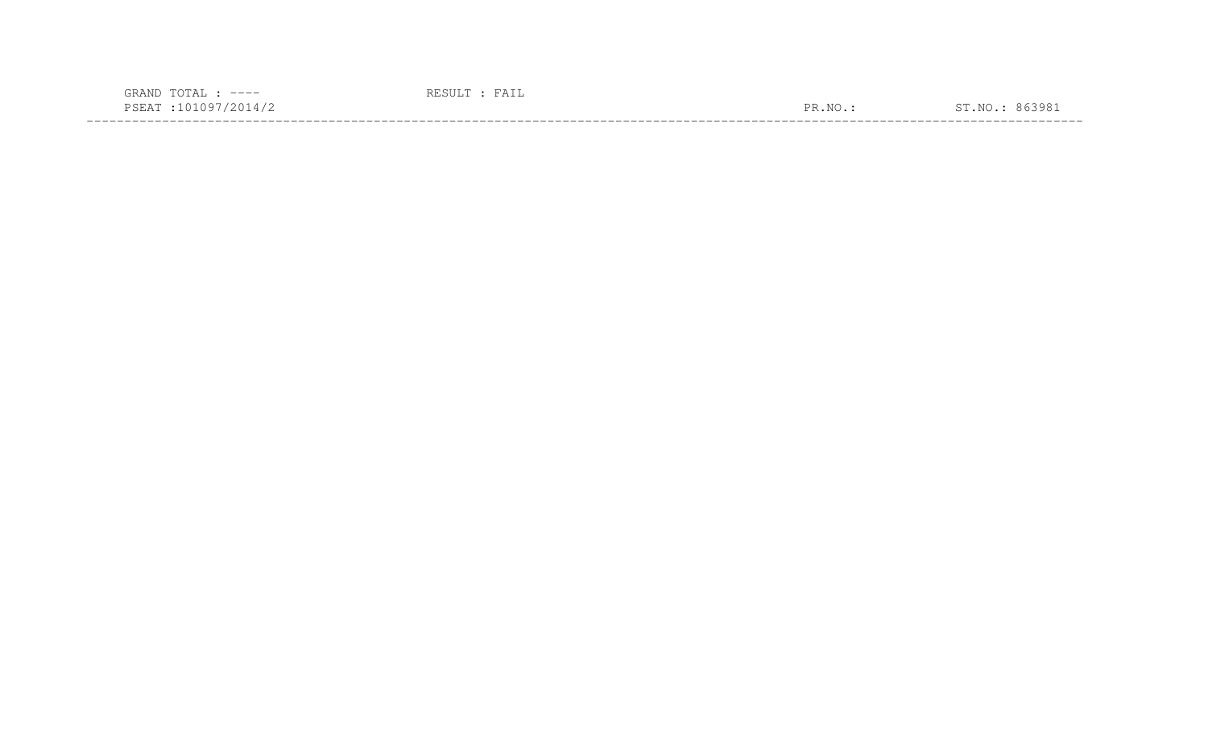GRAND TOTAL : ----                RESULT : FAIL
PSEAT :101097/2014/2                                                    PR.NO.:            ST.NO.: 863981

---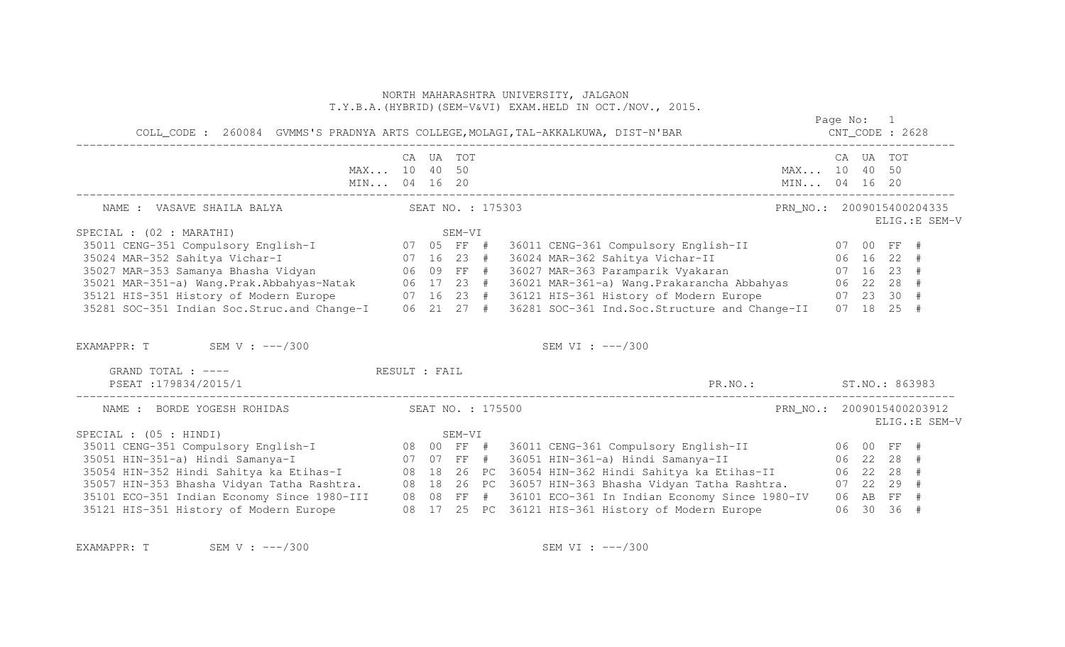NORTH MAHARASHTRA UNIVERSITY, JALGAON
T.Y.B.A.(HYBRID)(SEM-V&VI) EXAM.HELD IN OCT./NOV., 2015.

COLL_CODE : 260084 GVMMS'S PRADNYA ARTS COLLEGE,MOLAGI,TAL-AKKALKUWA, DIST-N'BAR — CNT_CODE : 2628

| | CA | UA | TOT | | CA | UA | TOT |
|---|---|---|---|---|---|---|---|
| MAX... | 10 | 40 | 50 | MAX... | 10 | 40 | 50 |
| MIN... | 04 | 16 | 20 | MIN... | 04 | 16 | 20 |

NAME : VASAVE SHAILA BALYA — SEAT NO. : 175303 — PRN_NO.: 2009015400204335 — ELIG.:E SEM-V

SPECIAL : (02 : MARATHI) — SEM-VI

| SEM-V Subject | CA | UA | TOT | | SEM-VI Subject | CA | UA | TOT | |
|---|---|---|---|---|---|---|---|---|---|
| 35011 CENG-351 Compulsory English-I | 07 | 05 | FF | # | 36011 CENG-361 Compulsory English-II | 07 | 00 | FF | # |
| 35024 MAR-352 Sahitya Vichar-I | 07 | 16 | 23 | # | 36024 MAR-362 Sahitya Vichar-II | 06 | 16 | 22 | # |
| 35027 MAR-353 Samanya Bhasha Vidyan | 06 | 09 | FF | # | 36027 MAR-363 Paramparik Vyakaran | 07 | 16 | 23 | # |
| 35021 MAR-351-a) Wang.Prak.Abbahyas-Natak | 06 | 17 | 23 | # | 36021 MAR-361-a) Wang.Prakarancha Abbahyas | 06 | 22 | 28 | # |
| 35121 HIS-351 History of Modern Europe | 07 | 16 | 23 | # | 36121 HIS-361 History of Modern Europe | 07 | 23 | 30 | # |
| 35281 SOC-351 Indian Soc.Struc.and Change-I | 06 | 21 | 27 | # | 36281 SOC-361 Ind.Soc.Structure and Change-II | 07 | 18 | 25 | # |

EXAMAPPR: T SEM V : ---/300 SEM VI : ---/300

GRAND TOTAL : ---- RESULT : FAIL

PSEAT :179834/2015/1 PR.NO.: ST.NO.: 863983

---

NAME : BORDE YOGESH ROHIDAS — SEAT NO. : 175500 — PRN_NO.: 2009015400203912 — ELIG.:E SEM-V

SPECIAL : (05 : HINDI) — SEM-VI

| SEM-V Subject | CA | UA | TOT | | SEM-VI Subject | CA | UA | TOT | |
|---|---|---|---|---|---|---|---|---|---|
| 35011 CENG-351 Compulsory English-I | 08 | 00 | FF | # | 36011 CENG-361 Compulsory English-II | 06 | 00 | FF | # |
| 35051 HIN-351-a) Hindi Samanya-I | 07 | 07 | FF | # | 36051 HIN-361-a) Hindi Samanya-II | 06 | 22 | 28 | # |
| 35054 HIN-352 Hindi Sahitya ka Etihas-I | 08 | 18 | 26 | PC | 36054 HIN-362 Hindi Sahitya ka Etihas-II | 06 | 22 | 28 | # |
| 35057 HIN-353 Bhasha Vidyan Tatha Rashtra. | 08 | 18 | 26 | PC | 36057 HIN-363 Bhasha Vidyan Tatha Rashtra. | 07 | 22 | 29 | # |
| 35101 ECO-351 Indian Economy Since 1980-III | 08 | 08 | FF | # | 36101 ECO-361 In Indian Economy Since 1980-IV | 06 | AB | FF | # |
| 35121 HIS-351 History of Modern Europe | 08 | 17 | 25 | PC | 36121 HIS-361 History of Modern Europe | 06 | 30 | 36 | # |

EXAMAPPR: T SEM V : ---/300 SEM VI : ---/300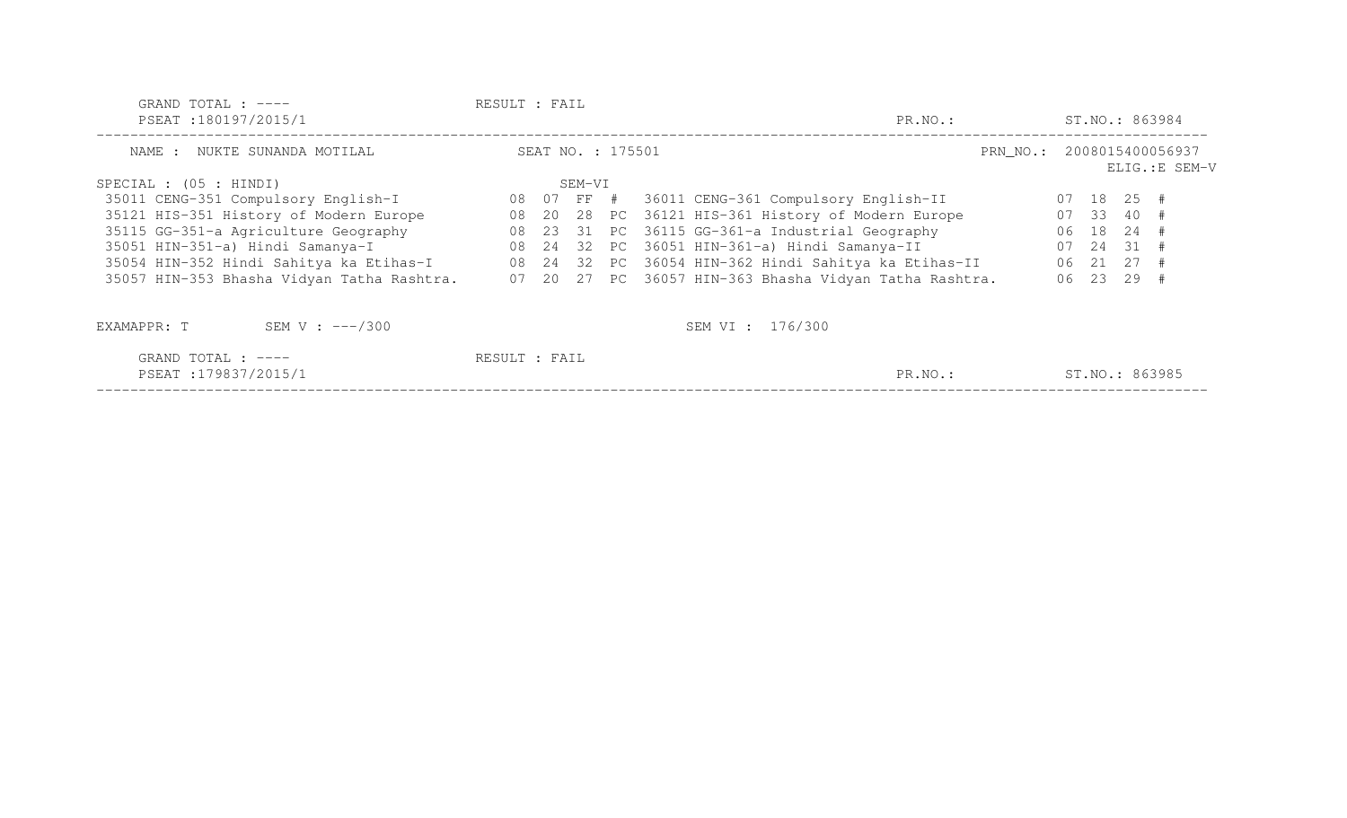GRAND TOTAL : ---- RESULT : FAIL
PSEAT :180197/2015/1 PR.NO.: ST.NO.: 863984

---

NAME : NUKTE SUNANDA MOTILAL SEAT NO. : 175501 PRN_NO.: 2008015400056937
ELIG.:E SEM-V

SPECIAL : (05 : HINDI) SEM-VI

| Course |  |  |  |  | Course |  |  |  |  |
|---|---|---|---|---|---|---|---|---|---|
| 35011 CENG-351 Compulsory English-I | 08 | 07 | FF | # | 36011 CENG-361 Compulsory English-II | 07 | 18 | 25 | # |
| 35121 HIS-351 History of Modern Europe | 08 | 20 | 28 | PC | 36121 HIS-361 History of Modern Europe | 07 | 33 | 40 | # |
| 35115 GG-351-a Agriculture Geography | 08 | 23 | 31 | PC | 36115 GG-361-a Industrial Geography | 06 | 18 | 24 | # |
| 35051 HIN-351-a) Hindi Samanya-I | 08 | 24 | 32 | PC | 36051 HIN-361-a) Hindi Samanya-II | 07 | 24 | 31 | # |
| 35054 HIN-352 Hindi Sahitya ka Etihas-I | 08 | 24 | 32 | PC | 36054 HIN-362 Hindi Sahitya ka Etihas-II | 06 | 21 | 27 | # |
| 35057 HIN-353 Bhasha Vidyan Tatha Rashtra. | 07 | 20 | 27 | PC | 36057 HIN-363 Bhasha Vidyan Tatha Rashtra. | 06 | 23 | 29 | # |

EXAMAPPR: T SEM V : ---/300 SEM VI : 176/300

GRAND TOTAL : ---- RESULT : FAIL
PSEAT :179837/2015/1 PR.NO.: ST.NO.: 863985

---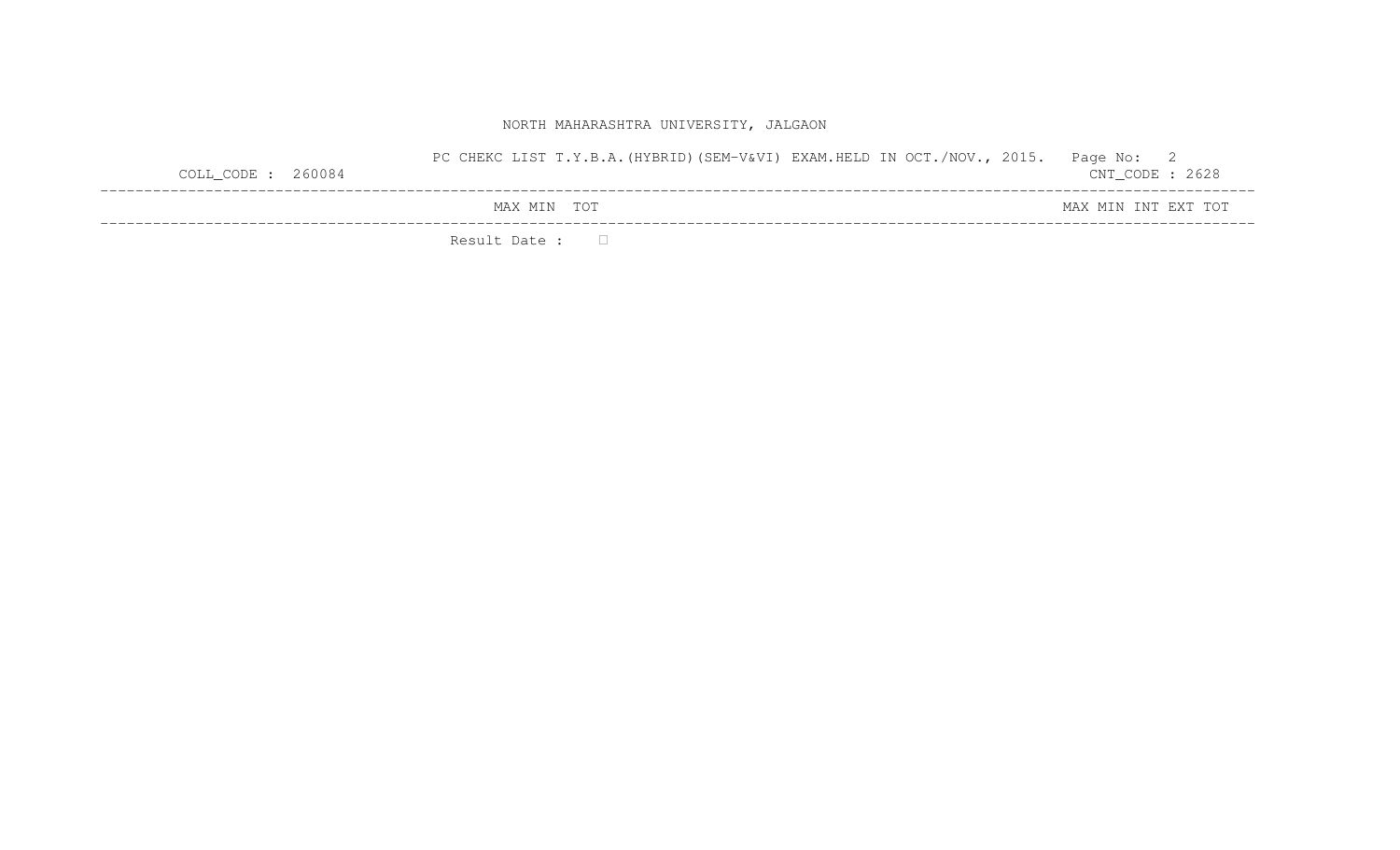NORTH MAHARASHTRA UNIVERSITY, JALGAON

PC CHEKC LIST T.Y.B.A.(HYBRID)(SEM-V&VI) EXAM.HELD IN OCT./NOV., 2015.

COLL_CODE : 260084

CNT_CODE : 2628

| MAX | MIN | TOT | MAX | MIN | INT | EXT | TOT |
|---|---|---|---|---|---|---|---|

Result Date :